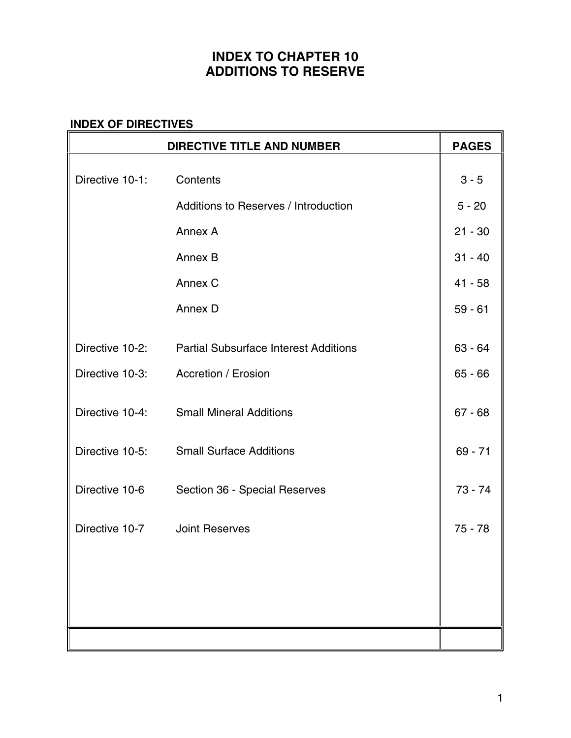# INDEX TO CHAPTER 10
# ADDITIONS TO RESERVE

**INDEX OF DIRECTIVES**

| DIRECTIVE TITLE AND NUMBER | | PAGES |
|---|---|---|
| Directive 10-1: | Contents | 3 - 5 |
| | Additions to Reserves / Introduction | 5 - 20 |
| | Annex A | 21 - 30 |
| | Annex B | 31 - 40 |
| | Annex C | 41 - 58 |
| | Annex D | 59 - 61 |
| Directive 10-2: | Partial Subsurface Interest Additions | 63 - 64 |
| Directive 10-3: | Accretion / Erosion | 65 - 66 |
| Directive 10-4: | Small Mineral Additions | 67 - 68 |
| Directive 10-5: | Small Surface Additions | 69 - 71 |
| Directive 10-6 | Section 36 - Special Reserves | 73 - 74 |
| Directive 10-7 | Joint Reserves | 75 - 78 |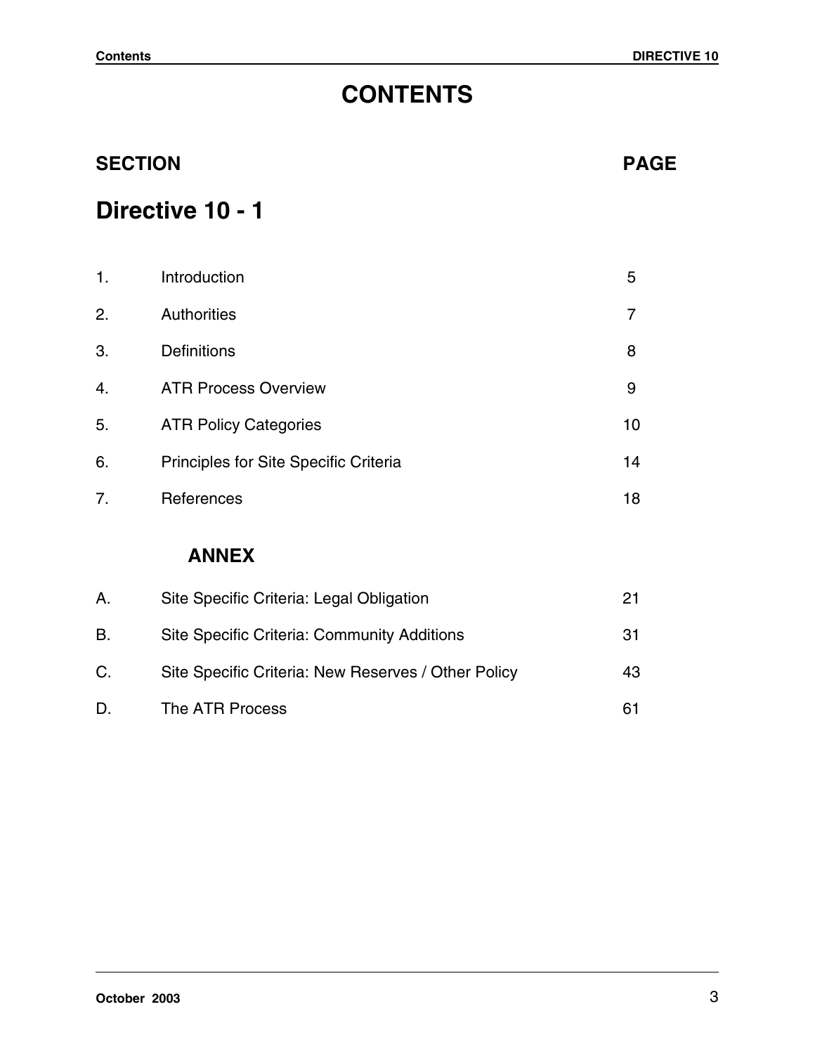# CONTENTS

| SECTION | | PAGE |
|---|---|---|

## Directive 10 - 1

| | | |
|---|---|---|
| 1. | Introduction | 5 |
| 2. | Authorities | 7 |
| 3. | Definitions | 8 |
| 4. | ATR Process Overview | 9 |
| 5. | ATR Policy Categories | 10 |
| 6. | Principles for Site Specific Criteria | 14 |
| 7. | References | 18 |

### ANNEX

| | | |
|---|---|---|
| A. | Site Specific Criteria: Legal Obligation | 21 |
| B. | Site Specific Criteria: Community Additions | 31 |
| C. | Site Specific Criteria: New Reserves / Other Policy | 43 |
| D. | The ATR Process | 61 |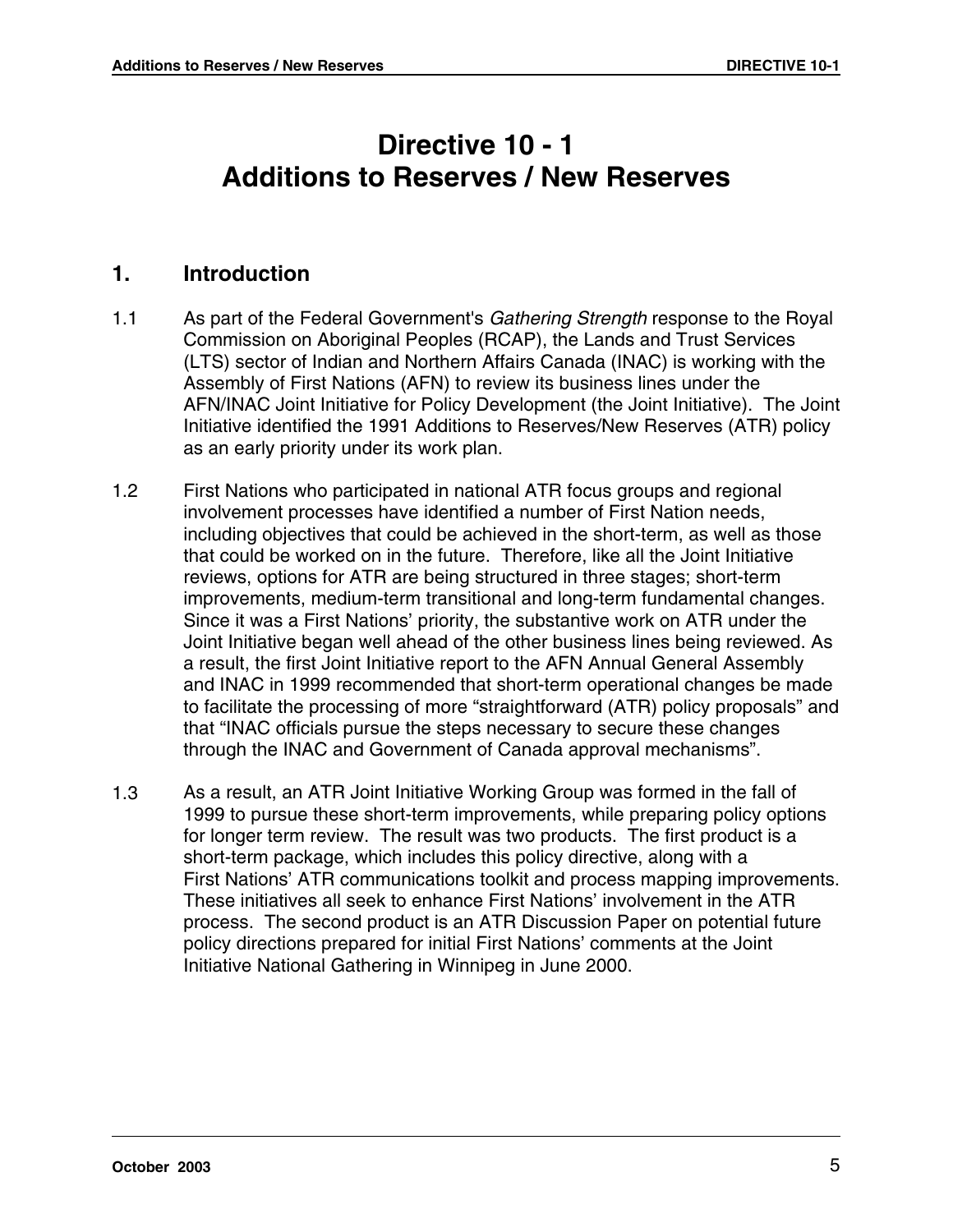# Directive 10 - 1
# Additions to Reserves / New Reserves

## 1. Introduction

1.1 As part of the Federal Government's *Gathering Strength* response to the Royal Commission on Aboriginal Peoples (RCAP), the Lands and Trust Services (LTS) sector of Indian and Northern Affairs Canada (INAC) is working with the Assembly of First Nations (AFN) to review its business lines under the AFN/INAC Joint Initiative for Policy Development (the Joint Initiative). The Joint Initiative identified the 1991 Additions to Reserves/New Reserves (ATR) policy as an early priority under its work plan.

1.2 First Nations who participated in national ATR focus groups and regional involvement processes have identified a number of First Nation needs, including objectives that could be achieved in the short-term, as well as those that could be worked on in the future. Therefore, like all the Joint Initiative reviews, options for ATR are being structured in three stages; short-term improvements, medium-term transitional and long-term fundamental changes. Since it was a First Nations' priority, the substantive work on ATR under the Joint Initiative began well ahead of the other business lines being reviewed. As a result, the first Joint Initiative report to the AFN Annual General Assembly and INAC in 1999 recommended that short-term operational changes be made to facilitate the processing of more "straightforward (ATR) policy proposals" and that "INAC officials pursue the steps necessary to secure these changes through the INAC and Government of Canada approval mechanisms".

1.3 As a result, an ATR Joint Initiative Working Group was formed in the fall of 1999 to pursue these short-term improvements, while preparing policy options for longer term review. The result was two products. The first product is a short-term package, which includes this policy directive, along with a First Nations' ATR communications toolkit and process mapping improvements. These initiatives all seek to enhance First Nations' involvement in the ATR process. The second product is an ATR Discussion Paper on potential future policy directions prepared for initial First Nations' comments at the Joint Initiative National Gathering in Winnipeg in June 2000.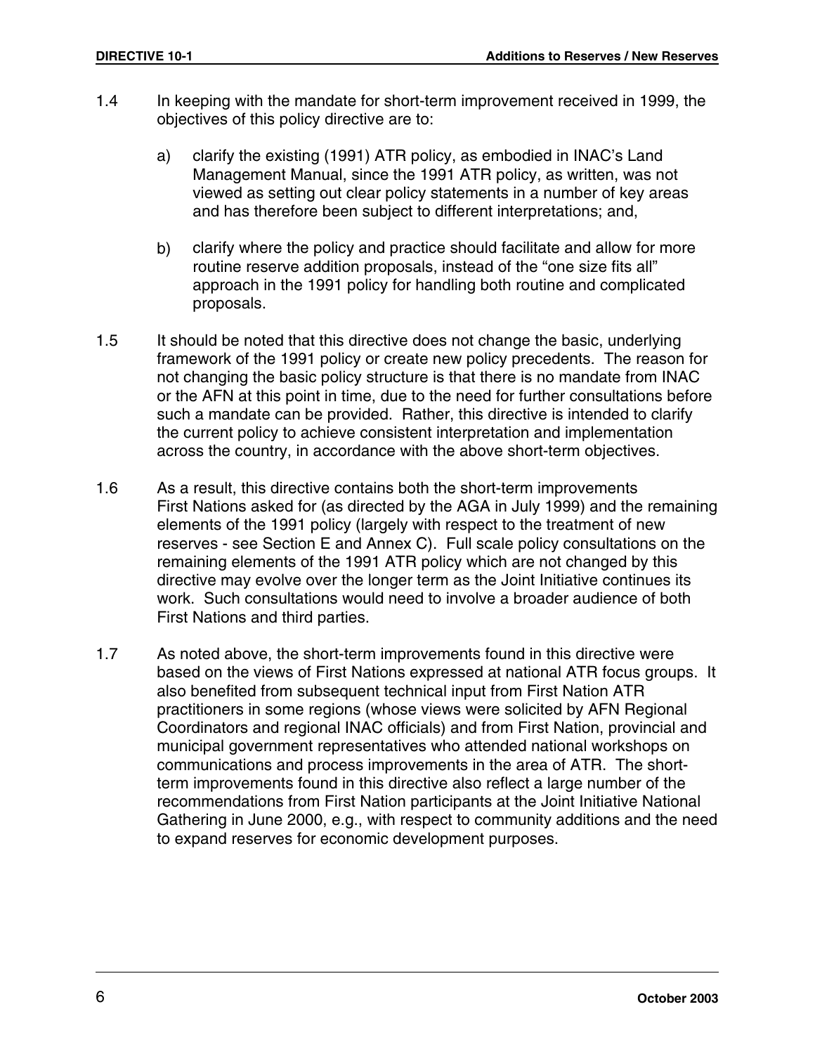1.4 In keeping with the mandate for short-term improvement received in 1999, the objectives of this policy directive are to:

   a) clarify the existing (1991) ATR policy, as embodied in INAC's Land Management Manual, since the 1991 ATR policy, as written, was not viewed as setting out clear policy statements in a number of key areas and has therefore been subject to different interpretations; and,

   b) clarify where the policy and practice should facilitate and allow for more routine reserve addition proposals, instead of the "one size fits all" approach in the 1991 policy for handling both routine and complicated proposals.

1.5 It should be noted that this directive does not change the basic, underlying framework of the 1991 policy or create new policy precedents. The reason for not changing the basic policy structure is that there is no mandate from INAC or the AFN at this point in time, due to the need for further consultations before such a mandate can be provided. Rather, this directive is intended to clarify the current policy to achieve consistent interpretation and implementation across the country, in accordance with the above short-term objectives.

1.6 As a result, this directive contains both the short-term improvements First Nations asked for (as directed by the AGA in July 1999) and the remaining elements of the 1991 policy (largely with respect to the treatment of new reserves - see Section E and Annex C). Full scale policy consultations on the remaining elements of the 1991 ATR policy which are not changed by this directive may evolve over the longer term as the Joint Initiative continues its work. Such consultations would need to involve a broader audience of both First Nations and third parties.

1.7 As noted above, the short-term improvements found in this directive were based on the views of First Nations expressed at national ATR focus groups. It also benefited from subsequent technical input from First Nation ATR practitioners in some regions (whose views were solicited by AFN Regional Coordinators and regional INAC officials) and from First Nation, provincial and municipal government representatives who attended national workshops on communications and process improvements in the area of ATR. The short-term improvements found in this directive also reflect a large number of the recommendations from First Nation participants at the Joint Initiative National Gathering in June 2000, e.g., with respect to community additions and the need to expand reserves for economic development purposes.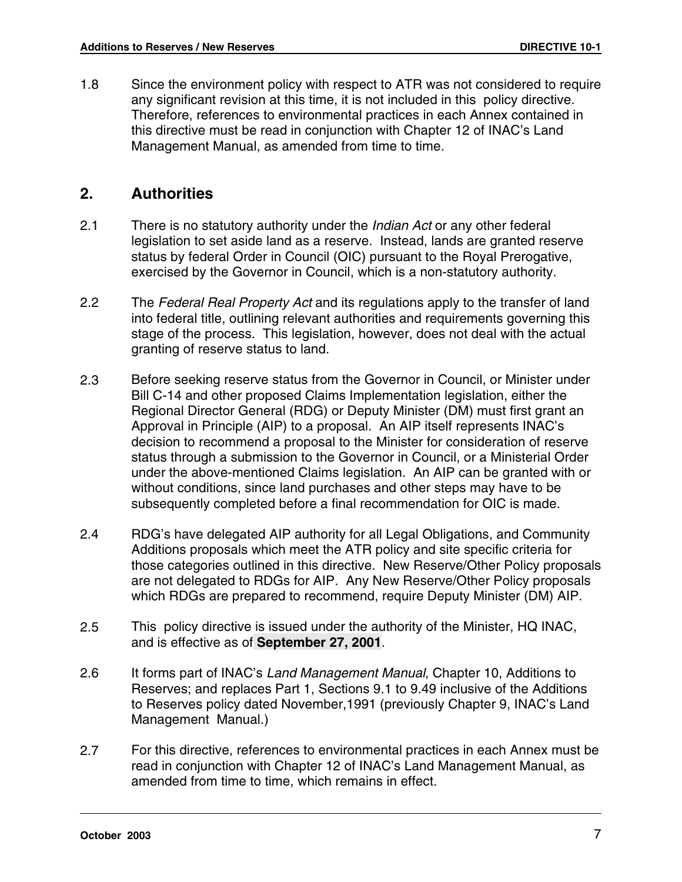1.8 Since the environment policy with respect to ATR was not considered to require any significant revision at this time, it is not included in this policy directive. Therefore, references to environmental practices in each Annex contained in this directive must be read in conjunction with Chapter 12 of INAC's Land Management Manual, as amended from time to time.

## 2. Authorities

2.1 There is no statutory authority under the *Indian Act* or any other federal legislation to set aside land as a reserve. Instead, lands are granted reserve status by federal Order in Council (OIC) pursuant to the Royal Prerogative, exercised by the Governor in Council, which is a non-statutory authority.

2.2 The *Federal Real Property Act* and its regulations apply to the transfer of land into federal title, outlining relevant authorities and requirements governing this stage of the process. This legislation, however, does not deal with the actual granting of reserve status to land.

2.3 Before seeking reserve status from the Governor in Council, or Minister under Bill C-14 and other proposed Claims Implementation legislation, either the Regional Director General (RDG) or Deputy Minister (DM) must first grant an Approval in Principle (AIP) to a proposal. An AIP itself represents INAC's decision to recommend a proposal to the Minister for consideration of reserve status through a submission to the Governor in Council, or a Ministerial Order under the above-mentioned Claims legislation. An AIP can be granted with or without conditions, since land purchases and other steps may have to be subsequently completed before a final recommendation for OIC is made.

2.4 RDG's have delegated AIP authority for all Legal Obligations, and Community Additions proposals which meet the ATR policy and site specific criteria for those categories outlined in this directive. New Reserve/Other Policy proposals are not delegated to RDGs for AIP. Any New Reserve/Other Policy proposals which RDGs are prepared to recommend, require Deputy Minister (DM) AIP.

2.5 This policy directive is issued under the authority of the Minister, HQ INAC, and is effective as of **September 27, 2001**.

2.6 It forms part of INAC's *Land Management Manual*, Chapter 10, Additions to Reserves; and replaces Part 1, Sections 9.1 to 9.49 inclusive of the Additions to Reserves policy dated November,1991 (previously Chapter 9, INAC's Land Management Manual.)

2.7 For this directive, references to environmental practices in each Annex must be read in conjunction with Chapter 12 of INAC's Land Management Manual, as amended from time to time, which remains in effect.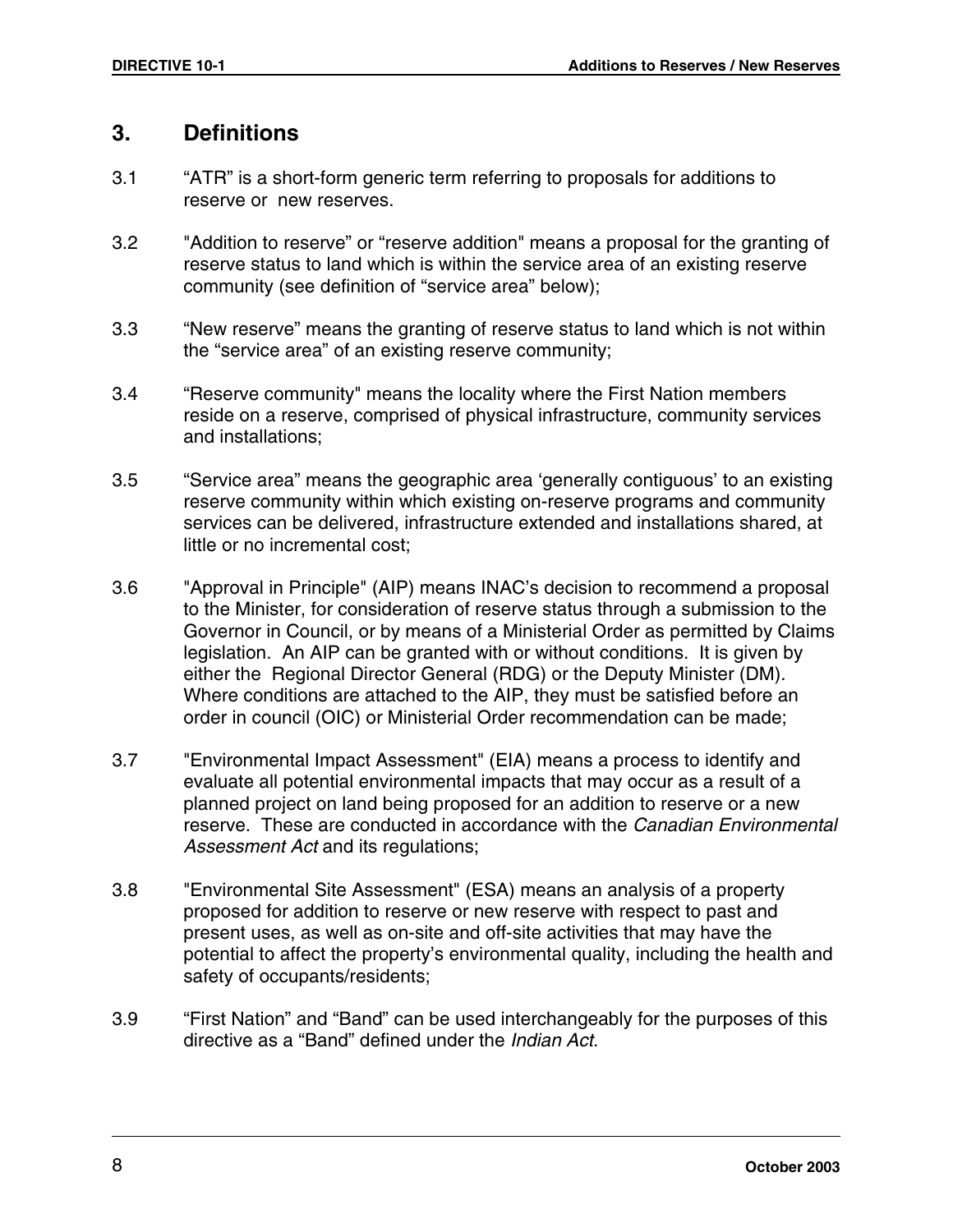## 3. Definitions

3.1 "ATR" is a short-form generic term referring to proposals for additions to reserve or new reserves.

3.2 "Addition to reserve" or "reserve addition" means a proposal for the granting of reserve status to land which is within the service area of an existing reserve community (see definition of "service area" below);

3.3 "New reserve" means the granting of reserve status to land which is not within the "service area" of an existing reserve community;

3.4 "Reserve community" means the locality where the First Nation members reside on a reserve, comprised of physical infrastructure, community services and installations;

3.5 "Service area" means the geographic area 'generally contiguous' to an existing reserve community within which existing on-reserve programs and community services can be delivered, infrastructure extended and installations shared, at little or no incremental cost;

3.6 "Approval in Principle" (AIP) means INAC's decision to recommend a proposal to the Minister, for consideration of reserve status through a submission to the Governor in Council, or by means of a Ministerial Order as permitted by Claims legislation. An AIP can be granted with or without conditions. It is given by either the Regional Director General (RDG) or the Deputy Minister (DM). Where conditions are attached to the AIP, they must be satisfied before an order in council (OIC) or Ministerial Order recommendation can be made;

3.7 "Environmental Impact Assessment" (EIA) means a process to identify and evaluate all potential environmental impacts that may occur as a result of a planned project on land being proposed for an addition to reserve or a new reserve. These are conducted in accordance with the *Canadian Environmental Assessment Act* and its regulations;

3.8 "Environmental Site Assessment" (ESA) means an analysis of a property proposed for addition to reserve or new reserve with respect to past and present uses, as well as on-site and off-site activities that may have the potential to affect the property's environmental quality, including the health and safety of occupants/residents;

3.9 "First Nation" and "Band" can be used interchangeably for the purposes of this directive as a "Band" defined under the *Indian Act*.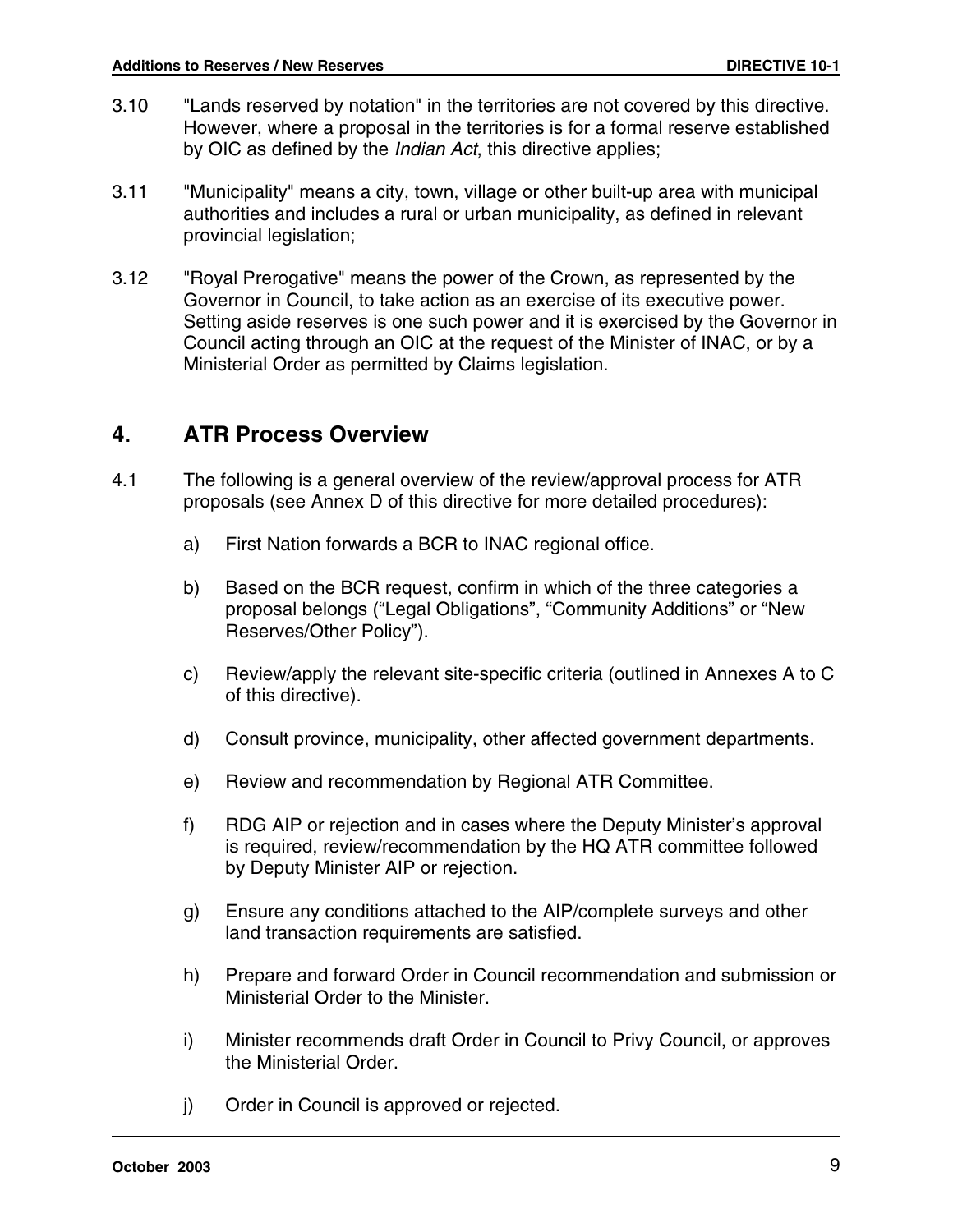3.10 "Lands reserved by notation" in the territories are not covered by this directive. However, where a proposal in the territories is for a formal reserve established by OIC as defined by the *Indian Act*, this directive applies;

3.11 "Municipality" means a city, town, village or other built-up area with municipal authorities and includes a rural or urban municipality, as defined in relevant provincial legislation;

3.12 "Royal Prerogative" means the power of the Crown, as represented by the Governor in Council, to take action as an exercise of its executive power. Setting aside reserves is one such power and it is exercised by the Governor in Council acting through an OIC at the request of the Minister of INAC, or by a Ministerial Order as permitted by Claims legislation.

## 4. ATR Process Overview

4.1 The following is a general overview of the review/approval process for ATR proposals (see Annex D of this directive for more detailed procedures):

a) First Nation forwards a BCR to INAC regional office.

b) Based on the BCR request, confirm in which of the three categories a proposal belongs ("Legal Obligations", "Community Additions" or "New Reserves/Other Policy").

c) Review/apply the relevant site-specific criteria (outlined in Annexes A to C of this directive).

d) Consult province, municipality, other affected government departments.

e) Review and recommendation by Regional ATR Committee.

f) RDG AIP or rejection and in cases where the Deputy Minister's approval is required, review/recommendation by the HQ ATR committee followed by Deputy Minister AIP or rejection.

g) Ensure any conditions attached to the AIP/complete surveys and other land transaction requirements are satisfied.

h) Prepare and forward Order in Council recommendation and submission or Ministerial Order to the Minister.

i) Minister recommends draft Order in Council to Privy Council, or approves the Ministerial Order.

j) Order in Council is approved or rejected.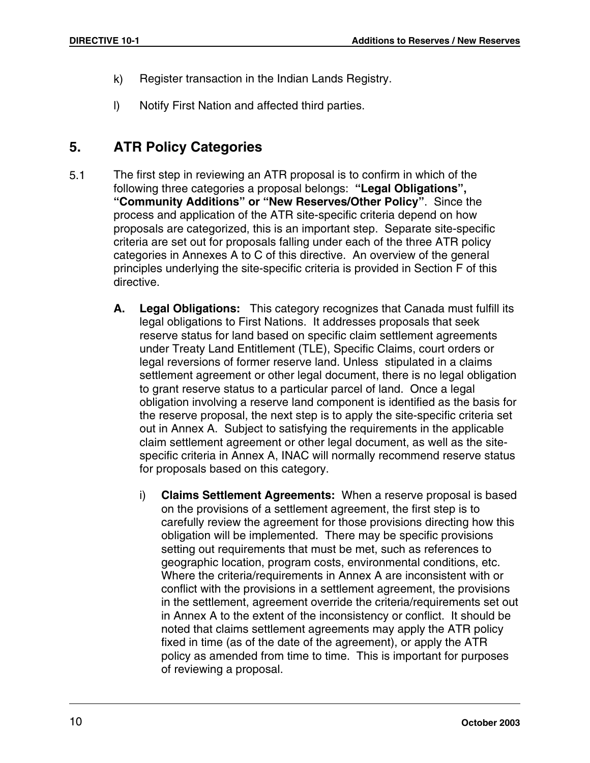k) Register transaction in the Indian Lands Registry.

l) Notify First Nation and affected third parties.

## 5. ATR Policy Categories

5.1 The first step in reviewing an ATR proposal is to confirm in which of the following three categories a proposal belongs: **"Legal Obligations", "Community Additions" or "New Reserves/Other Policy"**. Since the process and application of the ATR site-specific criteria depend on how proposals are categorized, this is an important step. Separate site-specific criteria are set out for proposals falling under each of the three ATR policy categories in Annexes A to C of this directive. An overview of the general principles underlying the site-specific criteria is provided in Section F of this directive.

**A. Legal Obligations:** This category recognizes that Canada must fulfill its legal obligations to First Nations. It addresses proposals that seek reserve status for land based on specific claim settlement agreements under Treaty Land Entitlement (TLE), Specific Claims, court orders or legal reversions of former reserve land. Unless stipulated in a claims settlement agreement or other legal document, there is no legal obligation to grant reserve status to a particular parcel of land. Once a legal obligation involving a reserve land component is identified as the basis for the reserve proposal, the next step is to apply the site-specific criteria set out in Annex A. Subject to satisfying the requirements in the applicable claim settlement agreement or other legal document, as well as the site-specific criteria in Annex A, INAC will normally recommend reserve status for proposals based on this category.

i) **Claims Settlement Agreements:** When a reserve proposal is based on the provisions of a settlement agreement, the first step is to carefully review the agreement for those provisions directing how this obligation will be implemented. There may be specific provisions setting out requirements that must be met, such as references to geographic location, program costs, environmental conditions, etc. Where the criteria/requirements in Annex A are inconsistent with or conflict with the provisions in a settlement agreement, the provisions in the settlement, agreement override the criteria/requirements set out in Annex A to the extent of the inconsistency or conflict. It should be noted that claims settlement agreements may apply the ATR policy fixed in time (as of the date of the agreement), or apply the ATR policy as amended from time to time. This is important for purposes of reviewing a proposal.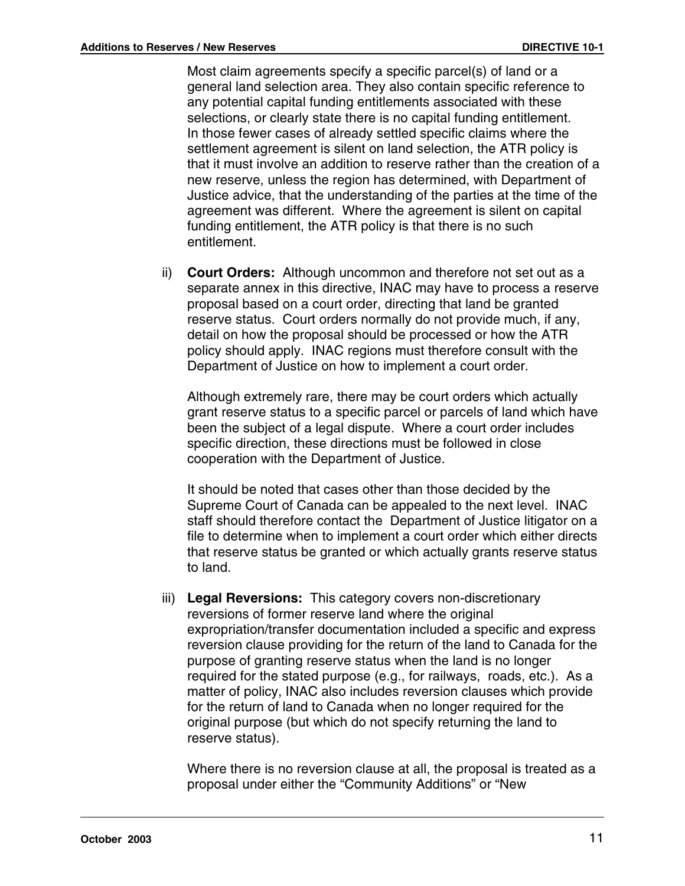Most claim agreements specify a specific parcel(s) of land or a general land selection area. They also contain specific reference to any potential capital funding entitlements associated with these selections, or clearly state there is no capital funding entitlement. In those fewer cases of already settled specific claims where the settlement agreement is silent on land selection, the ATR policy is that it must involve an addition to reserve rather than the creation of a new reserve, unless the region has determined, with Department of Justice advice, that the understanding of the parties at the time of the agreement was different. Where the agreement is silent on capital funding entitlement, the ATR policy is that there is no such entitlement.

ii) **Court Orders:** Although uncommon and therefore not set out as a separate annex in this directive, INAC may have to process a reserve proposal based on a court order, directing that land be granted reserve status. Court orders normally do not provide much, if any, detail on how the proposal should be processed or how the ATR policy should apply. INAC regions must therefore consult with the Department of Justice on how to implement a court order.

Although extremely rare, there may be court orders which actually grant reserve status to a specific parcel or parcels of land which have been the subject of a legal dispute. Where a court order includes specific direction, these directions must be followed in close cooperation with the Department of Justice.

It should be noted that cases other than those decided by the Supreme Court of Canada can be appealed to the next level. INAC staff should therefore contact the Department of Justice litigator on a file to determine when to implement a court order which either directs that reserve status be granted or which actually grants reserve status to land.

iii) **Legal Reversions:** This category covers non-discretionary reversions of former reserve land where the original expropriation/transfer documentation included a specific and express reversion clause providing for the return of the land to Canada for the purpose of granting reserve status when the land is no longer required for the stated purpose (e.g., for railways, roads, etc.). As a matter of policy, INAC also includes reversion clauses which provide for the return of land to Canada when no longer required for the original purpose (but which do not specify returning the land to reserve status).

Where there is no reversion clause at all, the proposal is treated as a proposal under either the "Community Additions" or "New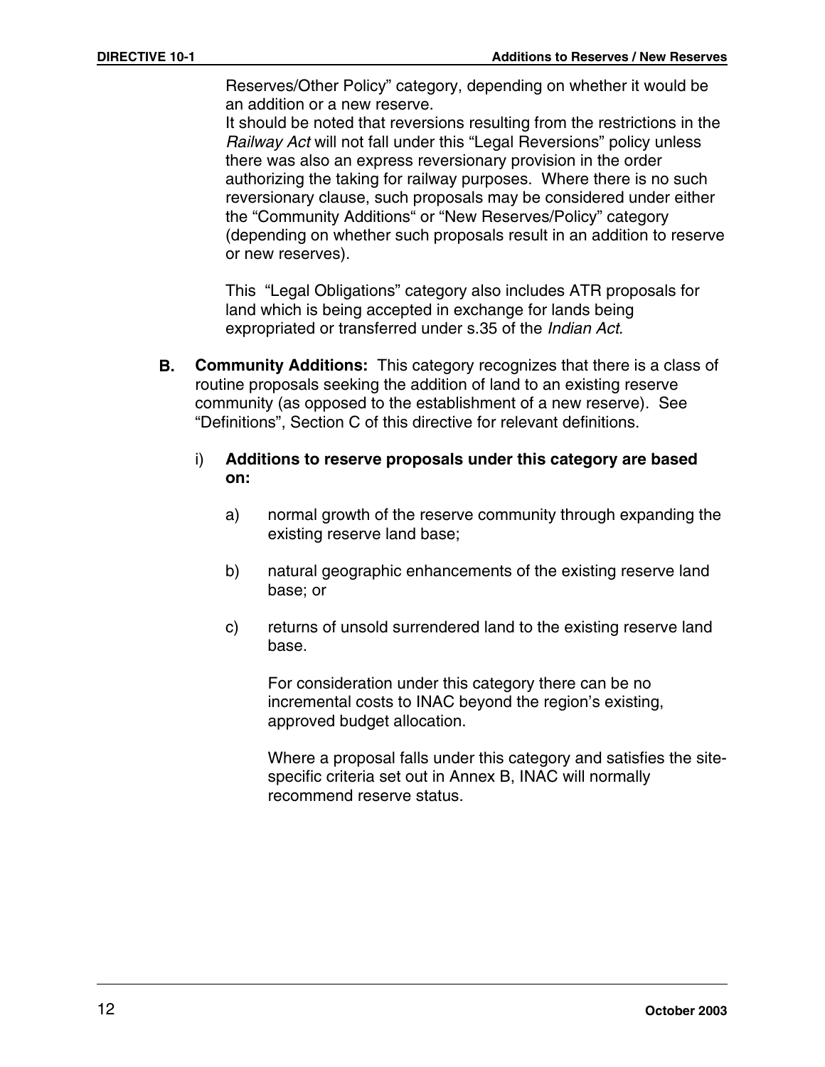Reserves/Other Policy” category, depending on whether it would be an addition or a new reserve.
It should be noted that reversions resulting from the restrictions in the *Railway Act* will not fall under this “Legal Reversions” policy unless there was also an express reversionary provision in the order authorizing the taking for railway purposes. Where there is no such reversionary clause, such proposals may be considered under either the “Community Additions“ or “New Reserves/Policy” category (depending on whether such proposals result in an addition to reserve or new reserves).

This “Legal Obligations” category also includes ATR proposals for land which is being accepted in exchange for lands being expropriated or transferred under s.35 of the *Indian Act*.

**B.** **Community Additions:** This category recognizes that there is a class of routine proposals seeking the addition of land to an existing reserve community (as opposed to the establishment of a new reserve). See “Definitions”, Section C of this directive for relevant definitions.

i) **Additions to reserve proposals under this category are based on:**

a) normal growth of the reserve community through expanding the existing reserve land base;

b) natural geographic enhancements of the existing reserve land base; or

c) returns of unsold surrendered land to the existing reserve land base.

For consideration under this category there can be no incremental costs to INAC beyond the region’s existing, approved budget allocation.

Where a proposal falls under this category and satisfies the site-specific criteria set out in Annex B, INAC will normally recommend reserve status.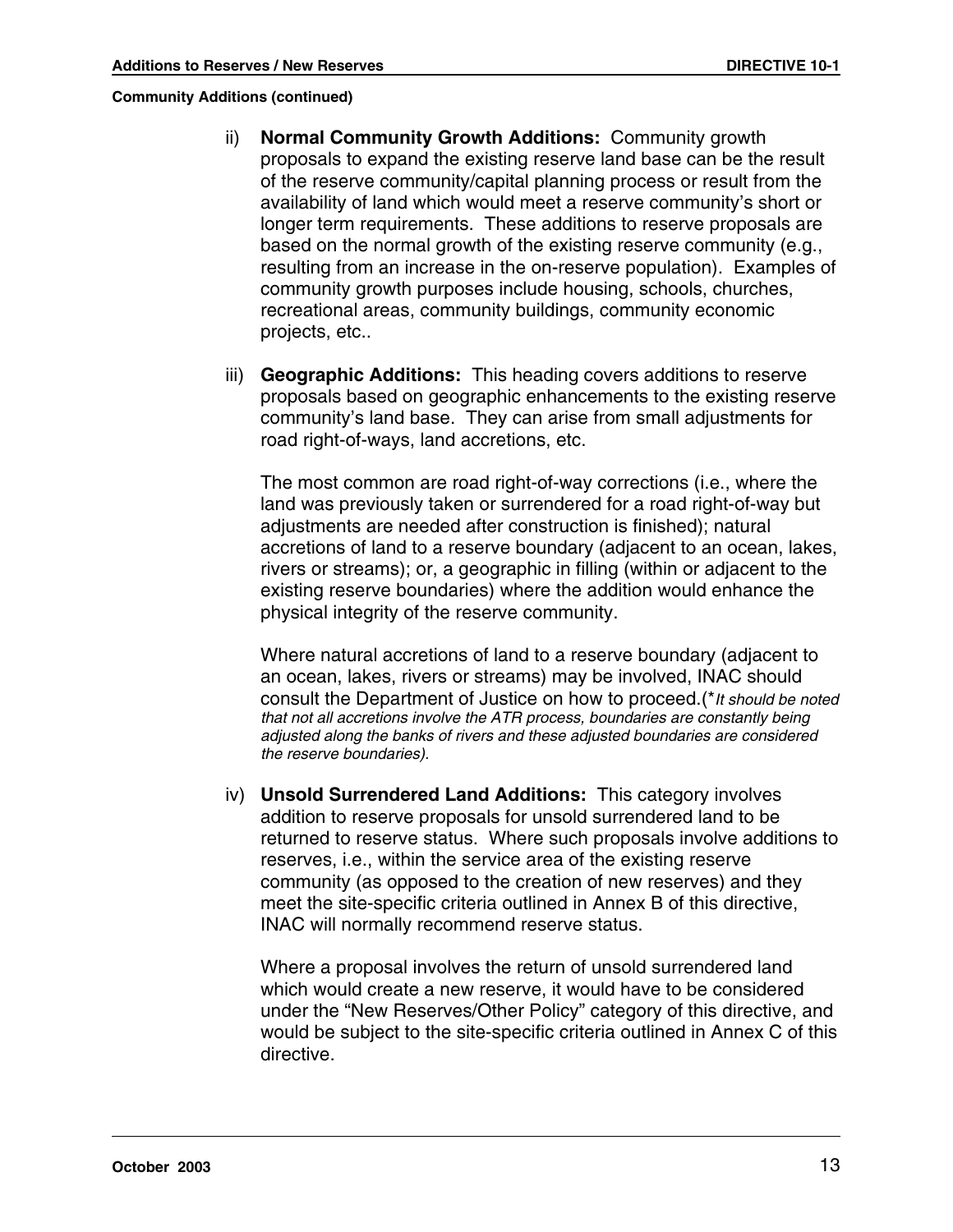**Community Additions (continued)**

ii) **Normal Community Growth Additions:** Community growth proposals to expand the existing reserve land base can be the result of the reserve community/capital planning process or result from the availability of land which would meet a reserve community's short or longer term requirements. These additions to reserve proposals are based on the normal growth of the existing reserve community (e.g., resulting from an increase in the on-reserve population). Examples of community growth purposes include housing, schools, churches, recreational areas, community buildings, community economic projects, etc..

iii) **Geographic Additions:** This heading covers additions to reserve proposals based on geographic enhancements to the existing reserve community's land base. They can arise from small adjustments for road right-of-ways, land accretions, etc.

The most common are road right-of-way corrections (i.e., where the land was previously taken or surrendered for a road right-of-way but adjustments are needed after construction is finished); natural accretions of land to a reserve boundary (adjacent to an ocean, lakes, rivers or streams); or, a geographic in filling (within or adjacent to the existing reserve boundaries) where the addition would enhance the physical integrity of the reserve community.

Where natural accretions of land to a reserve boundary (adjacent to an ocean, lakes, rivers or streams) may be involved, INAC should consult the Department of Justice on how to proceed.(**It should be noted that not all accretions involve the ATR process, boundaries are constantly being adjusted along the banks of rivers and these adjusted boundaries are considered the reserve boundaries).*

iv) **Unsold Surrendered Land Additions:** This category involves addition to reserve proposals for unsold surrendered land to be returned to reserve status. Where such proposals involve additions to reserves, i.e., within the service area of the existing reserve community (as opposed to the creation of new reserves) and they meet the site-specific criteria outlined in Annex B of this directive, INAC will normally recommend reserve status.

Where a proposal involves the return of unsold surrendered land which would create a new reserve, it would have to be considered under the "New Reserves/Other Policy" category of this directive, and would be subject to the site-specific criteria outlined in Annex C of this directive.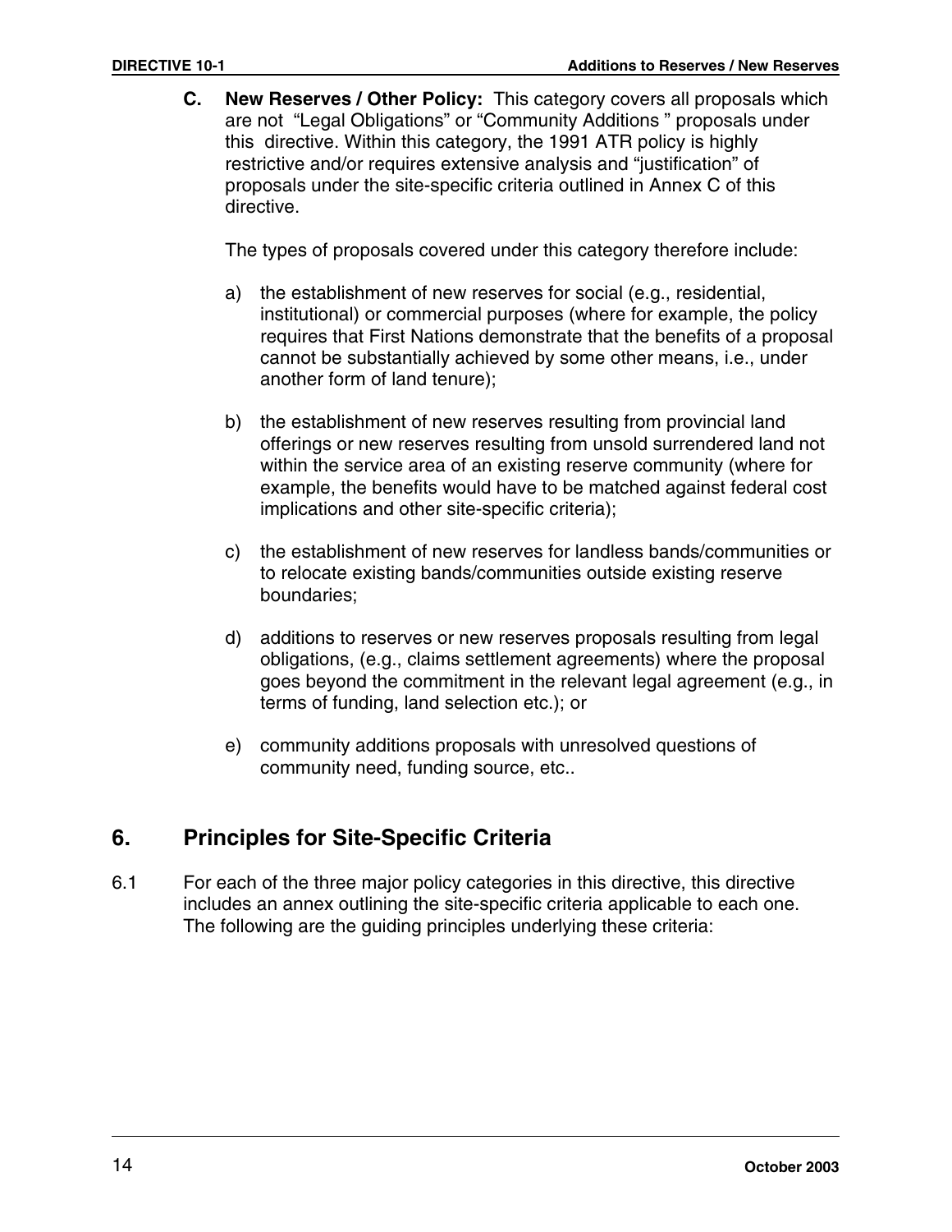**C. New Reserves / Other Policy:** This category covers all proposals which are not "Legal Obligations" or "Community Additions " proposals under this directive. Within this category, the 1991 ATR policy is highly restrictive and/or requires extensive analysis and "justification" of proposals under the site-specific criteria outlined in Annex C of this directive.

The types of proposals covered under this category therefore include:

a) the establishment of new reserves for social (e.g., residential, institutional) or commercial purposes (where for example, the policy requires that First Nations demonstrate that the benefits of a proposal cannot be substantially achieved by some other means, i.e., under another form of land tenure);

b) the establishment of new reserves resulting from provincial land offerings or new reserves resulting from unsold surrendered land not within the service area of an existing reserve community (where for example, the benefits would have to be matched against federal cost implications and other site-specific criteria);

c) the establishment of new reserves for landless bands/communities or to relocate existing bands/communities outside existing reserve boundaries;

d) additions to reserves or new reserves proposals resulting from legal obligations, (e.g., claims settlement agreements) where the proposal goes beyond the commitment in the relevant legal agreement (e.g., in terms of funding, land selection etc.); or

e) community additions proposals with unresolved questions of community need, funding source, etc..

## 6. Principles for Site-Specific Criteria

6.1 For each of the three major policy categories in this directive, this directive includes an annex outlining the site-specific criteria applicable to each one. The following are the guiding principles underlying these criteria: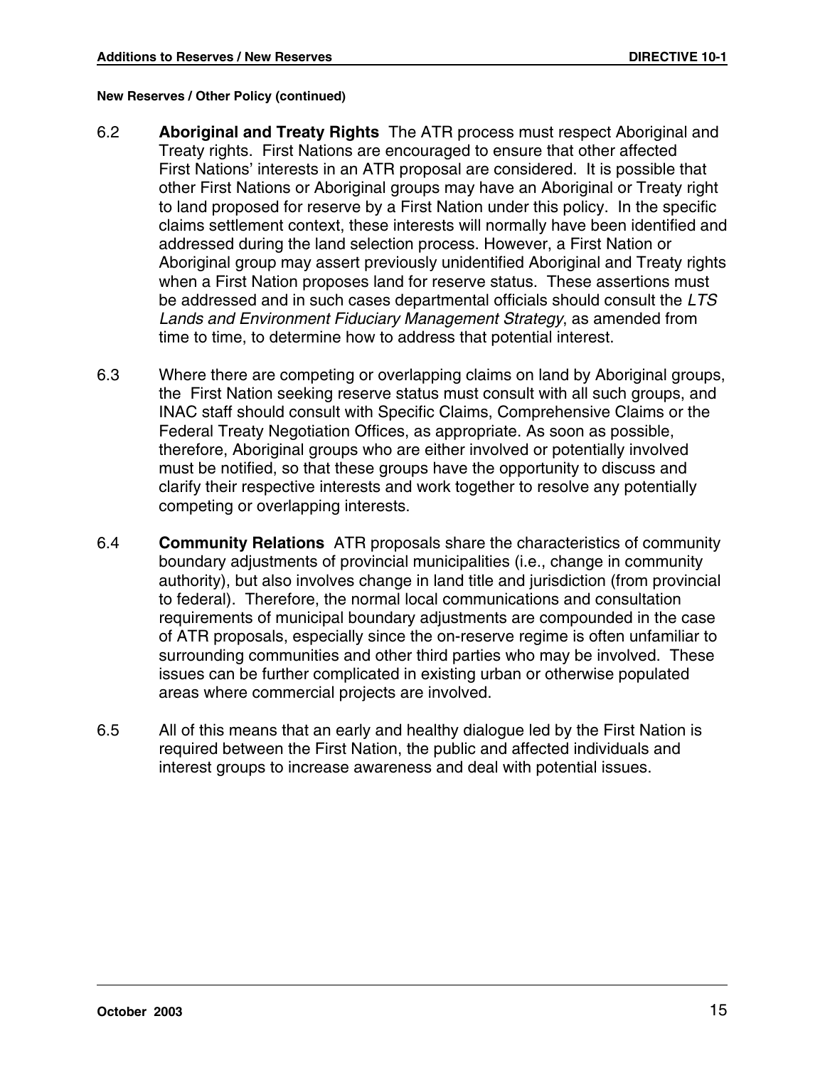**New Reserves / Other Policy (continued)**

6.2 **Aboriginal and Treaty Rights** The ATR process must respect Aboriginal and Treaty rights. First Nations are encouraged to ensure that other affected First Nations' interests in an ATR proposal are considered. It is possible that other First Nations or Aboriginal groups may have an Aboriginal or Treaty right to land proposed for reserve by a First Nation under this policy. In the specific claims settlement context, these interests will normally have been identified and addressed during the land selection process. However, a First Nation or Aboriginal group may assert previously unidentified Aboriginal and Treaty rights when a First Nation proposes land for reserve status. These assertions must be addressed and in such cases departmental officials should consult the *LTS Lands and Environment Fiduciary Management Strategy*, as amended from time to time, to determine how to address that potential interest.

6.3 Where there are competing or overlapping claims on land by Aboriginal groups, the First Nation seeking reserve status must consult with all such groups, and INAC staff should consult with Specific Claims, Comprehensive Claims or the Federal Treaty Negotiation Offices, as appropriate. As soon as possible, therefore, Aboriginal groups who are either involved or potentially involved must be notified, so that these groups have the opportunity to discuss and clarify their respective interests and work together to resolve any potentially competing or overlapping interests.

6.4 **Community Relations** ATR proposals share the characteristics of community boundary adjustments of provincial municipalities (i.e., change in community authority), but also involves change in land title and jurisdiction (from provincial to federal). Therefore, the normal local communications and consultation requirements of municipal boundary adjustments are compounded in the case of ATR proposals, especially since the on-reserve regime is often unfamiliar to surrounding communities and other third parties who may be involved. These issues can be further complicated in existing urban or otherwise populated areas where commercial projects are involved.

6.5 All of this means that an early and healthy dialogue led by the First Nation is required between the First Nation, the public and affected individuals and interest groups to increase awareness and deal with potential issues.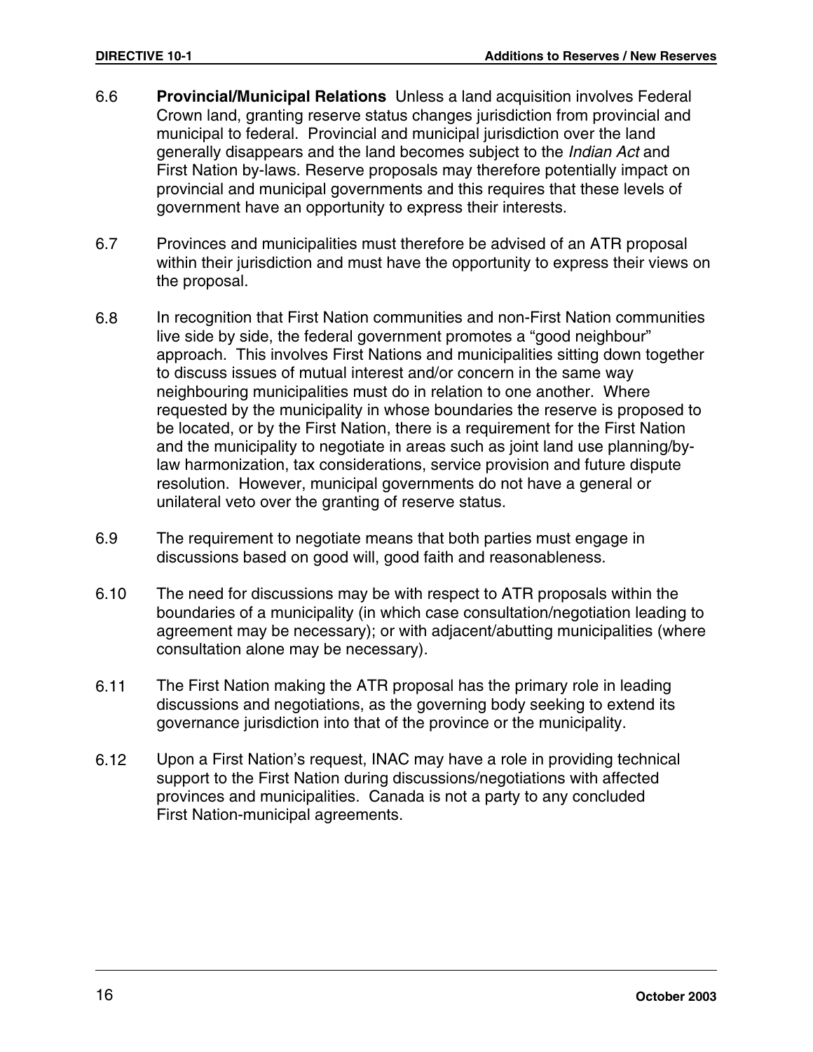6.6 **Provincial/Municipal Relations** Unless a land acquisition involves Federal Crown land, granting reserve status changes jurisdiction from provincial and municipal to federal. Provincial and municipal jurisdiction over the land generally disappears and the land becomes subject to the *Indian Act* and First Nation by-laws. Reserve proposals may therefore potentially impact on provincial and municipal governments and this requires that these levels of government have an opportunity to express their interests.

6.7 Provinces and municipalities must therefore be advised of an ATR proposal within their jurisdiction and must have the opportunity to express their views on the proposal.

6.8 In recognition that First Nation communities and non-First Nation communities live side by side, the federal government promotes a "good neighbour" approach. This involves First Nations and municipalities sitting down together to discuss issues of mutual interest and/or concern in the same way neighbouring municipalities must do in relation to one another. Where requested by the municipality in whose boundaries the reserve is proposed to be located, or by the First Nation, there is a requirement for the First Nation and the municipality to negotiate in areas such as joint land use planning/by-law harmonization, tax considerations, service provision and future dispute resolution. However, municipal governments do not have a general or unilateral veto over the granting of reserve status.

6.9 The requirement to negotiate means that both parties must engage in discussions based on good will, good faith and reasonableness.

6.10 The need for discussions may be with respect to ATR proposals within the boundaries of a municipality (in which case consultation/negotiation leading to agreement may be necessary); or with adjacent/abutting municipalities (where consultation alone may be necessary).

6.11 The First Nation making the ATR proposal has the primary role in leading discussions and negotiations, as the governing body seeking to extend its governance jurisdiction into that of the province or the municipality.

6.12 Upon a First Nation's request, INAC may have a role in providing technical support to the First Nation during discussions/negotiations with affected provinces and municipalities. Canada is not a party to any concluded First Nation-municipal agreements.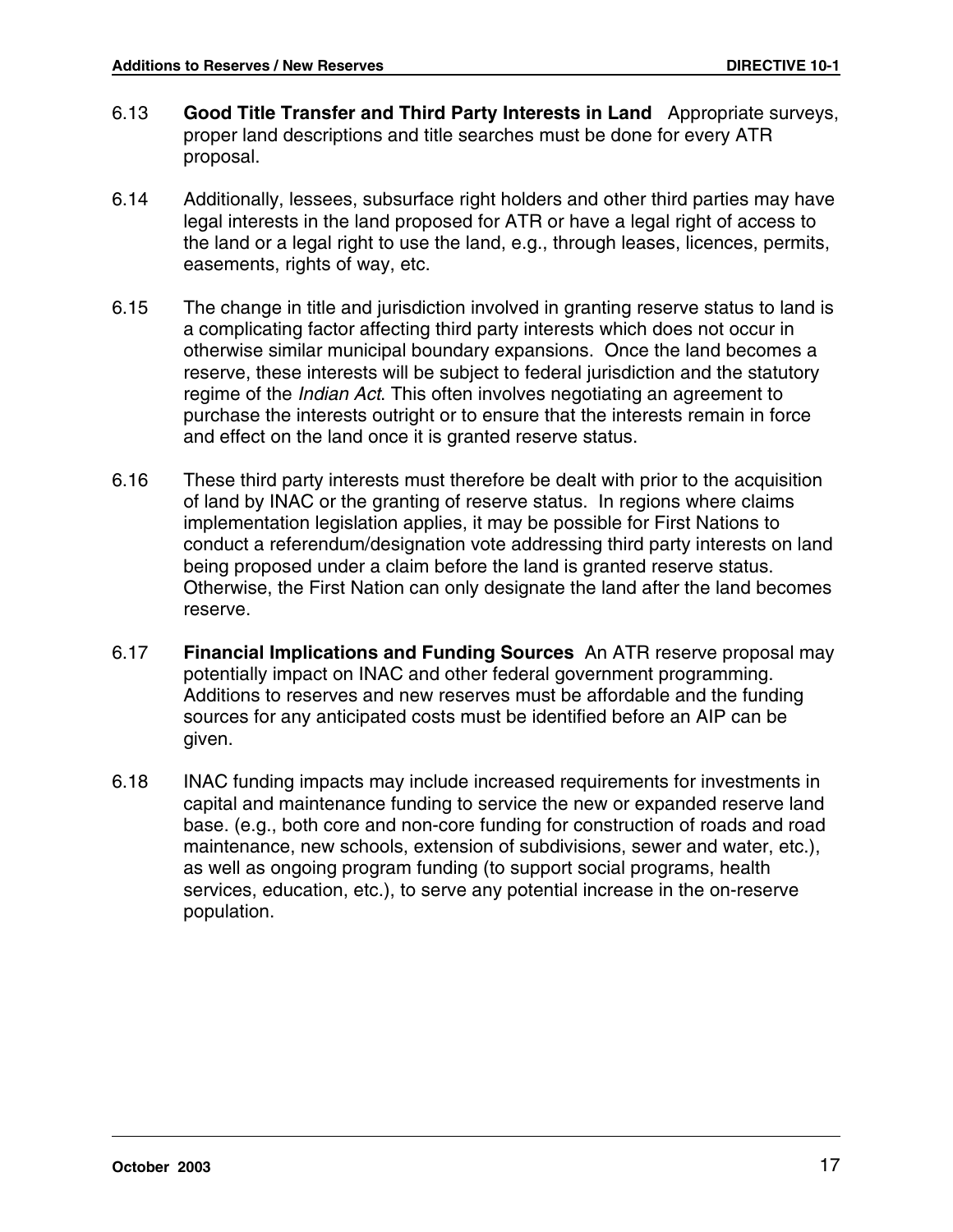6.13 **Good Title Transfer and Third Party Interests in Land** Appropriate surveys, proper land descriptions and title searches must be done for every ATR proposal.

6.14 Additionally, lessees, subsurface right holders and other third parties may have legal interests in the land proposed for ATR or have a legal right of access to the land or a legal right to use the land, e.g., through leases, licences, permits, easements, rights of way, etc.

6.15 The change in title and jurisdiction involved in granting reserve status to land is a complicating factor affecting third party interests which does not occur in otherwise similar municipal boundary expansions. Once the land becomes a reserve, these interests will be subject to federal jurisdiction and the statutory regime of the *Indian Act*. This often involves negotiating an agreement to purchase the interests outright or to ensure that the interests remain in force and effect on the land once it is granted reserve status.

6.16 These third party interests must therefore be dealt with prior to the acquisition of land by INAC or the granting of reserve status. In regions where claims implementation legislation applies, it may be possible for First Nations to conduct a referendum/designation vote addressing third party interests on land being proposed under a claim before the land is granted reserve status. Otherwise, the First Nation can only designate the land after the land becomes reserve.

6.17 **Financial Implications and Funding Sources** An ATR reserve proposal may potentially impact on INAC and other federal government programming. Additions to reserves and new reserves must be affordable and the funding sources for any anticipated costs must be identified before an AIP can be given.

6.18 INAC funding impacts may include increased requirements for investments in capital and maintenance funding to service the new or expanded reserve land base. (e.g., both core and non-core funding for construction of roads and road maintenance, new schools, extension of subdivisions, sewer and water, etc.), as well as ongoing program funding (to support social programs, health services, education, etc.), to serve any potential increase in the on-reserve population.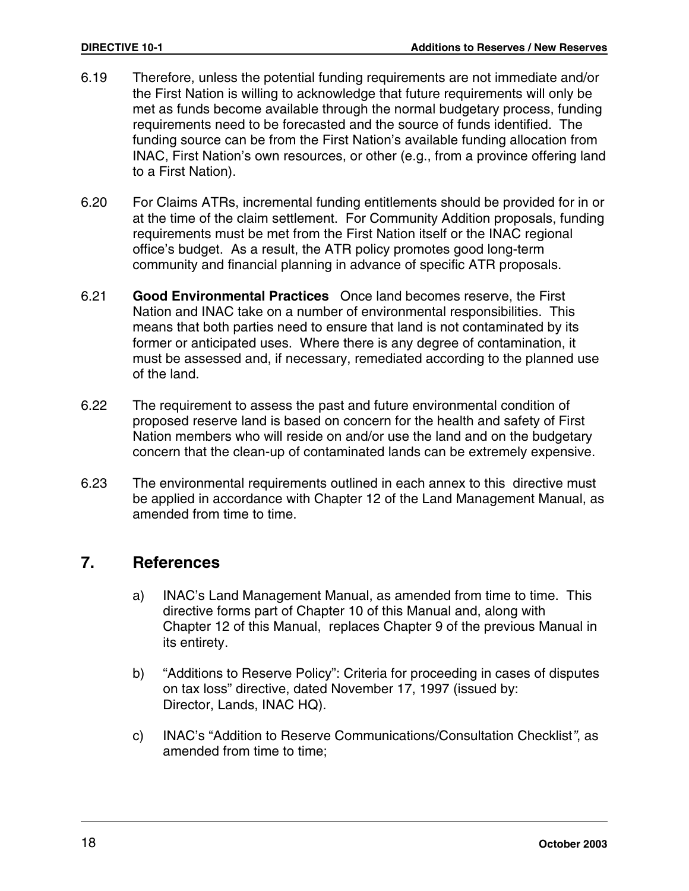6.19 Therefore, unless the potential funding requirements are not immediate and/or the First Nation is willing to acknowledge that future requirements will only be met as funds become available through the normal budgetary process, funding requirements need to be forecasted and the source of funds identified. The funding source can be from the First Nation's available funding allocation from INAC, First Nation's own resources, or other (e.g., from a province offering land to a First Nation).

6.20 For Claims ATRs, incremental funding entitlements should be provided for in or at the time of the claim settlement. For Community Addition proposals, funding requirements must be met from the First Nation itself or the INAC regional office's budget. As a result, the ATR policy promotes good long-term community and financial planning in advance of specific ATR proposals.

6.21 **Good Environmental Practices** Once land becomes reserve, the First Nation and INAC take on a number of environmental responsibilities. This means that both parties need to ensure that land is not contaminated by its former or anticipated uses. Where there is any degree of contamination, it must be assessed and, if necessary, remediated according to the planned use of the land.

6.22 The requirement to assess the past and future environmental condition of proposed reserve land is based on concern for the health and safety of First Nation members who will reside on and/or use the land and on the budgetary concern that the clean-up of contaminated lands can be extremely expensive.

6.23 The environmental requirements outlined in each annex to this directive must be applied in accordance with Chapter 12 of the Land Management Manual, as amended from time to time.

## 7. References

a) INAC's Land Management Manual, as amended from time to time. This directive forms part of Chapter 10 of this Manual and, along with Chapter 12 of this Manual, replaces Chapter 9 of the previous Manual in its entirety.

b) "Additions to Reserve Policy": Criteria for proceeding in cases of disputes on tax loss" directive, dated November 17, 1997 (issued by: Director, Lands, INAC HQ).

c) INAC's "Addition to Reserve Communications/Consultation Checklist", as amended from time to time;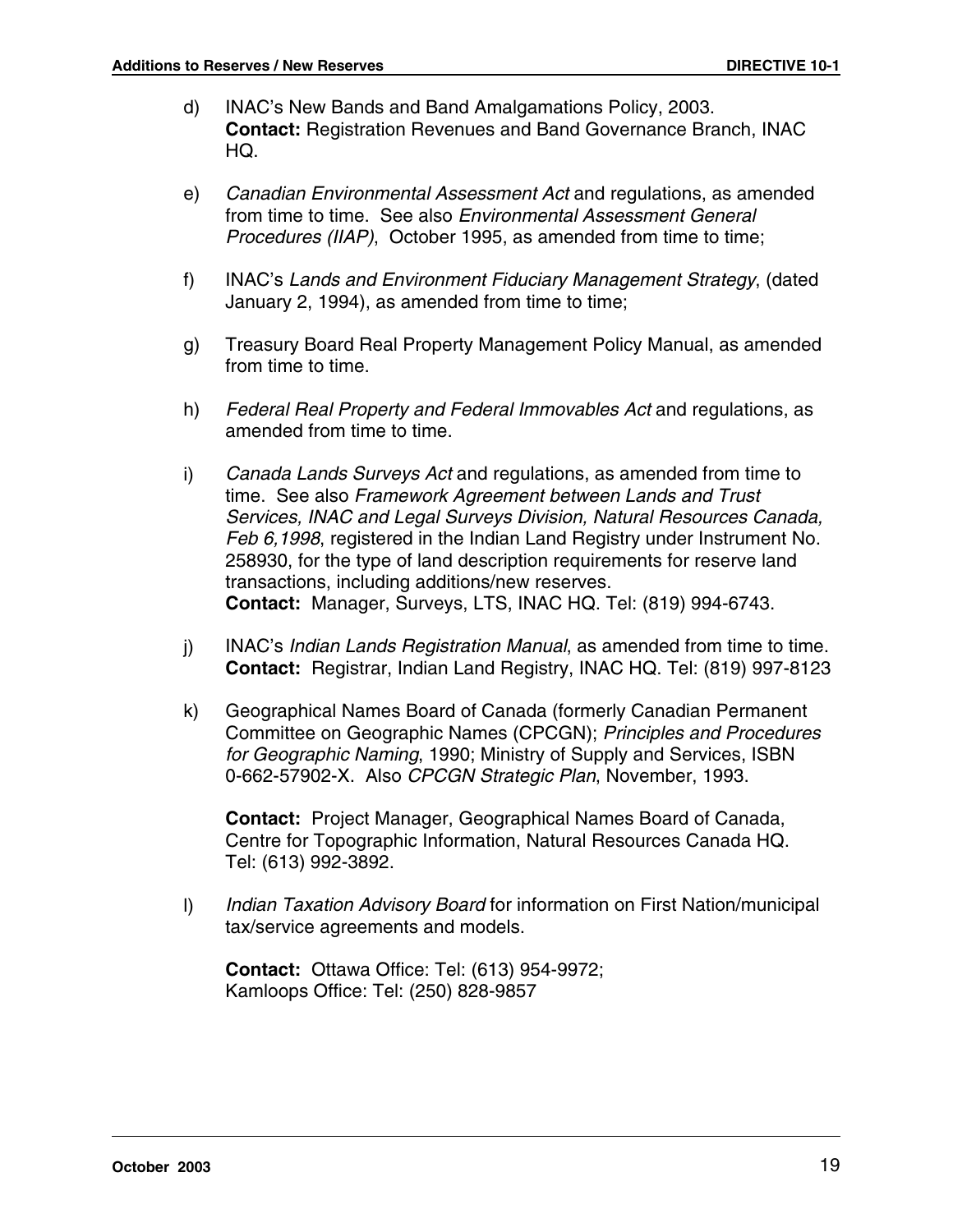d) INAC's New Bands and Band Amalgamations Policy, 2003.
**Contact:** Registration Revenues and Band Governance Branch, INAC HQ.

e) *Canadian Environmental Assessment Act* and regulations, as amended from time to time. See also *Environmental Assessment General Procedures (IIAP)*, October 1995, as amended from time to time;

f) INAC's *Lands and Environment Fiduciary Management Strategy*, (dated January 2, 1994), as amended from time to time;

g) Treasury Board Real Property Management Policy Manual, as amended from time to time.

h) *Federal Real Property and Federal Immovables Act* and regulations, as amended from time to time.

i) *Canada Lands Surveys Act* and regulations, as amended from time to time. See also *Framework Agreement between Lands and Trust Services, INAC and Legal Surveys Division, Natural Resources Canada, Feb 6,1998*, registered in the Indian Land Registry under Instrument No. 258930, for the type of land description requirements for reserve land transactions, including additions/new reserves.
**Contact:** Manager, Surveys, LTS, INAC HQ. Tel: (819) 994-6743.

j) INAC's *Indian Lands Registration Manual*, as amended from time to time.
**Contact:** Registrar, Indian Land Registry, INAC HQ. Tel: (819) 997-8123

k) Geographical Names Board of Canada (formerly Canadian Permanent Committee on Geographic Names (CPCGN); *Principles and Procedures for Geographic Naming*, 1990; Ministry of Supply and Services, ISBN 0-662-57902-X. Also *CPCGN Strategic Plan*, November, 1993.

**Contact:** Project Manager, Geographical Names Board of Canada, Centre for Topographic Information, Natural Resources Canada HQ. Tel: (613) 992-3892.

l) *Indian Taxation Advisory Board* for information on First Nation/municipal tax/service agreements and models.

**Contact:** Ottawa Office: Tel: (613) 954-9972;
Kamloops Office: Tel: (250) 828-9857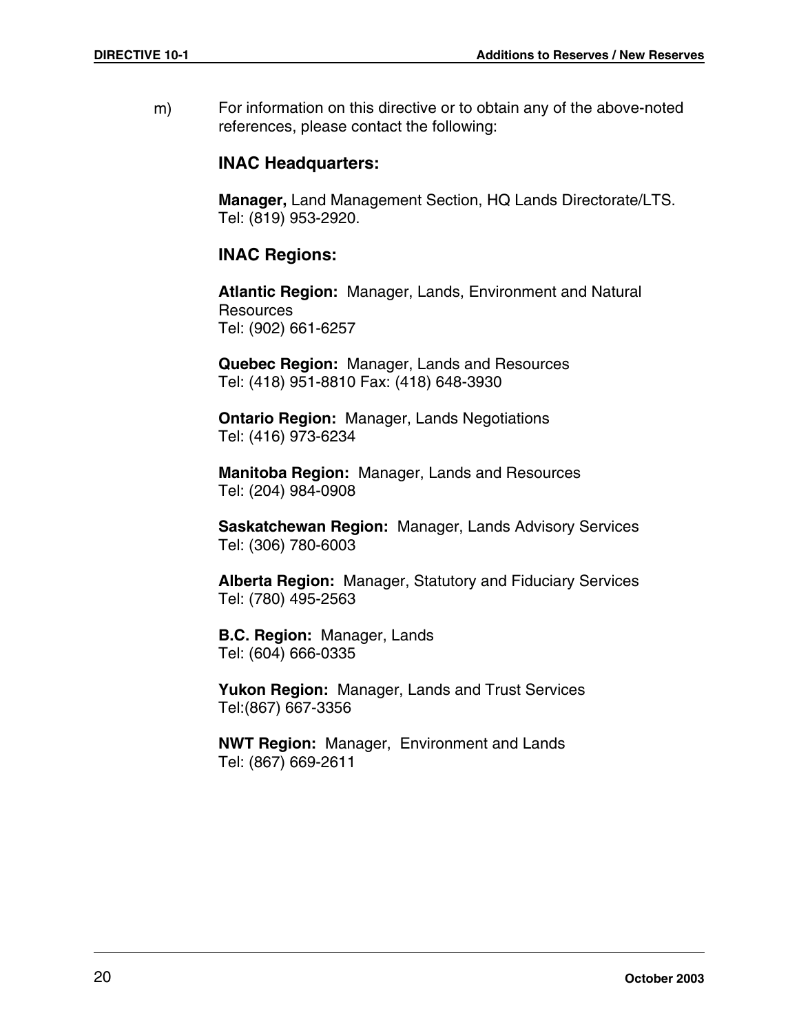m) For information on this directive or to obtain any of the above-noted references, please contact the following:

### INAC Headquarters:

**Manager,** Land Management Section, HQ Lands Directorate/LTS.
Tel: (819) 953-2920.

### INAC Regions:

**Atlantic Region:** Manager, Lands, Environment and Natural Resources
Tel: (902) 661-6257

**Quebec Region:** Manager, Lands and Resources
Tel: (418) 951-8810 Fax: (418) 648-3930

**Ontario Region:** Manager, Lands Negotiations
Tel: (416) 973-6234

**Manitoba Region:** Manager, Lands and Resources
Tel: (204) 984-0908

**Saskatchewan Region:** Manager, Lands Advisory Services
Tel: (306) 780-6003

**Alberta Region:** Manager, Statutory and Fiduciary Services
Tel: (780) 495-2563

**B.C. Region:** Manager, Lands
Tel: (604) 666-0335

**Yukon Region:** Manager, Lands and Trust Services
Tel:(867) 667-3356

**NWT Region:** Manager, Environment and Lands
Tel: (867) 669-2611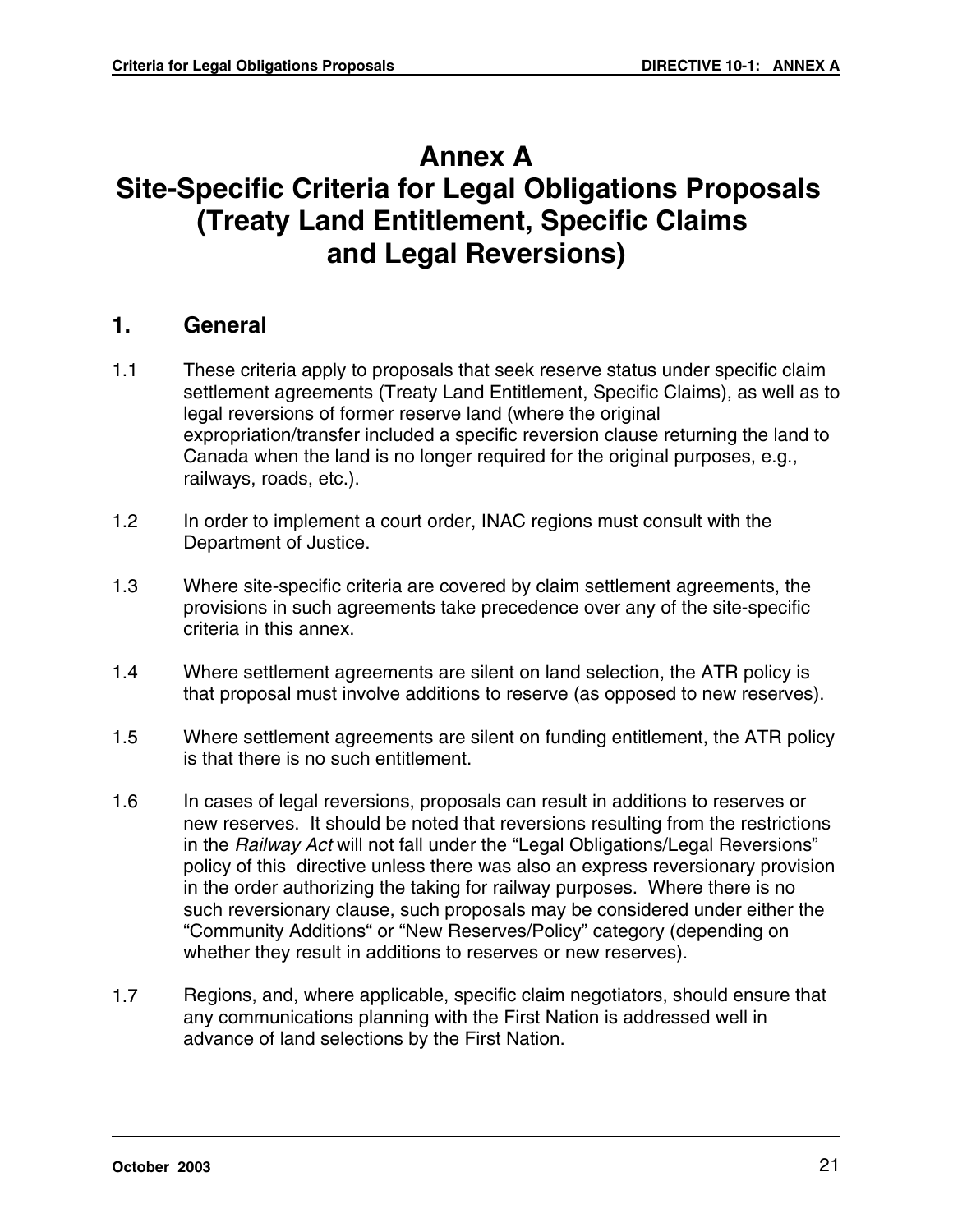# Annex A
# Site-Specific Criteria for Legal Obligations Proposals (Treaty Land Entitlement, Specific Claims and Legal Reversions)

## 1. General

1.1 These criteria apply to proposals that seek reserve status under specific claim settlement agreements (Treaty Land Entitlement, Specific Claims), as well as to legal reversions of former reserve land (where the original expropriation/transfer included a specific reversion clause returning the land to Canada when the land is no longer required for the original purposes, e.g., railways, roads, etc.).

1.2 In order to implement a court order, INAC regions must consult with the Department of Justice.

1.3 Where site-specific criteria are covered by claim settlement agreements, the provisions in such agreements take precedence over any of the site-specific criteria in this annex.

1.4 Where settlement agreements are silent on land selection, the ATR policy is that proposal must involve additions to reserve (as opposed to new reserves).

1.5 Where settlement agreements are silent on funding entitlement, the ATR policy is that there is no such entitlement.

1.6 In cases of legal reversions, proposals can result in additions to reserves or new reserves. It should be noted that reversions resulting from the restrictions in the *Railway Act* will not fall under the "Legal Obligations/Legal Reversions" policy of this directive unless there was also an express reversionary provision in the order authorizing the taking for railway purposes. Where there is no such reversionary clause, such proposals may be considered under either the "Community Additions" or "New Reserves/Policy" category (depending on whether they result in additions to reserves or new reserves).

1.7 Regions, and, where applicable, specific claim negotiators, should ensure that any communications planning with the First Nation is addressed well in advance of land selections by the First Nation.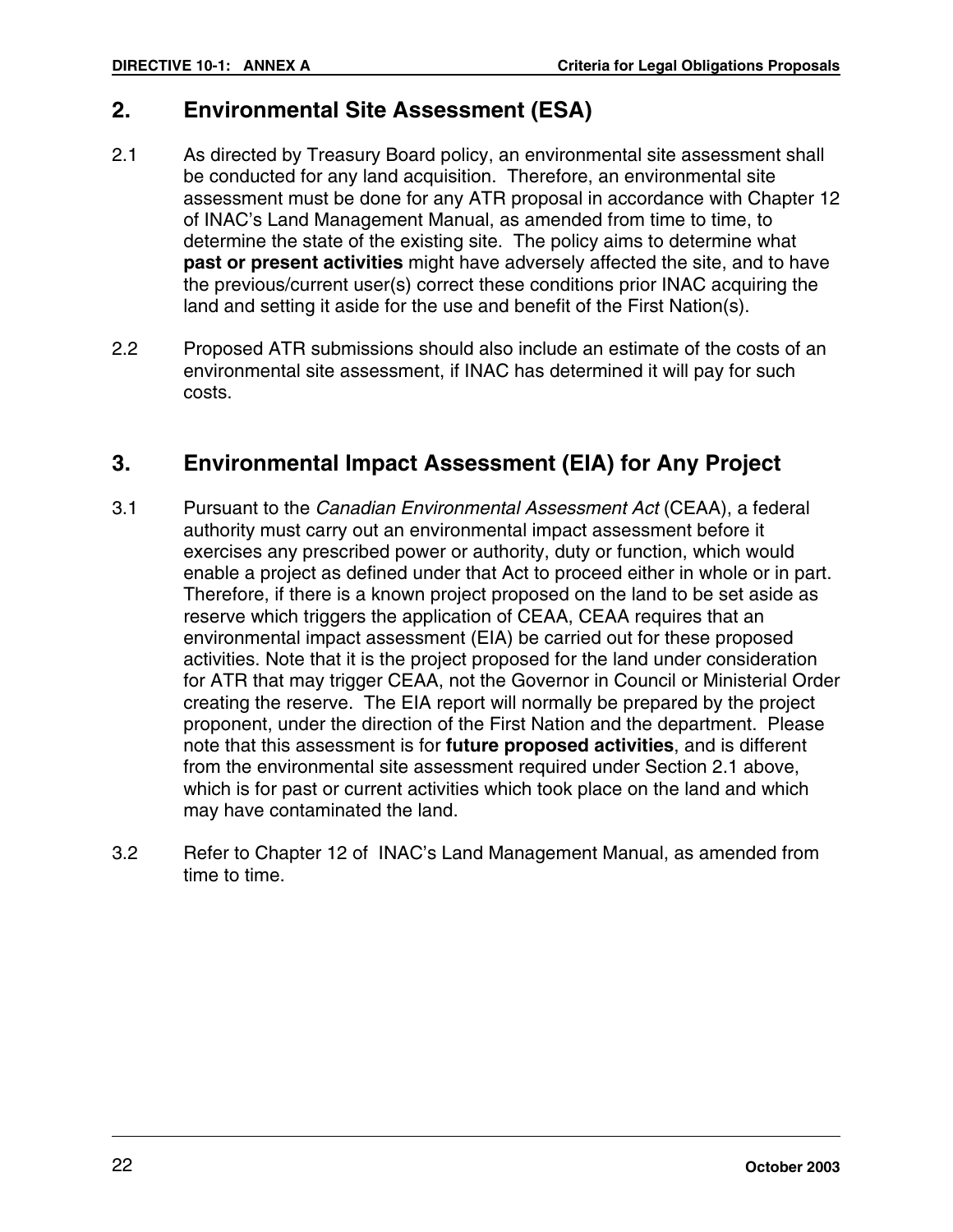## 2. Environmental Site Assessment (ESA)

2.1 As directed by Treasury Board policy, an environmental site assessment shall be conducted for any land acquisition. Therefore, an environmental site assessment must be done for any ATR proposal in accordance with Chapter 12 of INAC's Land Management Manual, as amended from time to time, to determine the state of the existing site. The policy aims to determine what **past or present activities** might have adversely affected the site, and to have the previous/current user(s) correct these conditions prior INAC acquiring the land and setting it aside for the use and benefit of the First Nation(s).

2.2 Proposed ATR submissions should also include an estimate of the costs of an environmental site assessment, if INAC has determined it will pay for such costs.

## 3. Environmental Impact Assessment (EIA) for Any Project

3.1 Pursuant to the *Canadian Environmental Assessment Act* (CEAA), a federal authority must carry out an environmental impact assessment before it exercises any prescribed power or authority, duty or function, which would enable a project as defined under that Act to proceed either in whole or in part. Therefore, if there is a known project proposed on the land to be set aside as reserve which triggers the application of CEAA, CEAA requires that an environmental impact assessment (EIA) be carried out for these proposed activities. Note that it is the project proposed for the land under consideration for ATR that may trigger CEAA, not the Governor in Council or Ministerial Order creating the reserve. The EIA report will normally be prepared by the project proponent, under the direction of the First Nation and the department. Please note that this assessment is for **future proposed activities**, and is different from the environmental site assessment required under Section 2.1 above, which is for past or current activities which took place on the land and which may have contaminated the land.

3.2 Refer to Chapter 12 of INAC's Land Management Manual, as amended from time to time.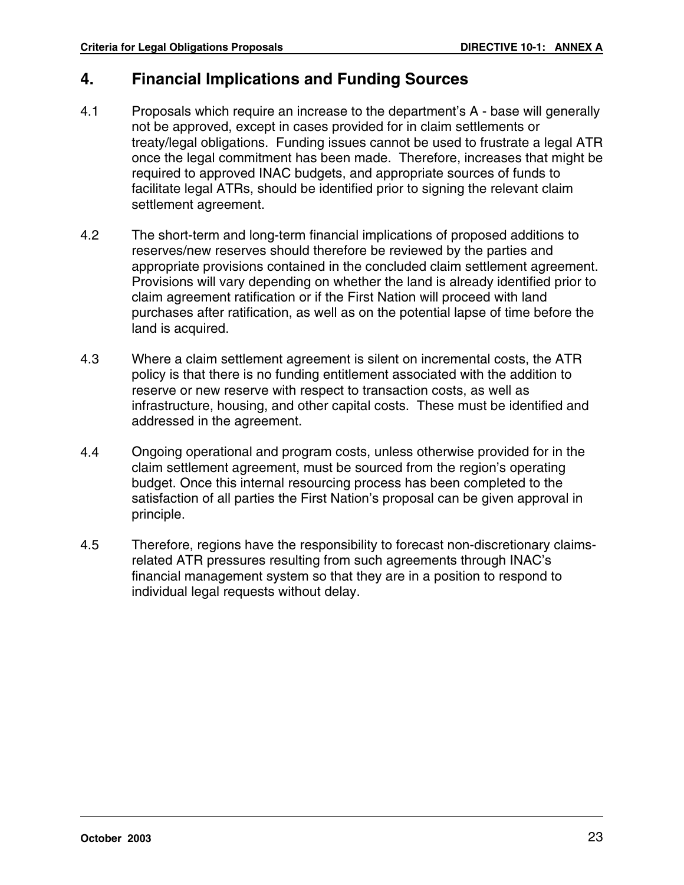## 4. Financial Implications and Funding Sources

4.1 Proposals which require an increase to the department's A - base will generally not be approved, except in cases provided for in claim settlements or treaty/legal obligations. Funding issues cannot be used to frustrate a legal ATR once the legal commitment has been made. Therefore, increases that might be required to approved INAC budgets, and appropriate sources of funds to facilitate legal ATRs, should be identified prior to signing the relevant claim settlement agreement.

4.2 The short-term and long-term financial implications of proposed additions to reserves/new reserves should therefore be reviewed by the parties and appropriate provisions contained in the concluded claim settlement agreement. Provisions will vary depending on whether the land is already identified prior to claim agreement ratification or if the First Nation will proceed with land purchases after ratification, as well as on the potential lapse of time before the land is acquired.

4.3 Where a claim settlement agreement is silent on incremental costs, the ATR policy is that there is no funding entitlement associated with the addition to reserve or new reserve with respect to transaction costs, as well as infrastructure, housing, and other capital costs. These must be identified and addressed in the agreement.

4.4 Ongoing operational and program costs, unless otherwise provided for in the claim settlement agreement, must be sourced from the region's operating budget. Once this internal resourcing process has been completed to the satisfaction of all parties the First Nation's proposal can be given approval in principle.

4.5 Therefore, regions have the responsibility to forecast non-discretionary claims-related ATR pressures resulting from such agreements through INAC's financial management system so that they are in a position to respond to individual legal requests without delay.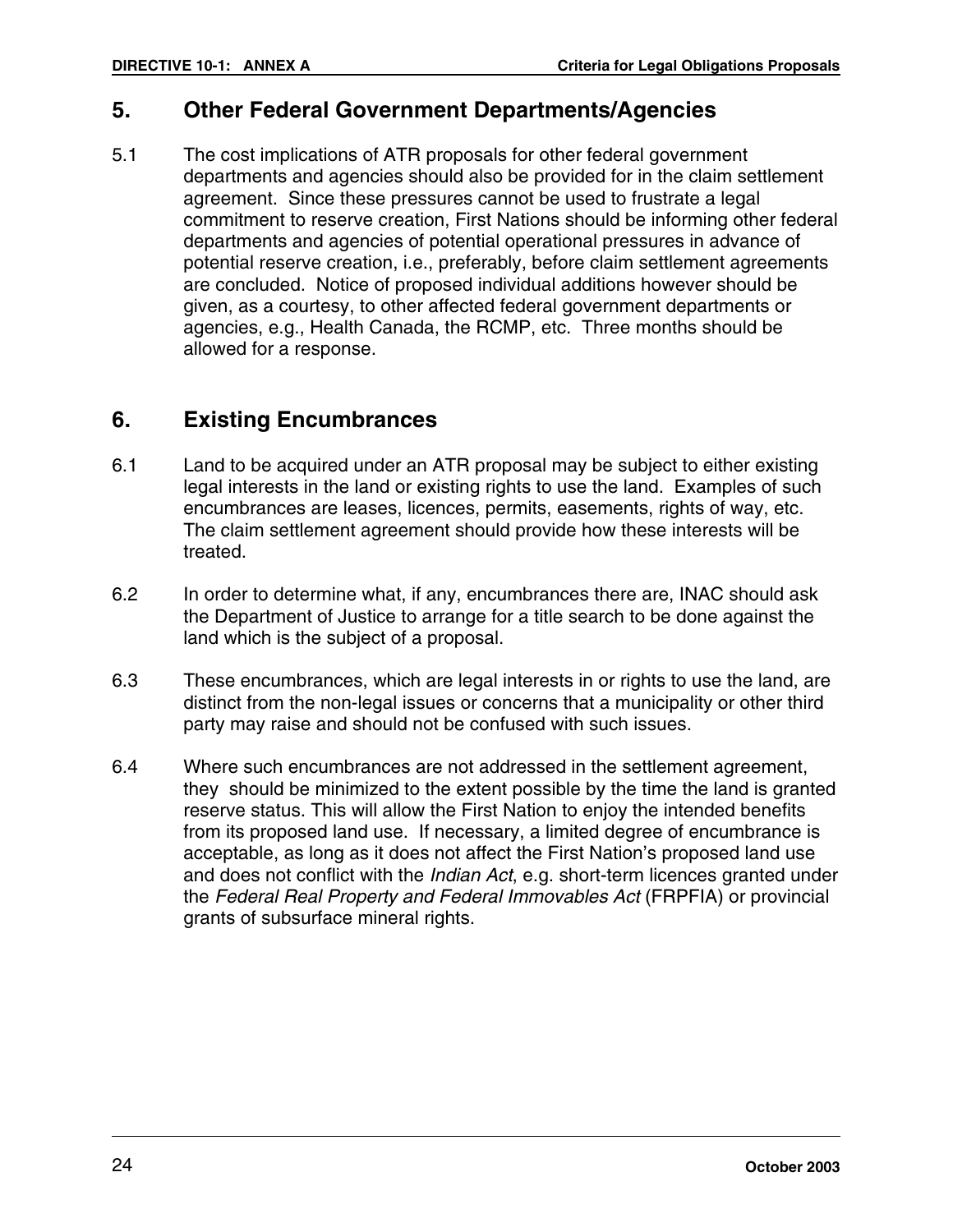## 5. Other Federal Government Departments/Agencies

5.1 The cost implications of ATR proposals for other federal government departments and agencies should also be provided for in the claim settlement agreement. Since these pressures cannot be used to frustrate a legal commitment to reserve creation, First Nations should be informing other federal departments and agencies of potential operational pressures in advance of potential reserve creation, i.e., preferably, before claim settlement agreements are concluded. Notice of proposed individual additions however should be given, as a courtesy, to other affected federal government departments or agencies, e.g., Health Canada, the RCMP, etc. Three months should be allowed for a response.

## 6. Existing Encumbrances

6.1 Land to be acquired under an ATR proposal may be subject to either existing legal interests in the land or existing rights to use the land. Examples of such encumbrances are leases, licences, permits, easements, rights of way, etc. The claim settlement agreement should provide how these interests will be treated.

6.2 In order to determine what, if any, encumbrances there are, INAC should ask the Department of Justice to arrange for a title search to be done against the land which is the subject of a proposal.

6.3 These encumbrances, which are legal interests in or rights to use the land, are distinct from the non-legal issues or concerns that a municipality or other third party may raise and should not be confused with such issues.

6.4 Where such encumbrances are not addressed in the settlement agreement, they should be minimized to the extent possible by the time the land is granted reserve status. This will allow the First Nation to enjoy the intended benefits from its proposed land use. If necessary, a limited degree of encumbrance is acceptable, as long as it does not affect the First Nation's proposed land use and does not conflict with the *Indian Act*, e.g. short-term licences granted under the *Federal Real Property and Federal Immovables Act* (FRPFIA) or provincial grants of subsurface mineral rights.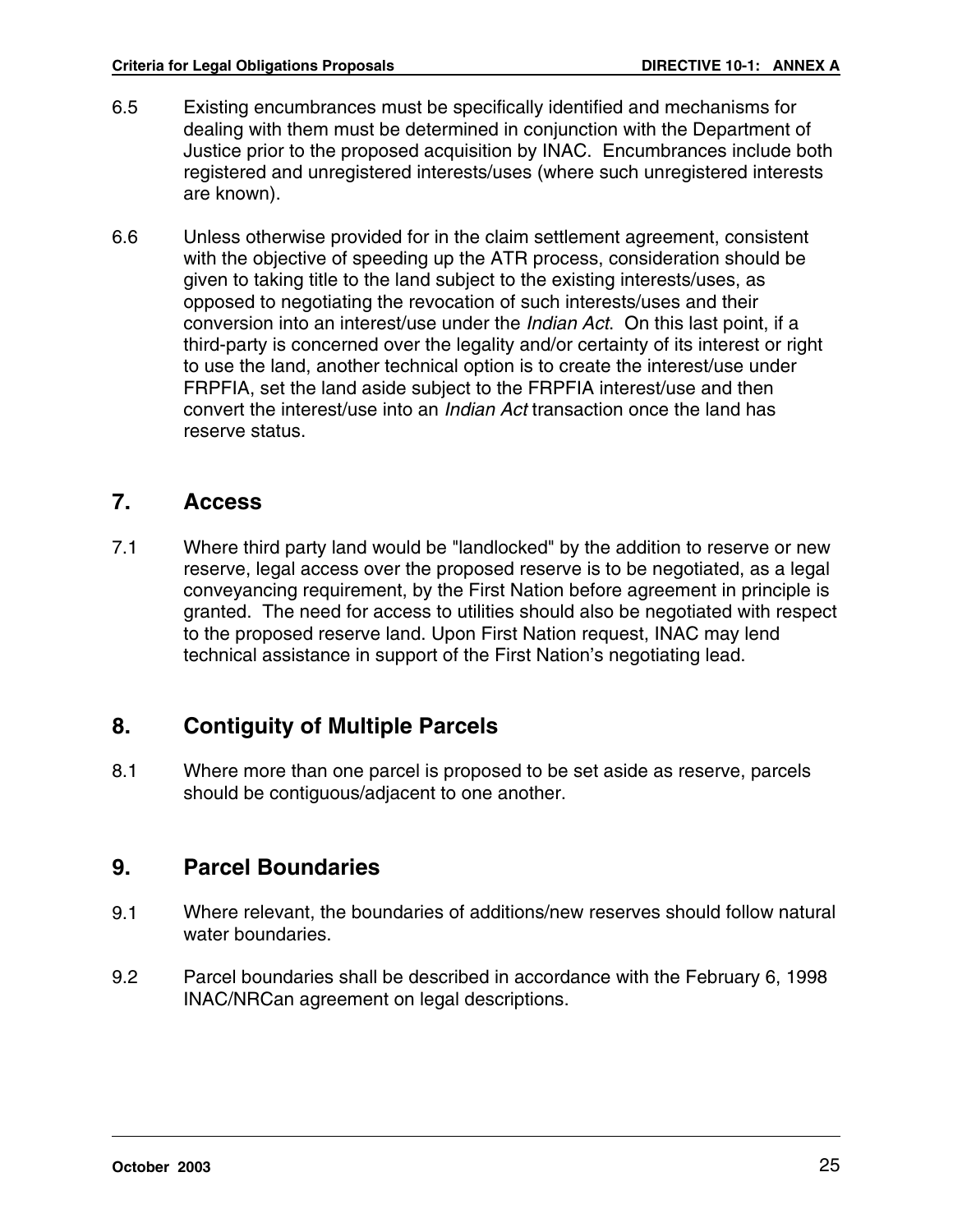6.5 Existing encumbrances must be specifically identified and mechanisms for dealing with them must be determined in conjunction with the Department of Justice prior to the proposed acquisition by INAC. Encumbrances include both registered and unregistered interests/uses (where such unregistered interests are known).

6.6 Unless otherwise provided for in the claim settlement agreement, consistent with the objective of speeding up the ATR process, consideration should be given to taking title to the land subject to the existing interests/uses, as opposed to negotiating the revocation of such interests/uses and their conversion into an interest/use under the *Indian Act*. On this last point, if a third-party is concerned over the legality and/or certainty of its interest or right to use the land, another technical option is to create the interest/use under FRPFIA, set the land aside subject to the FRPFIA interest/use and then convert the interest/use into an *Indian Act* transaction once the land has reserve status.

## 7. Access

7.1 Where third party land would be "landlocked" by the addition to reserve or new reserve, legal access over the proposed reserve is to be negotiated, as a legal conveyancing requirement, by the First Nation before agreement in principle is granted. The need for access to utilities should also be negotiated with respect to the proposed reserve land. Upon First Nation request, INAC may lend technical assistance in support of the First Nation's negotiating lead.

## 8. Contiguity of Multiple Parcels

8.1 Where more than one parcel is proposed to be set aside as reserve, parcels should be contiguous/adjacent to one another.

## 9. Parcel Boundaries

9.1 Where relevant, the boundaries of additions/new reserves should follow natural water boundaries.

9.2 Parcel boundaries shall be described in accordance with the February 6, 1998 INAC/NRCan agreement on legal descriptions.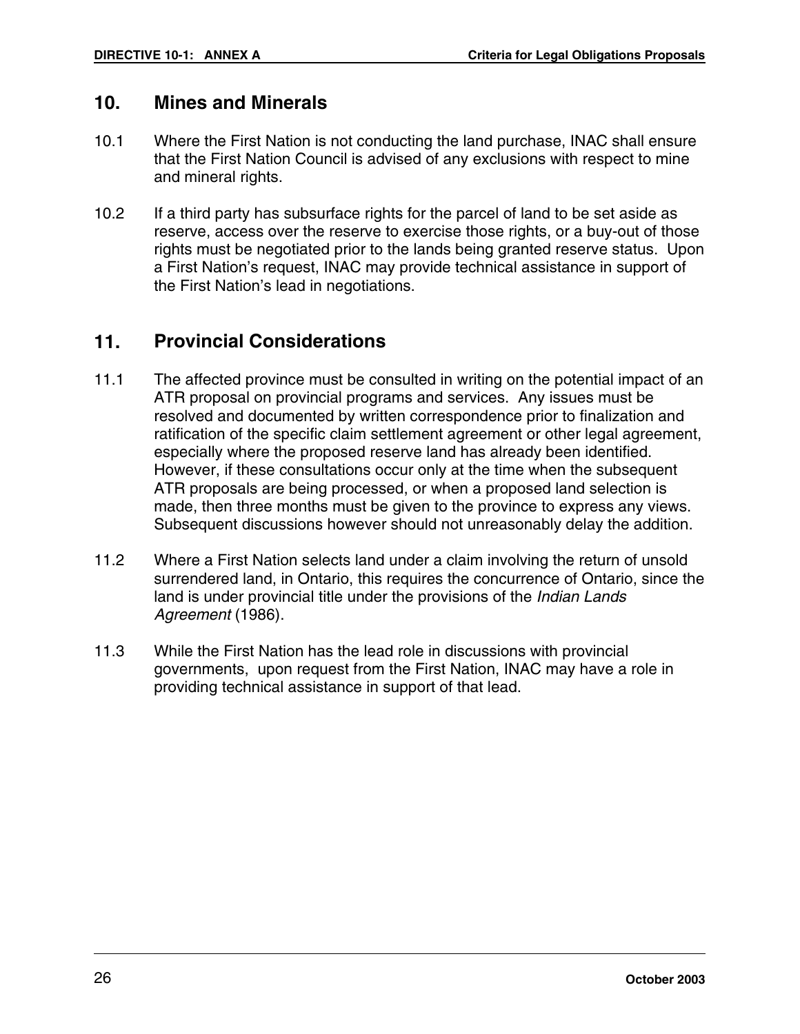## 10. Mines and Minerals

10.1 Where the First Nation is not conducting the land purchase, INAC shall ensure that the First Nation Council is advised of any exclusions with respect to mine and mineral rights.

10.2 If a third party has subsurface rights for the parcel of land to be set aside as reserve, access over the reserve to exercise those rights, or a buy-out of those rights must be negotiated prior to the lands being granted reserve status. Upon a First Nation's request, INAC may provide technical assistance in support of the First Nation's lead in negotiations.

## 11. Provincial Considerations

11.1 The affected province must be consulted in writing on the potential impact of an ATR proposal on provincial programs and services. Any issues must be resolved and documented by written correspondence prior to finalization and ratification of the specific claim settlement agreement or other legal agreement, especially where the proposed reserve land has already been identified. However, if these consultations occur only at the time when the subsequent ATR proposals are being processed, or when a proposed land selection is made, then three months must be given to the province to express any views. Subsequent discussions however should not unreasonably delay the addition.

11.2 Where a First Nation selects land under a claim involving the return of unsold surrendered land, in Ontario, this requires the concurrence of Ontario, since the land is under provincial title under the provisions of the *Indian Lands Agreement* (1986).

11.3 While the First Nation has the lead role in discussions with provincial governments, upon request from the First Nation, INAC may have a role in providing technical assistance in support of that lead.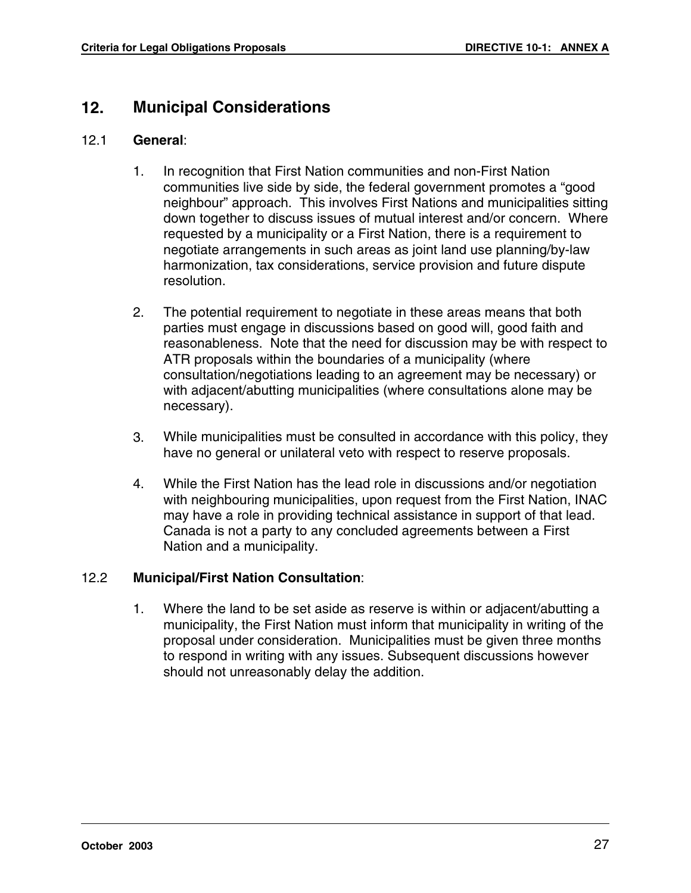## 12. Municipal Considerations

### 12.1 **General**:

1. In recognition that First Nation communities and non-First Nation communities live side by side, the federal government promotes a "good neighbour" approach. This involves First Nations and municipalities sitting down together to discuss issues of mutual interest and/or concern. Where requested by a municipality or a First Nation, there is a requirement to negotiate arrangements in such areas as joint land use planning/by-law harmonization, tax considerations, service provision and future dispute resolution.

2. The potential requirement to negotiate in these areas means that both parties must engage in discussions based on good will, good faith and reasonableness. Note that the need for discussion may be with respect to ATR proposals within the boundaries of a municipality (where consultation/negotiations leading to an agreement may be necessary) or with adjacent/abutting municipalities (where consultations alone may be necessary).

3. While municipalities must be consulted in accordance with this policy, they have no general or unilateral veto with respect to reserve proposals.

4. While the First Nation has the lead role in discussions and/or negotiation with neighbouring municipalities, upon request from the First Nation, INAC may have a role in providing technical assistance in support of that lead. Canada is not a party to any concluded agreements between a First Nation and a municipality.

### 12.2 **Municipal/First Nation Consultation**:

1. Where the land to be set aside as reserve is within or adjacent/abutting a municipality, the First Nation must inform that municipality in writing of the proposal under consideration. Municipalities must be given three months to respond in writing with any issues. Subsequent discussions however should not unreasonably delay the addition.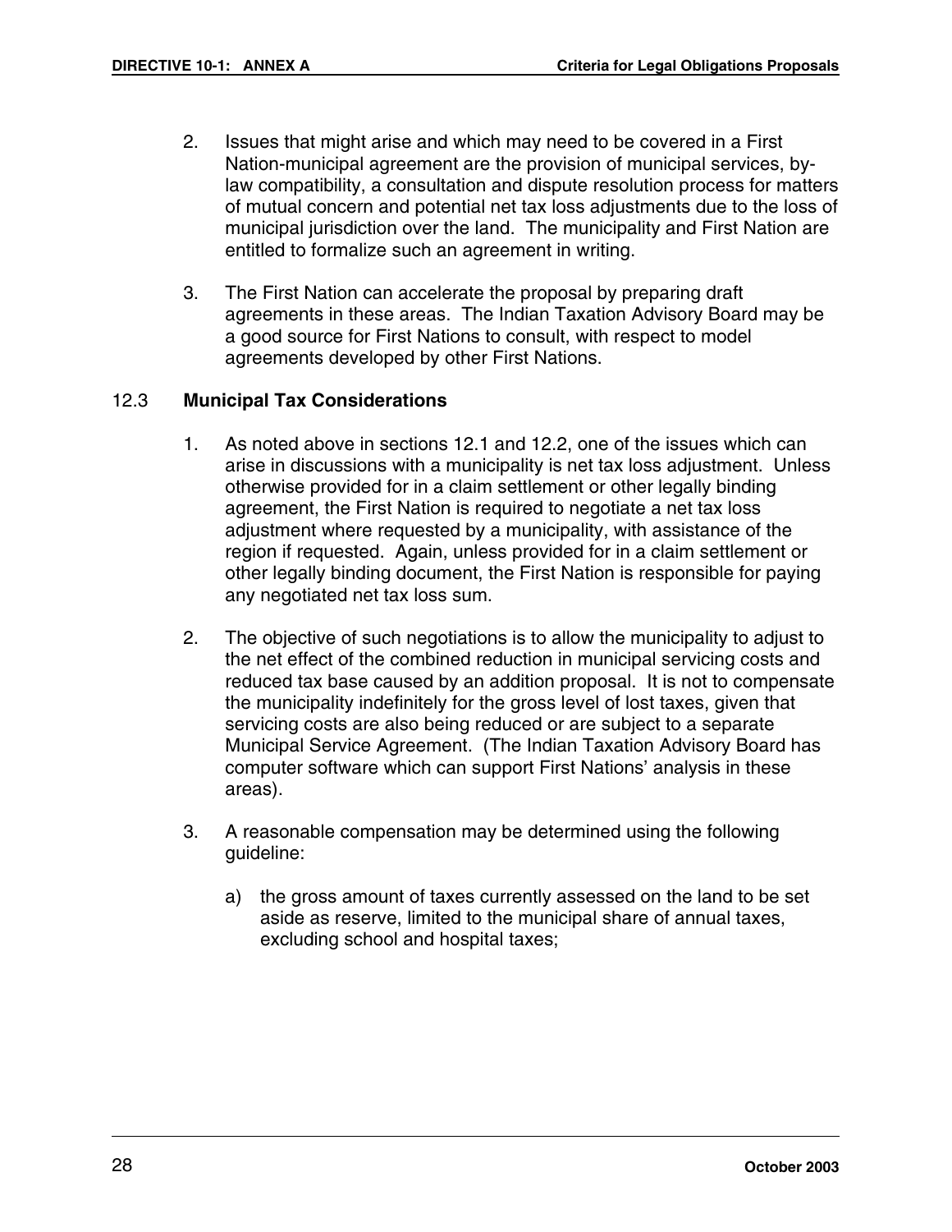2. Issues that might arise and which may need to be covered in a First Nation-municipal agreement are the provision of municipal services, by-law compatibility, a consultation and dispute resolution process for matters of mutual concern and potential net tax loss adjustments due to the loss of municipal jurisdiction over the land. The municipality and First Nation are entitled to formalize such an agreement in writing.

3. The First Nation can accelerate the proposal by preparing draft agreements in these areas. The Indian Taxation Advisory Board may be a good source for First Nations to consult, with respect to model agreements developed by other First Nations.

### 12.3 **Municipal Tax Considerations**

1. As noted above in sections 12.1 and 12.2, one of the issues which can arise in discussions with a municipality is net tax loss adjustment. Unless otherwise provided for in a claim settlement or other legally binding agreement, the First Nation is required to negotiate a net tax loss adjustment where requested by a municipality, with assistance of the region if requested. Again, unless provided for in a claim settlement or other legally binding document, the First Nation is responsible for paying any negotiated net tax loss sum.

2. The objective of such negotiations is to allow the municipality to adjust to the net effect of the combined reduction in municipal servicing costs and reduced tax base caused by an addition proposal. It is not to compensate the municipality indefinitely for the gross level of lost taxes, given that servicing costs are also being reduced or are subject to a separate Municipal Service Agreement. (The Indian Taxation Advisory Board has computer software which can support First Nations' analysis in these areas).

3. A reasonable compensation may be determined using the following guideline:

   a) the gross amount of taxes currently assessed on the land to be set aside as reserve, limited to the municipal share of annual taxes, excluding school and hospital taxes;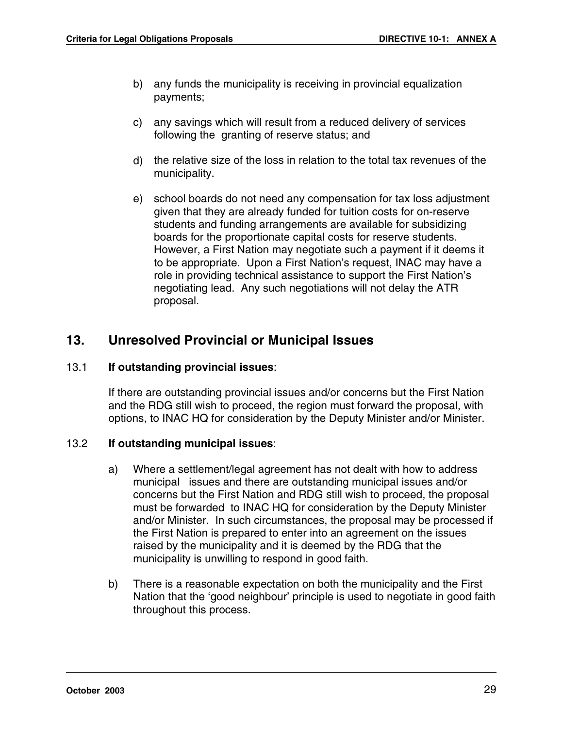b) any funds the municipality is receiving in provincial equalization payments;

c) any savings which will result from a reduced delivery of services following the granting of reserve status; and

d) the relative size of the loss in relation to the total tax revenues of the municipality.

e) school boards do not need any compensation for tax loss adjustment given that they are already funded for tuition costs for on-reserve students and funding arrangements are available for subsidizing boards for the proportionate capital costs for reserve students. However, a First Nation may negotiate such a payment if it deems it to be appropriate. Upon a First Nation's request, INAC may have a role in providing technical assistance to support the First Nation's negotiating lead. Any such negotiations will not delay the ATR proposal.

## 13. Unresolved Provincial or Municipal Issues

13.1 **If outstanding provincial issues**:

If there are outstanding provincial issues and/or concerns but the First Nation and the RDG still wish to proceed, the region must forward the proposal, with options, to INAC HQ for consideration by the Deputy Minister and/or Minister.

13.2 **If outstanding municipal issues**:

a) Where a settlement/legal agreement has not dealt with how to address municipal issues and there are outstanding municipal issues and/or concerns but the First Nation and RDG still wish to proceed, the proposal must be forwarded to INAC HQ for consideration by the Deputy Minister and/or Minister. In such circumstances, the proposal may be processed if the First Nation is prepared to enter into an agreement on the issues raised by the municipality and it is deemed by the RDG that the municipality is unwilling to respond in good faith.

b) There is a reasonable expectation on both the municipality and the First Nation that the 'good neighbour' principle is used to negotiate in good faith throughout this process.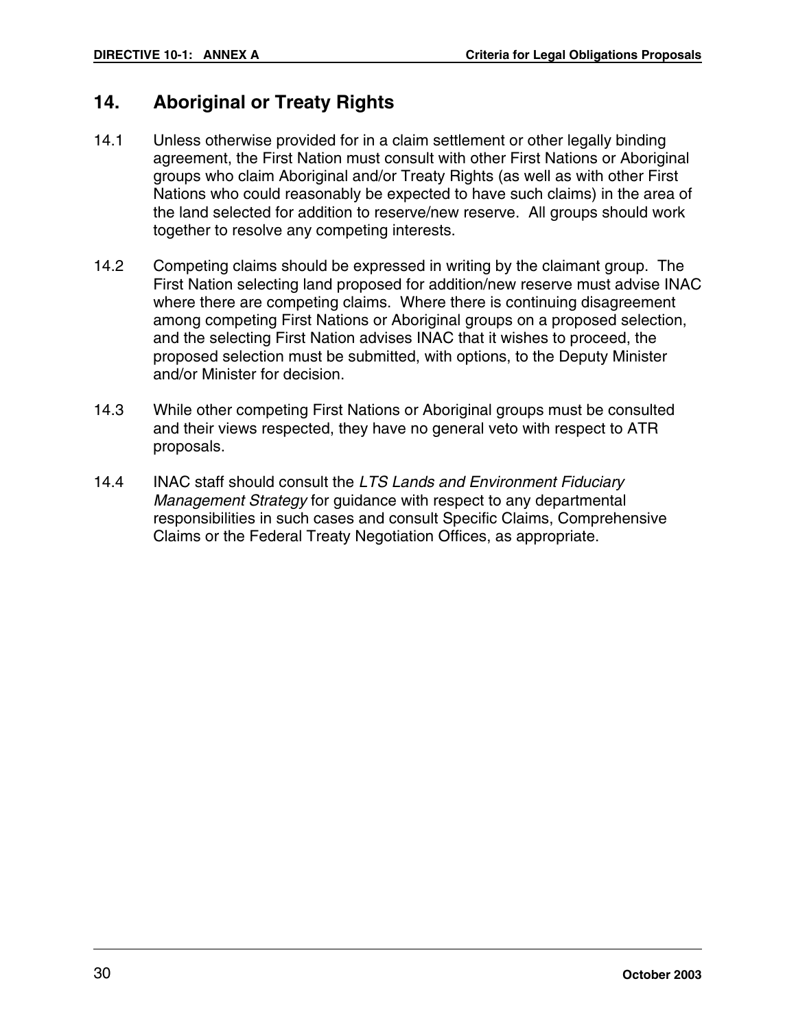## 14. Aboriginal or Treaty Rights

14.1 Unless otherwise provided for in a claim settlement or other legally binding agreement, the First Nation must consult with other First Nations or Aboriginal groups who claim Aboriginal and/or Treaty Rights (as well as with other First Nations who could reasonably be expected to have such claims) in the area of the land selected for addition to reserve/new reserve. All groups should work together to resolve any competing interests.

14.2 Competing claims should be expressed in writing by the claimant group. The First Nation selecting land proposed for addition/new reserve must advise INAC where there are competing claims. Where there is continuing disagreement among competing First Nations or Aboriginal groups on a proposed selection, and the selecting First Nation advises INAC that it wishes to proceed, the proposed selection must be submitted, with options, to the Deputy Minister and/or Minister for decision.

14.3 While other competing First Nations or Aboriginal groups must be consulted and their views respected, they have no general veto with respect to ATR proposals.

14.4 INAC staff should consult the *LTS Lands and Environment Fiduciary Management Strategy* for guidance with respect to any departmental responsibilities in such cases and consult Specific Claims, Comprehensive Claims or the Federal Treaty Negotiation Offices, as appropriate.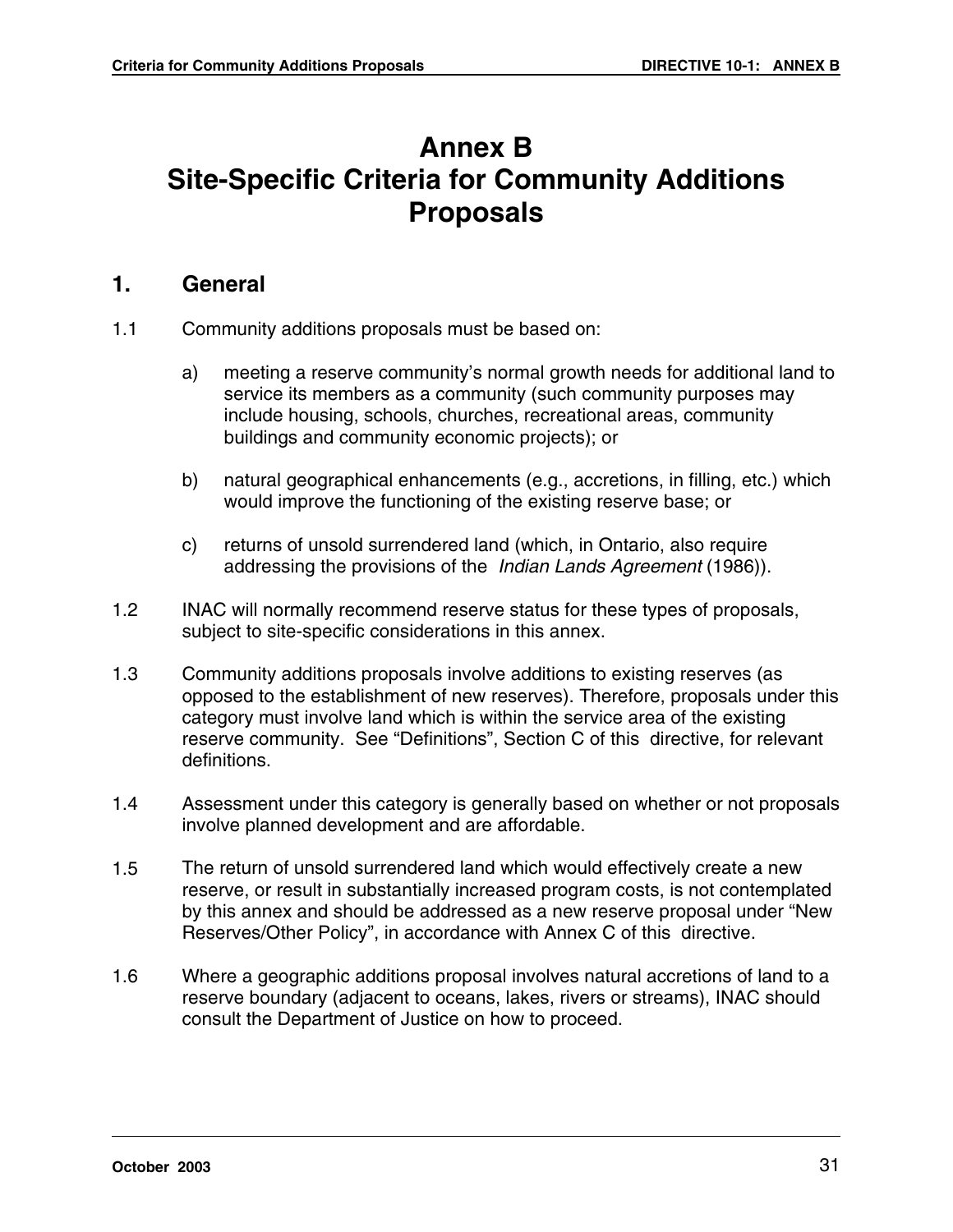# Annex B
# Site-Specific Criteria for Community Additions Proposals

## 1. General

1.1 Community additions proposals must be based on:

a) meeting a reserve community's normal growth needs for additional land to service its members as a community (such community purposes may include housing, schools, churches, recreational areas, community buildings and community economic projects); or

b) natural geographical enhancements (e.g., accretions, in filling, etc.) which would improve the functioning of the existing reserve base; or

c) returns of unsold surrendered land (which, in Ontario, also require addressing the provisions of the *Indian Lands Agreement* (1986)).

1.2 INAC will normally recommend reserve status for these types of proposals, subject to site-specific considerations in this annex.

1.3 Community additions proposals involve additions to existing reserves (as opposed to the establishment of new reserves). Therefore, proposals under this category must involve land which is within the service area of the existing reserve community. See "Definitions", Section C of this directive, for relevant definitions.

1.4 Assessment under this category is generally based on whether or not proposals involve planned development and are affordable.

1.5 The return of unsold surrendered land which would effectively create a new reserve, or result in substantially increased program costs, is not contemplated by this annex and should be addressed as a new reserve proposal under "New Reserves/Other Policy", in accordance with Annex C of this directive.

1.6 Where a geographic additions proposal involves natural accretions of land to a reserve boundary (adjacent to oceans, lakes, rivers or streams), INAC should consult the Department of Justice on how to proceed.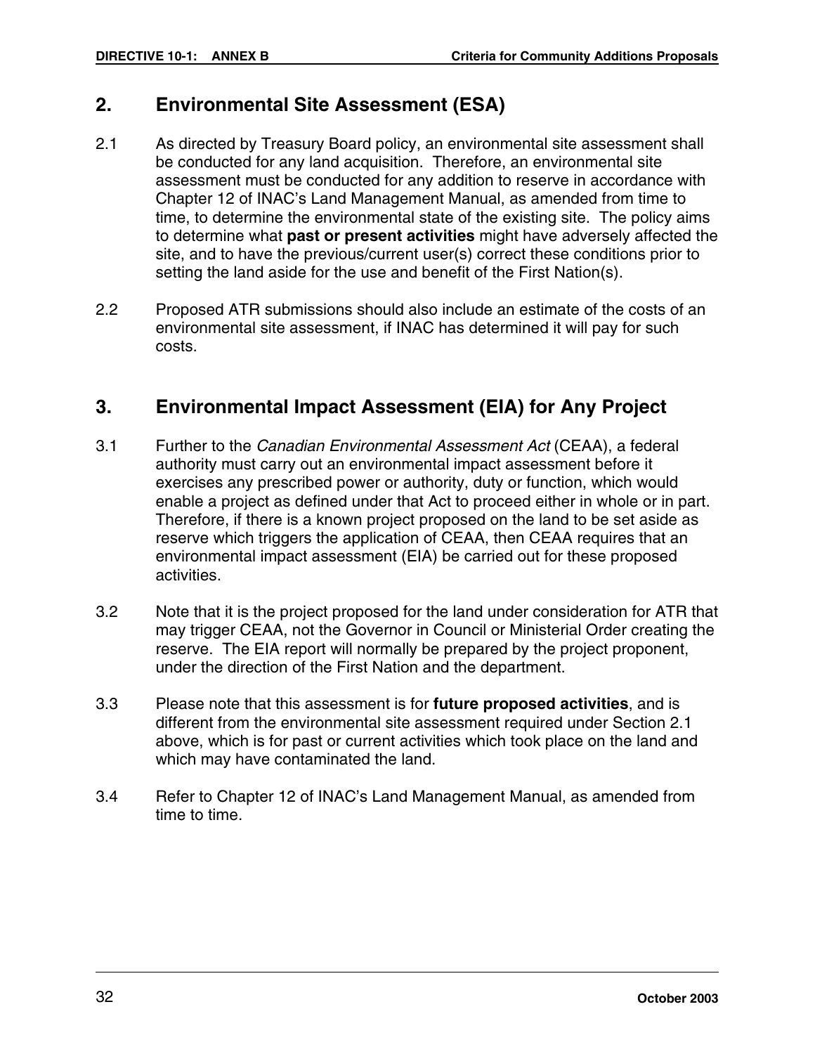## 2. Environmental Site Assessment (ESA)

2.1 As directed by Treasury Board policy, an environmental site assessment shall be conducted for any land acquisition. Therefore, an environmental site assessment must be conducted for any addition to reserve in accordance with Chapter 12 of INAC's Land Management Manual, as amended from time to time, to determine the environmental state of the existing site. The policy aims to determine what **past or present activities** might have adversely affected the site, and to have the previous/current user(s) correct these conditions prior to setting the land aside for the use and benefit of the First Nation(s).

2.2 Proposed ATR submissions should also include an estimate of the costs of an environmental site assessment, if INAC has determined it will pay for such costs.

## 3. Environmental Impact Assessment (EIA) for Any Project

3.1 Further to the *Canadian Environmental Assessment Act* (CEAA), a federal authority must carry out an environmental impact assessment before it exercises any prescribed power or authority, duty or function, which would enable a project as defined under that Act to proceed either in whole or in part. Therefore, if there is a known project proposed on the land to be set aside as reserve which triggers the application of CEAA, then CEAA requires that an environmental impact assessment (EIA) be carried out for these proposed activities.

3.2 Note that it is the project proposed for the land under consideration for ATR that may trigger CEAA, not the Governor in Council or Ministerial Order creating the reserve. The EIA report will normally be prepared by the project proponent, under the direction of the First Nation and the department.

3.3 Please note that this assessment is for **future proposed activities**, and is different from the environmental site assessment required under Section 2.1 above, which is for past or current activities which took place on the land and which may have contaminated the land.

3.4 Refer to Chapter 12 of INAC's Land Management Manual, as amended from time to time.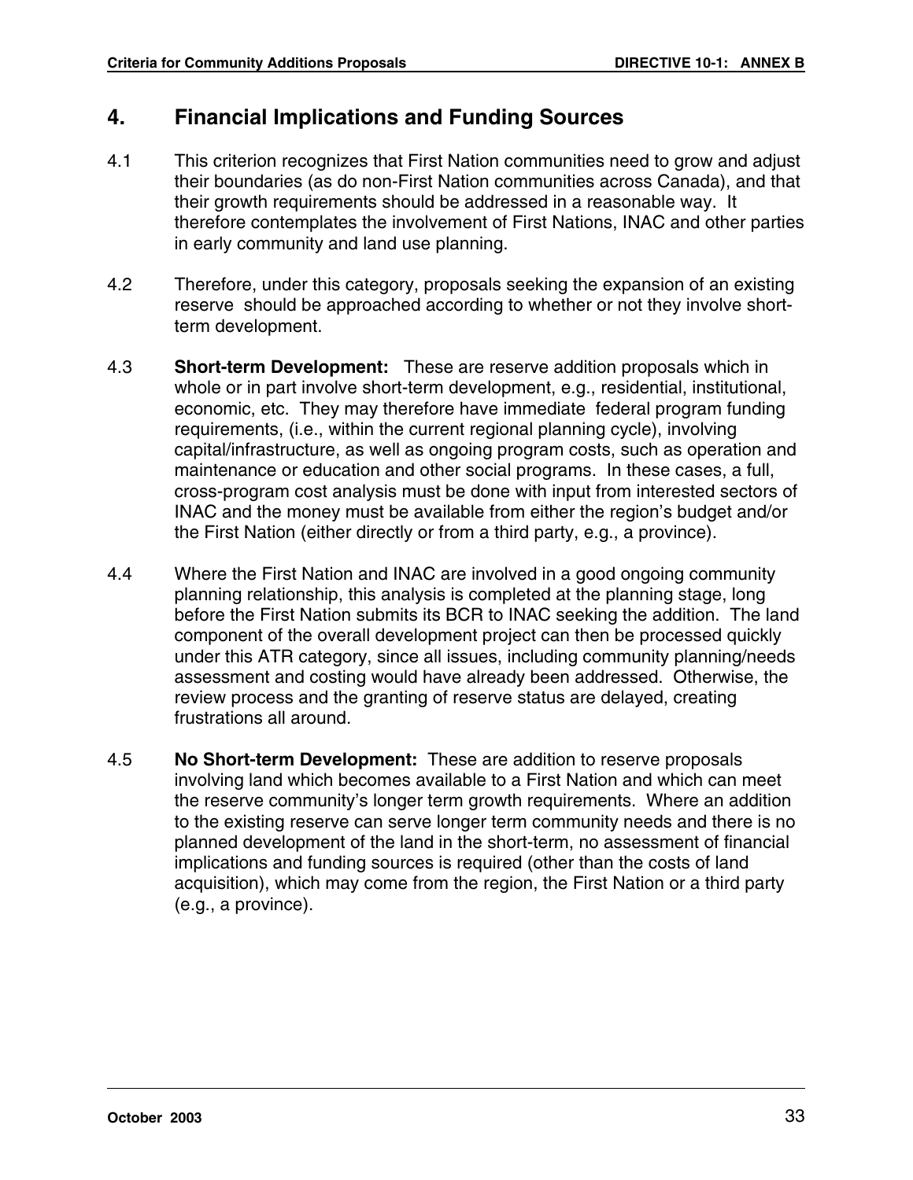## 4. Financial Implications and Funding Sources

4.1 This criterion recognizes that First Nation communities need to grow and adjust their boundaries (as do non-First Nation communities across Canada), and that their growth requirements should be addressed in a reasonable way. It therefore contemplates the involvement of First Nations, INAC and other parties in early community and land use planning.

4.2 Therefore, under this category, proposals seeking the expansion of an existing reserve should be approached according to whether or not they involve short-term development.

4.3 **Short-term Development:** These are reserve addition proposals which in whole or in part involve short-term development, e.g., residential, institutional, economic, etc. They may therefore have immediate federal program funding requirements, (i.e., within the current regional planning cycle), involving capital/infrastructure, as well as ongoing program costs, such as operation and maintenance or education and other social programs. In these cases, a full, cross-program cost analysis must be done with input from interested sectors of INAC and the money must be available from either the region's budget and/or the First Nation (either directly or from a third party, e.g., a province).

4.4 Where the First Nation and INAC are involved in a good ongoing community planning relationship, this analysis is completed at the planning stage, long before the First Nation submits its BCR to INAC seeking the addition. The land component of the overall development project can then be processed quickly under this ATR category, since all issues, including community planning/needs assessment and costing would have already been addressed. Otherwise, the review process and the granting of reserve status are delayed, creating frustrations all around.

4.5 **No Short-term Development:** These are addition to reserve proposals involving land which becomes available to a First Nation and which can meet the reserve community's longer term growth requirements. Where an addition to the existing reserve can serve longer term community needs and there is no planned development of the land in the short-term, no assessment of financial implications and funding sources is required (other than the costs of land acquisition), which may come from the region, the First Nation or a third party (e.g., a province).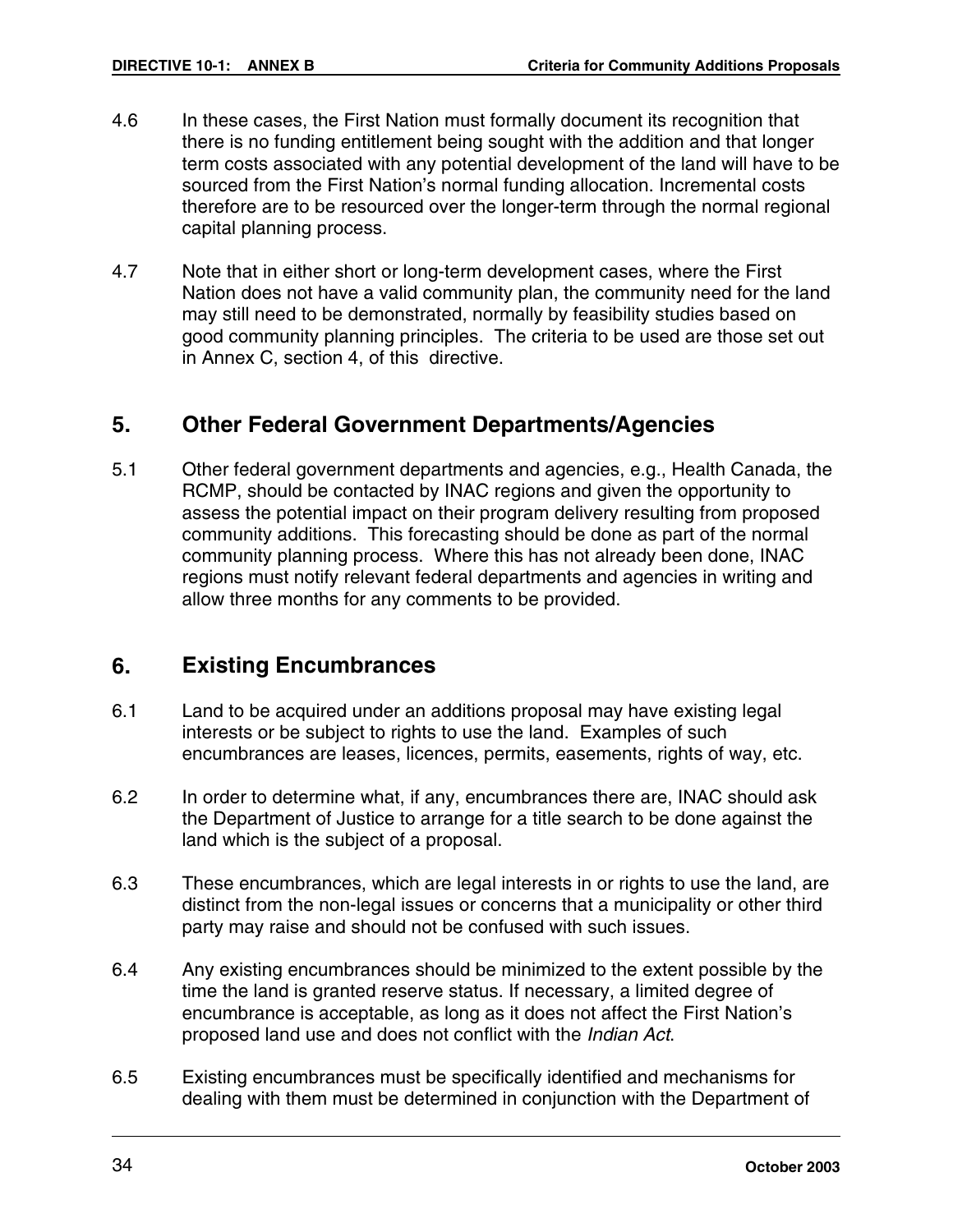4.6 In these cases, the First Nation must formally document its recognition that there is no funding entitlement being sought with the addition and that longer term costs associated with any potential development of the land will have to be sourced from the First Nation's normal funding allocation. Incremental costs therefore are to be resourced over the longer-term through the normal regional capital planning process.

4.7 Note that in either short or long-term development cases, where the First Nation does not have a valid community plan, the community need for the land may still need to be demonstrated, normally by feasibility studies based on good community planning principles. The criteria to be used are those set out in Annex C, section 4, of this directive.

## 5. Other Federal Government Departments/Agencies

5.1 Other federal government departments and agencies, e.g., Health Canada, the RCMP, should be contacted by INAC regions and given the opportunity to assess the potential impact on their program delivery resulting from proposed community additions. This forecasting should be done as part of the normal community planning process. Where this has not already been done, INAC regions must notify relevant federal departments and agencies in writing and allow three months for any comments to be provided.

## 6. Existing Encumbrances

6.1 Land to be acquired under an additions proposal may have existing legal interests or be subject to rights to use the land. Examples of such encumbrances are leases, licences, permits, easements, rights of way, etc.

6.2 In order to determine what, if any, encumbrances there are, INAC should ask the Department of Justice to arrange for a title search to be done against the land which is the subject of a proposal.

6.3 These encumbrances, which are legal interests in or rights to use the land, are distinct from the non-legal issues or concerns that a municipality or other third party may raise and should not be confused with such issues.

6.4 Any existing encumbrances should be minimized to the extent possible by the time the land is granted reserve status. If necessary, a limited degree of encumbrance is acceptable, as long as it does not affect the First Nation's proposed land use and does not conflict with the *Indian Act*.

6.5 Existing encumbrances must be specifically identified and mechanisms for dealing with them must be determined in conjunction with the Department of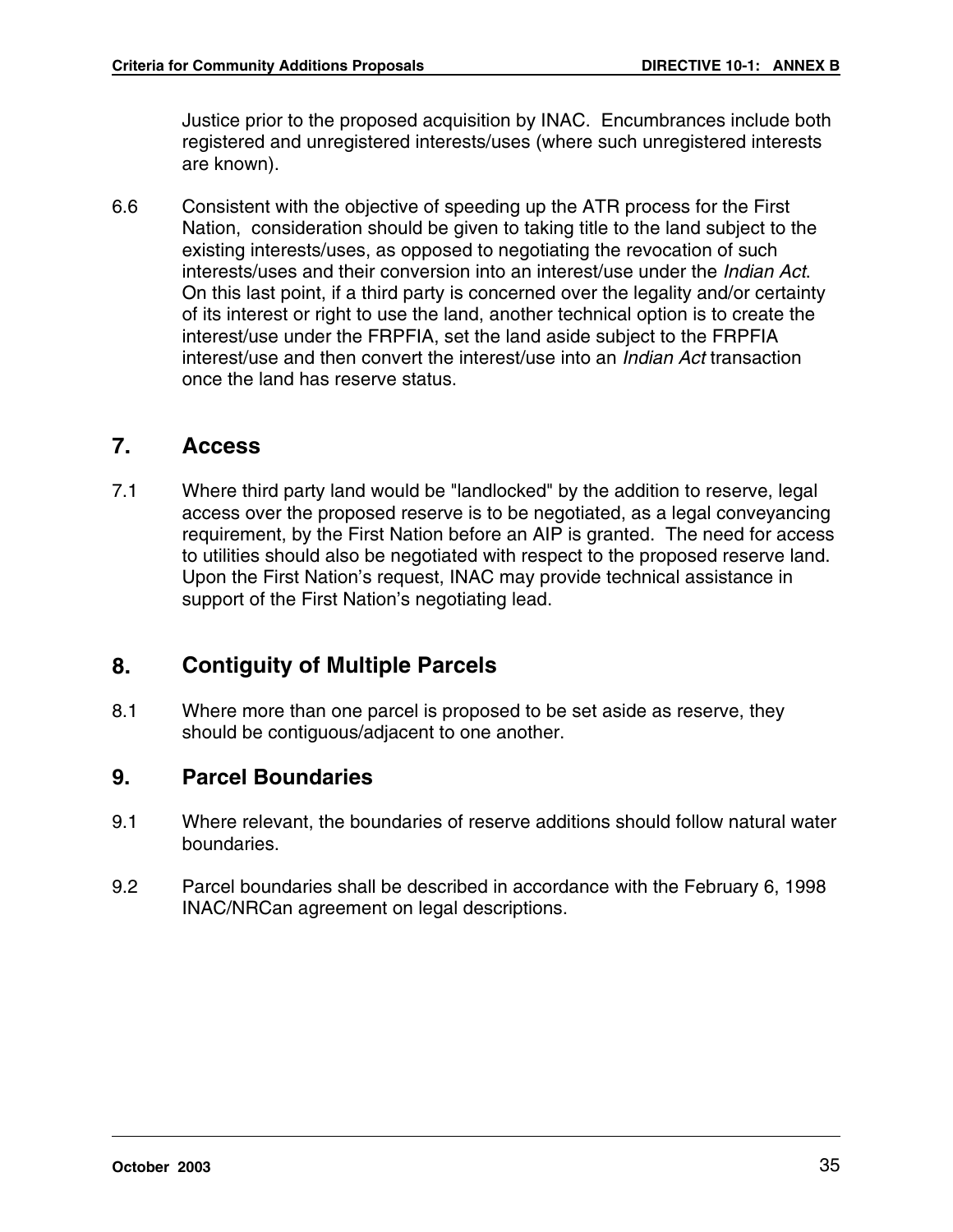Justice prior to the proposed acquisition by INAC. Encumbrances include both registered and unregistered interests/uses (where such unregistered interests are known).

6.6 Consistent with the objective of speeding up the ATR process for the First Nation, consideration should be given to taking title to the land subject to the existing interests/uses, as opposed to negotiating the revocation of such interests/uses and their conversion into an interest/use under the *Indian Act*. On this last point, if a third party is concerned over the legality and/or certainty of its interest or right to use the land, another technical option is to create the interest/use under the FRPFIA, set the land aside subject to the FRPFIA interest/use and then convert the interest/use into an *Indian Act* transaction once the land has reserve status.

## 7. Access

7.1 Where third party land would be "landlocked" by the addition to reserve, legal access over the proposed reserve is to be negotiated, as a legal conveyancing requirement, by the First Nation before an AIP is granted. The need for access to utilities should also be negotiated with respect to the proposed reserve land. Upon the First Nation's request, INAC may provide technical assistance in support of the First Nation's negotiating lead.

## 8. Contiguity of Multiple Parcels

8.1 Where more than one parcel is proposed to be set aside as reserve, they should be contiguous/adjacent to one another.

## 9. Parcel Boundaries

9.1 Where relevant, the boundaries of reserve additions should follow natural water boundaries.

9.2 Parcel boundaries shall be described in accordance with the February 6, 1998 INAC/NRCan agreement on legal descriptions.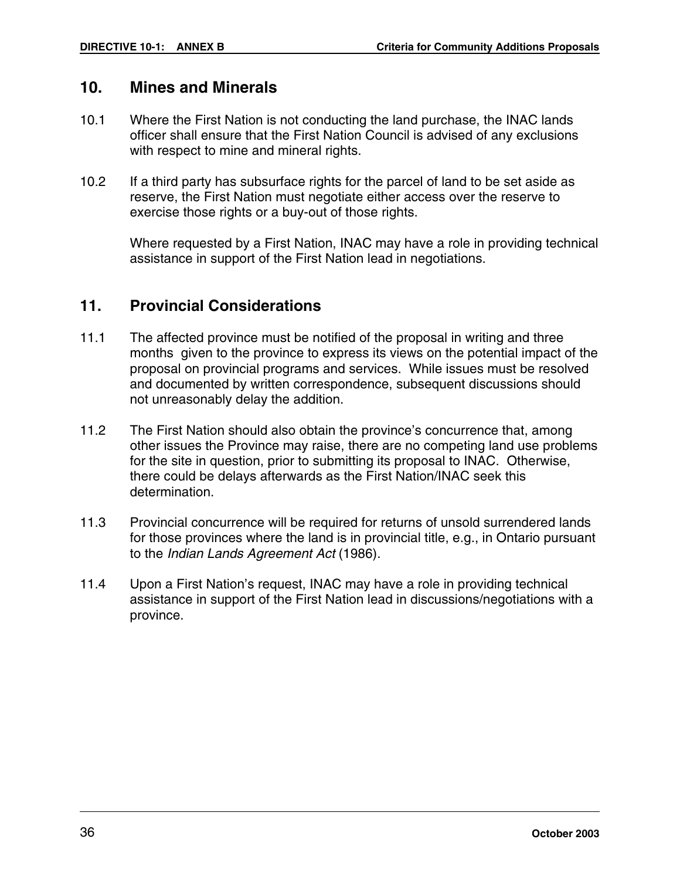## 10. Mines and Minerals

10.1 Where the First Nation is not conducting the land purchase, the INAC lands officer shall ensure that the First Nation Council is advised of any exclusions with respect to mine and mineral rights.

10.2 If a third party has subsurface rights for the parcel of land to be set aside as reserve, the First Nation must negotiate either access over the reserve to exercise those rights or a buy-out of those rights.

Where requested by a First Nation, INAC may have a role in providing technical assistance in support of the First Nation lead in negotiations.

## 11. Provincial Considerations

11.1 The affected province must be notified of the proposal in writing and three months given to the province to express its views on the potential impact of the proposal on provincial programs and services. While issues must be resolved and documented by written correspondence, subsequent discussions should not unreasonably delay the addition.

11.2 The First Nation should also obtain the province's concurrence that, among other issues the Province may raise, there are no competing land use problems for the site in question, prior to submitting its proposal to INAC. Otherwise, there could be delays afterwards as the First Nation/INAC seek this determination.

11.3 Provincial concurrence will be required for returns of unsold surrendered lands for those provinces where the land is in provincial title, e.g., in Ontario pursuant to the *Indian Lands Agreement Act* (1986).

11.4 Upon a First Nation's request, INAC may have a role in providing technical assistance in support of the First Nation lead in discussions/negotiations with a province.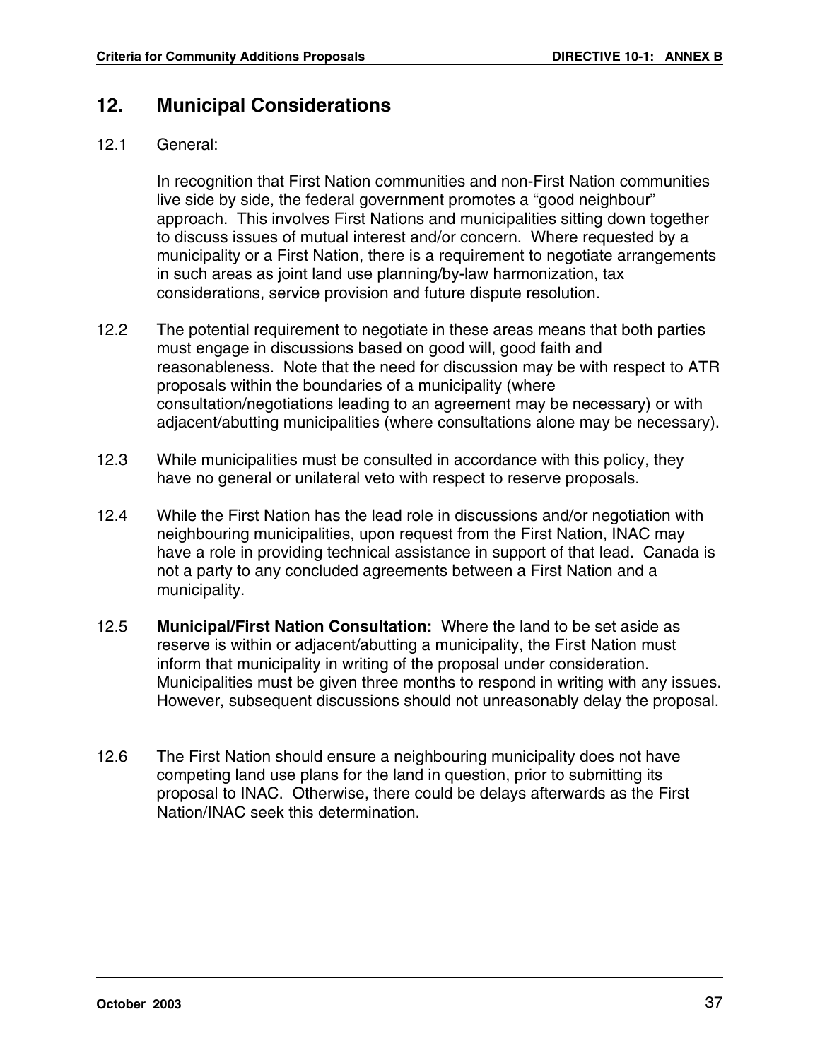## 12. Municipal Considerations

12.1 General:

In recognition that First Nation communities and non-First Nation communities live side by side, the federal government promotes a "good neighbour" approach. This involves First Nations and municipalities sitting down together to discuss issues of mutual interest and/or concern. Where requested by a municipality or a First Nation, there is a requirement to negotiate arrangements in such areas as joint land use planning/by-law harmonization, tax considerations, service provision and future dispute resolution.

12.2 The potential requirement to negotiate in these areas means that both parties must engage in discussions based on good will, good faith and reasonableness. Note that the need for discussion may be with respect to ATR proposals within the boundaries of a municipality (where consultation/negotiations leading to an agreement may be necessary) or with adjacent/abutting municipalities (where consultations alone may be necessary).

12.3 While municipalities must be consulted in accordance with this policy, they have no general or unilateral veto with respect to reserve proposals.

12.4 While the First Nation has the lead role in discussions and/or negotiation with neighbouring municipalities, upon request from the First Nation, INAC may have a role in providing technical assistance in support of that lead. Canada is not a party to any concluded agreements between a First Nation and a municipality.

12.5 **Municipal/First Nation Consultation:** Where the land to be set aside as reserve is within or adjacent/abutting a municipality, the First Nation must inform that municipality in writing of the proposal under consideration. Municipalities must be given three months to respond in writing with any issues. However, subsequent discussions should not unreasonably delay the proposal.

12.6 The First Nation should ensure a neighbouring municipality does not have competing land use plans for the land in question, prior to submitting its proposal to INAC. Otherwise, there could be delays afterwards as the First Nation/INAC seek this determination.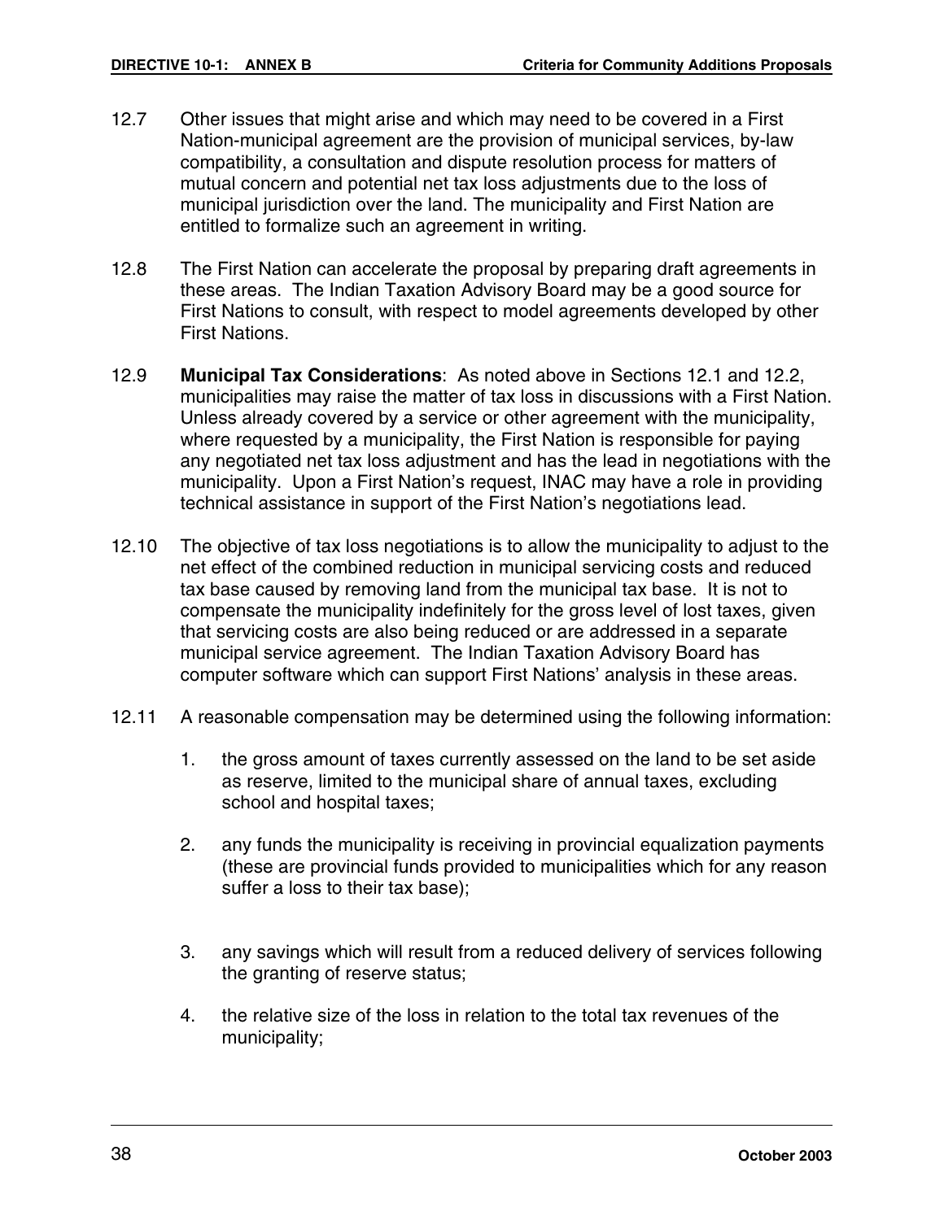12.7 Other issues that might arise and which may need to be covered in a First Nation-municipal agreement are the provision of municipal services, by-law compatibility, a consultation and dispute resolution process for matters of mutual concern and potential net tax loss adjustments due to the loss of municipal jurisdiction over the land. The municipality and First Nation are entitled to formalize such an agreement in writing.

12.8 The First Nation can accelerate the proposal by preparing draft agreements in these areas. The Indian Taxation Advisory Board may be a good source for First Nations to consult, with respect to model agreements developed by other First Nations.

12.9 **Municipal Tax Considerations**: As noted above in Sections 12.1 and 12.2, municipalities may raise the matter of tax loss in discussions with a First Nation. Unless already covered by a service or other agreement with the municipality, where requested by a municipality, the First Nation is responsible for paying any negotiated net tax loss adjustment and has the lead in negotiations with the municipality. Upon a First Nation's request, INAC may have a role in providing technical assistance in support of the First Nation's negotiations lead.

12.10 The objective of tax loss negotiations is to allow the municipality to adjust to the net effect of the combined reduction in municipal servicing costs and reduced tax base caused by removing land from the municipal tax base. It is not to compensate the municipality indefinitely for the gross level of lost taxes, given that servicing costs are also being reduced or are addressed in a separate municipal service agreement. The Indian Taxation Advisory Board has computer software which can support First Nations' analysis in these areas.

12.11 A reasonable compensation may be determined using the following information:

1. the gross amount of taxes currently assessed on the land to be set aside as reserve, limited to the municipal share of annual taxes, excluding school and hospital taxes;
2. any funds the municipality is receiving in provincial equalization payments (these are provincial funds provided to municipalities which for any reason suffer a loss to their tax base);
3. any savings which will result from a reduced delivery of services following the granting of reserve status;
4. the relative size of the loss in relation to the total tax revenues of the municipality;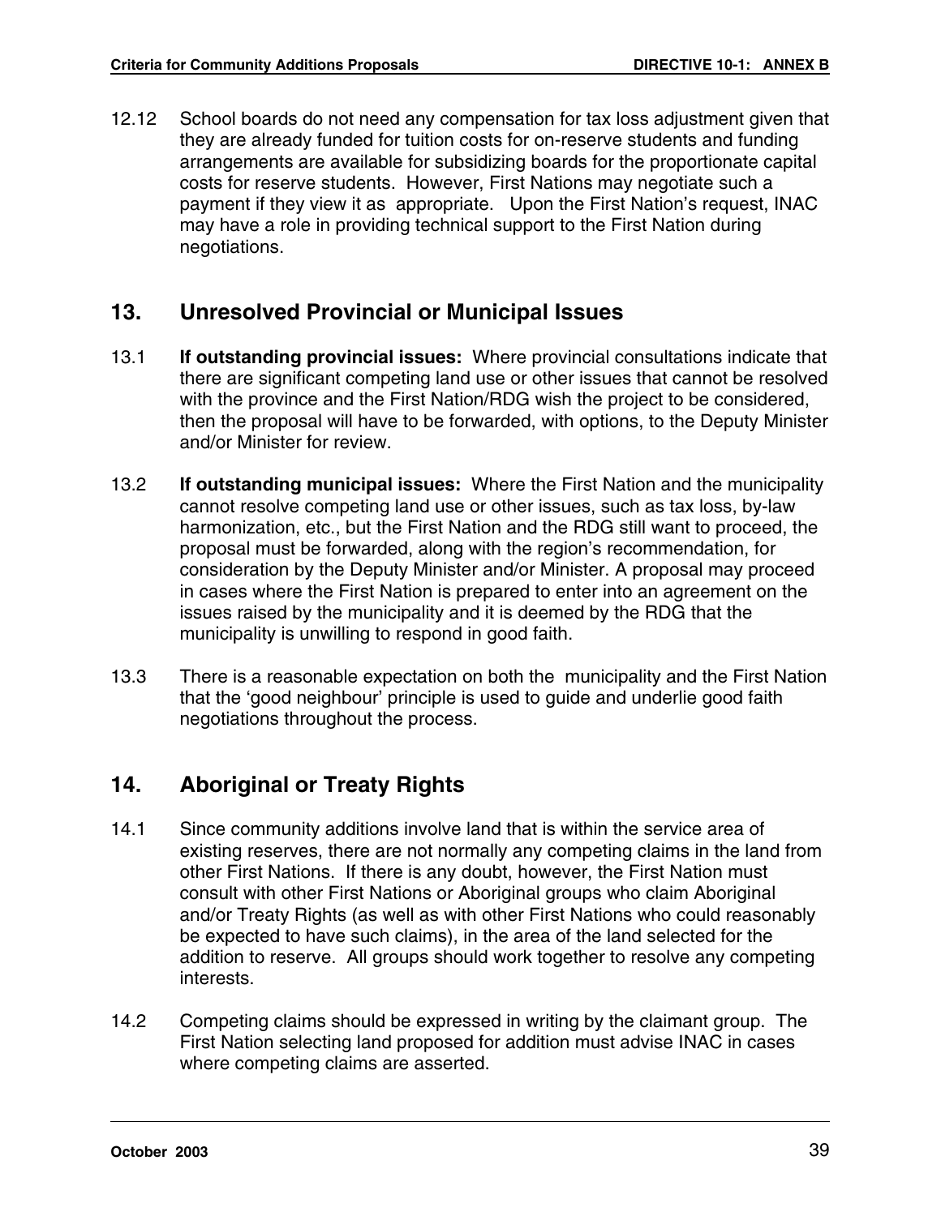12.12 School boards do not need any compensation for tax loss adjustment given that they are already funded for tuition costs for on-reserve students and funding arrangements are available for subsidizing boards for the proportionate capital costs for reserve students. However, First Nations may negotiate such a payment if they view it as appropriate. Upon the First Nation's request, INAC may have a role in providing technical support to the First Nation during negotiations.

## 13. Unresolved Provincial or Municipal Issues

13.1 **If outstanding provincial issues:** Where provincial consultations indicate that there are significant competing land use or other issues that cannot be resolved with the province and the First Nation/RDG wish the project to be considered, then the proposal will have to be forwarded, with options, to the Deputy Minister and/or Minister for review.

13.2 **If outstanding municipal issues:** Where the First Nation and the municipality cannot resolve competing land use or other issues, such as tax loss, by-law harmonization, etc., but the First Nation and the RDG still want to proceed, the proposal must be forwarded, along with the region's recommendation, for consideration by the Deputy Minister and/or Minister. A proposal may proceed in cases where the First Nation is prepared to enter into an agreement on the issues raised by the municipality and it is deemed by the RDG that the municipality is unwilling to respond in good faith.

13.3 There is a reasonable expectation on both the municipality and the First Nation that the 'good neighbour' principle is used to guide and underlie good faith negotiations throughout the process.

## 14. Aboriginal or Treaty Rights

14.1 Since community additions involve land that is within the service area of existing reserves, there are not normally any competing claims in the land from other First Nations. If there is any doubt, however, the First Nation must consult with other First Nations or Aboriginal groups who claim Aboriginal and/or Treaty Rights (as well as with other First Nations who could reasonably be expected to have such claims), in the area of the land selected for the addition to reserve. All groups should work together to resolve any competing interests.

14.2 Competing claims should be expressed in writing by the claimant group. The First Nation selecting land proposed for addition must advise INAC in cases where competing claims are asserted.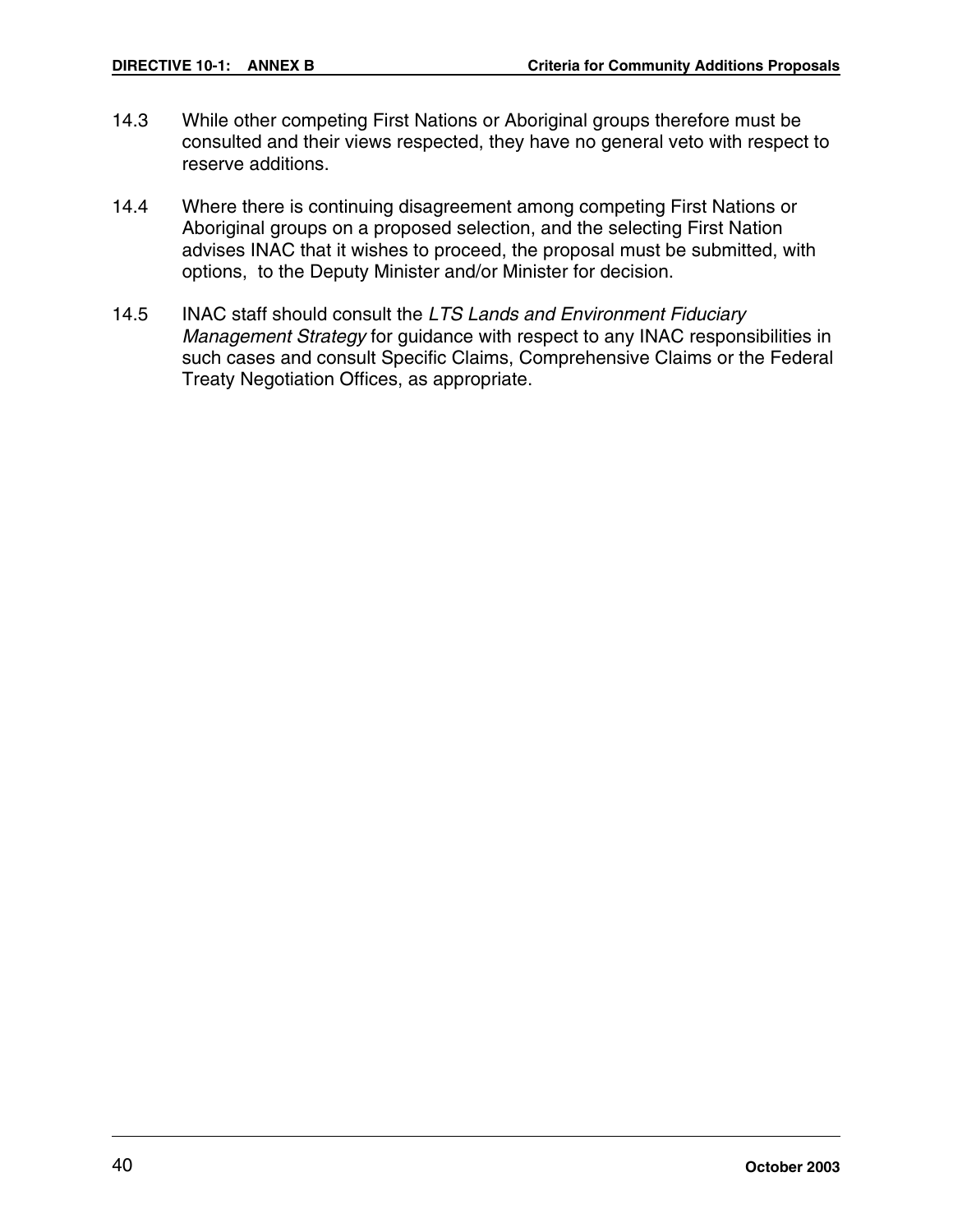14.3 While other competing First Nations or Aboriginal groups therefore must be consulted and their views respected, they have no general veto with respect to reserve additions.

14.4 Where there is continuing disagreement among competing First Nations or Aboriginal groups on a proposed selection, and the selecting First Nation advises INAC that it wishes to proceed, the proposal must be submitted, with options, to the Deputy Minister and/or Minister for decision.

14.5 INAC staff should consult the *LTS Lands and Environment Fiduciary Management Strategy* for guidance with respect to any INAC responsibilities in such cases and consult Specific Claims, Comprehensive Claims or the Federal Treaty Negotiation Offices, as appropriate.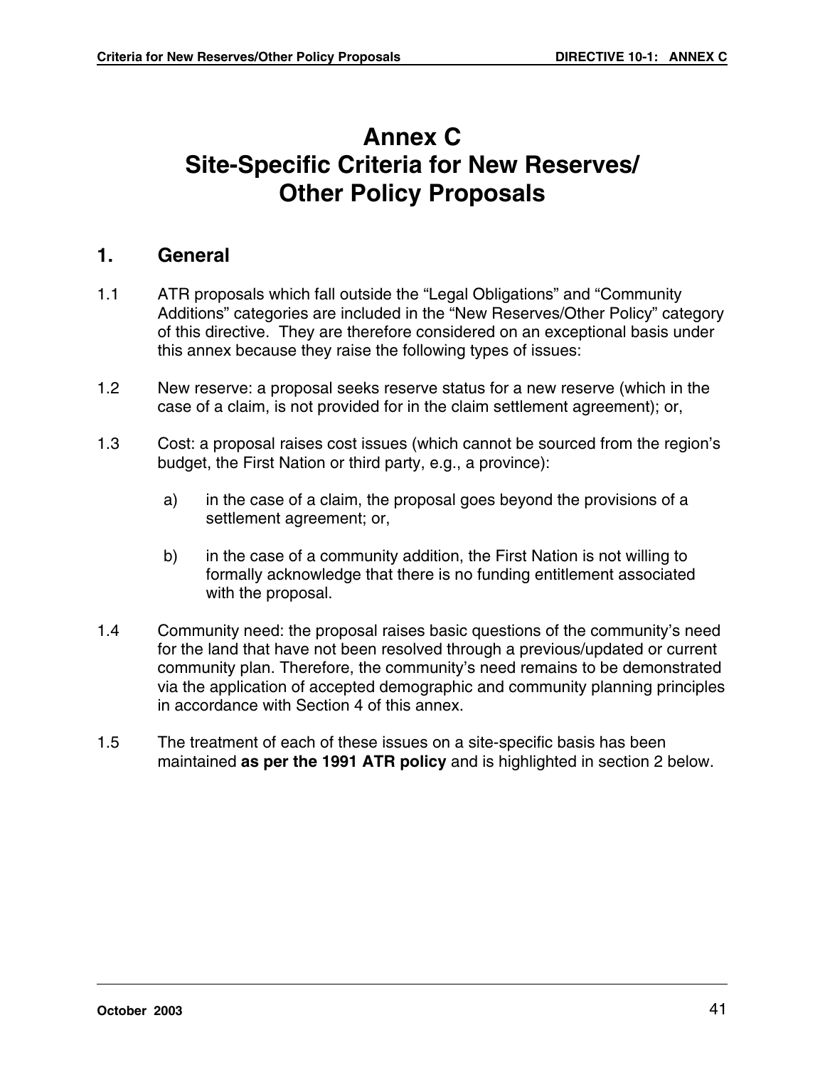# Annex C
# Site-Specific Criteria for New Reserves/ Other Policy Proposals

## 1. General

1.1 ATR proposals which fall outside the “Legal Obligations” and “Community Additions” categories are included in the “New Reserves/Other Policy” category of this directive. They are therefore considered on an exceptional basis under this annex because they raise the following types of issues:

1.2 New reserve: a proposal seeks reserve status for a new reserve (which in the case of a claim, is not provided for in the claim settlement agreement); or,

1.3 Cost: a proposal raises cost issues (which cannot be sourced from the region’s budget, the First Nation or third party, e.g., a province):

   a) in the case of a claim, the proposal goes beyond the provisions of a settlement agreement; or,

   b) in the case of a community addition, the First Nation is not willing to formally acknowledge that there is no funding entitlement associated with the proposal.

1.4 Community need: the proposal raises basic questions of the community’s need for the land that have not been resolved through a previous/updated or current community plan. Therefore, the community’s need remains to be demonstrated via the application of accepted demographic and community planning principles in accordance with Section 4 of this annex.

1.5 The treatment of each of these issues on a site-specific basis has been maintained **as per the 1991 ATR policy** and is highlighted in section 2 below.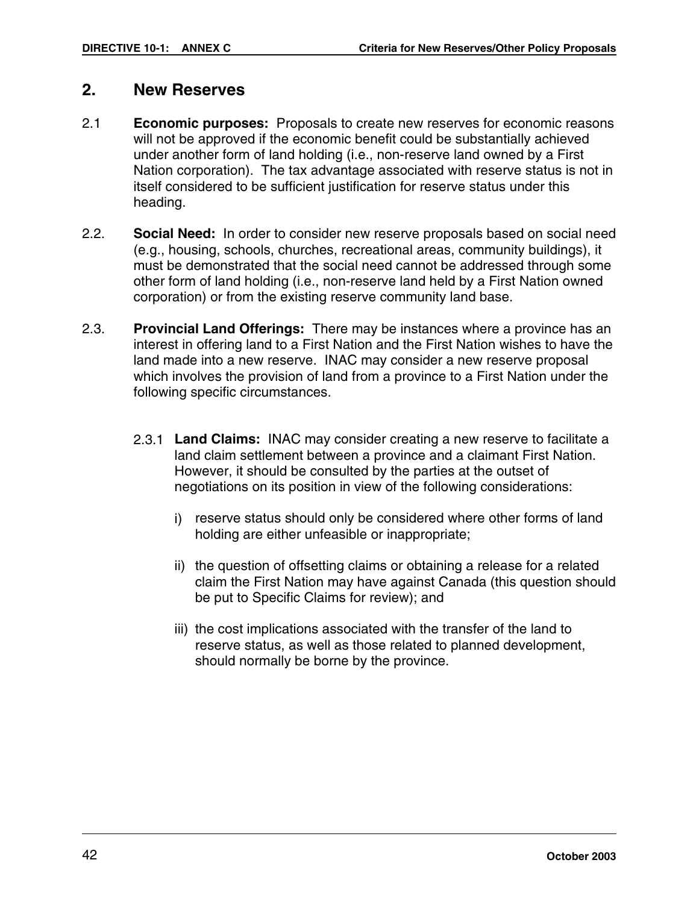## 2. New Reserves

2.1 **Economic purposes:** Proposals to create new reserves for economic reasons will not be approved if the economic benefit could be substantially achieved under another form of land holding (i.e., non-reserve land owned by a First Nation corporation). The tax advantage associated with reserve status is not in itself considered to be sufficient justification for reserve status under this heading.

2.2. **Social Need:** In order to consider new reserve proposals based on social need (e.g., housing, schools, churches, recreational areas, community buildings), it must be demonstrated that the social need cannot be addressed through some other form of land holding (i.e., non-reserve land held by a First Nation owned corporation) or from the existing reserve community land base.

2.3. **Provincial Land Offerings:** There may be instances where a province has an interest in offering land to a First Nation and the First Nation wishes to have the land made into a new reserve. INAC may consider a new reserve proposal which involves the provision of land from a province to a First Nation under the following specific circumstances.

2.3.1 **Land Claims:** INAC may consider creating a new reserve to facilitate a land claim settlement between a province and a claimant First Nation. However, it should be consulted by the parties at the outset of negotiations on its position in view of the following considerations:

i) reserve status should only be considered where other forms of land holding are either unfeasible or inappropriate;

ii) the question of offsetting claims or obtaining a release for a related claim the First Nation may have against Canada (this question should be put to Specific Claims for review); and

iii) the cost implications associated with the transfer of the land to reserve status, as well as those related to planned development, should normally be borne by the province.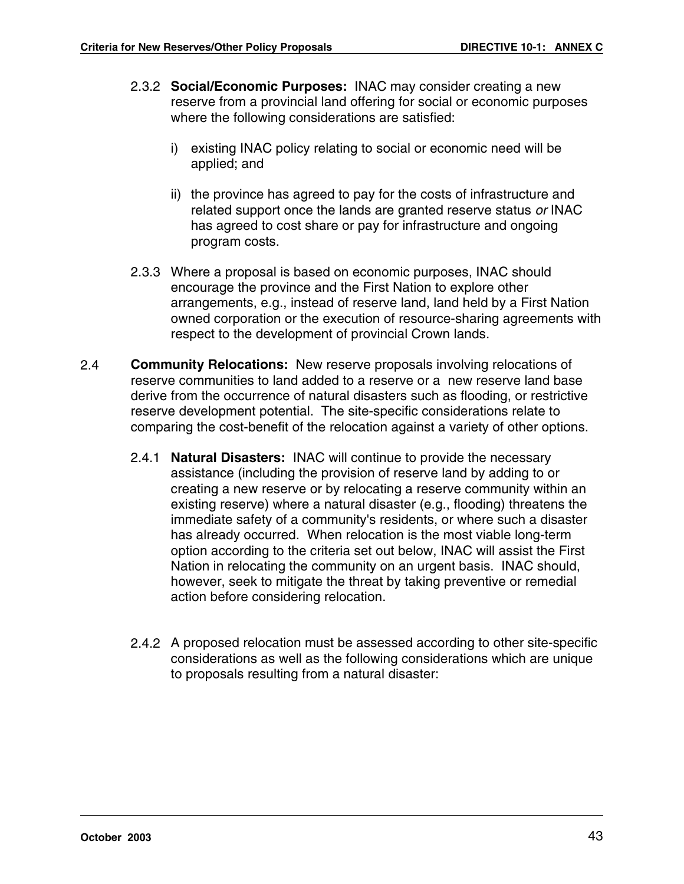2.3.2 **Social/Economic Purposes:** INAC may consider creating a new reserve from a provincial land offering for social or economic purposes where the following considerations are satisfied:

i) existing INAC policy relating to social or economic need will be applied; and

ii) the province has agreed to pay for the costs of infrastructure and related support once the lands are granted reserve status *or* INAC has agreed to cost share or pay for infrastructure and ongoing program costs.

2.3.3 Where a proposal is based on economic purposes, INAC should encourage the province and the First Nation to explore other arrangements, e.g., instead of reserve land, land held by a First Nation owned corporation or the execution of resource-sharing agreements with respect to the development of provincial Crown lands.

2.4 **Community Relocations:** New reserve proposals involving relocations of reserve communities to land added to a reserve or a new reserve land base derive from the occurrence of natural disasters such as flooding, or restrictive reserve development potential. The site-specific considerations relate to comparing the cost-benefit of the relocation against a variety of other options.

2.4.1 **Natural Disasters:** INAC will continue to provide the necessary assistance (including the provision of reserve land by adding to or creating a new reserve or by relocating a reserve community within an existing reserve) where a natural disaster (e.g., flooding) threatens the immediate safety of a community's residents, or where such a disaster has already occurred. When relocation is the most viable long-term option according to the criteria set out below, INAC will assist the First Nation in relocating the community on an urgent basis. INAC should, however, seek to mitigate the threat by taking preventive or remedial action before considering relocation.

2.4.2 A proposed relocation must be assessed according to other site-specific considerations as well as the following considerations which are unique to proposals resulting from a natural disaster: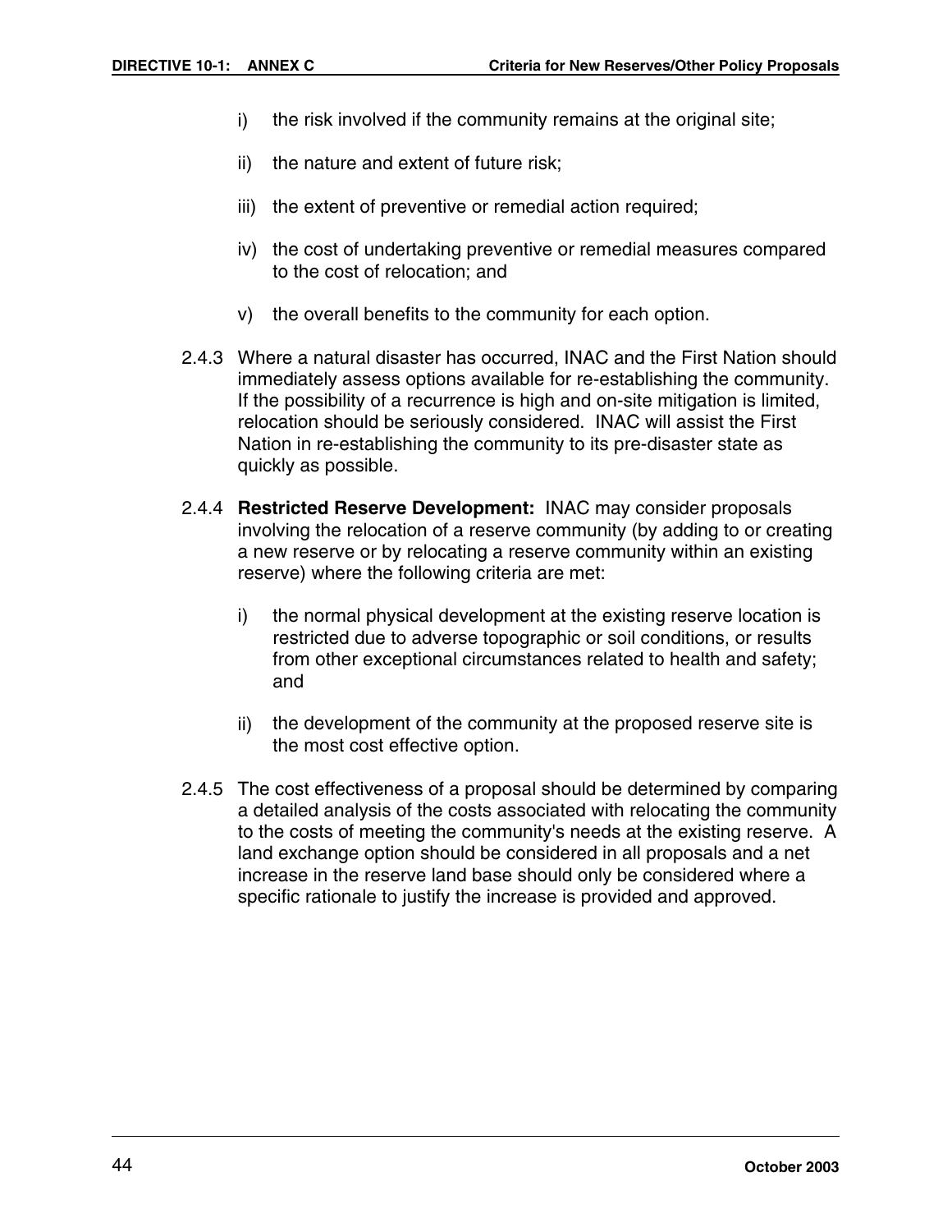i) the risk involved if the community remains at the original site;

ii) the nature and extent of future risk;

iii) the extent of preventive or remedial action required;

iv) the cost of undertaking preventive or remedial measures compared to the cost of relocation; and

v) the overall benefits to the community for each option.

2.4.3 Where a natural disaster has occurred, INAC and the First Nation should immediately assess options available for re-establishing the community. If the possibility of a recurrence is high and on-site mitigation is limited, relocation should be seriously considered. INAC will assist the First Nation in re-establishing the community to its pre-disaster state as quickly as possible.

2.4.4 **Restricted Reserve Development:** INAC may consider proposals involving the relocation of a reserve community (by adding to or creating a new reserve or by relocating a reserve community within an existing reserve) where the following criteria are met:

i) the normal physical development at the existing reserve location is restricted due to adverse topographic or soil conditions, or results from other exceptional circumstances related to health and safety; and

ii) the development of the community at the proposed reserve site is the most cost effective option.

2.4.5 The cost effectiveness of a proposal should be determined by comparing a detailed analysis of the costs associated with relocating the community to the costs of meeting the community's needs at the existing reserve. A land exchange option should be considered in all proposals and a net increase in the reserve land base should only be considered where a specific rationale to justify the increase is provided and approved.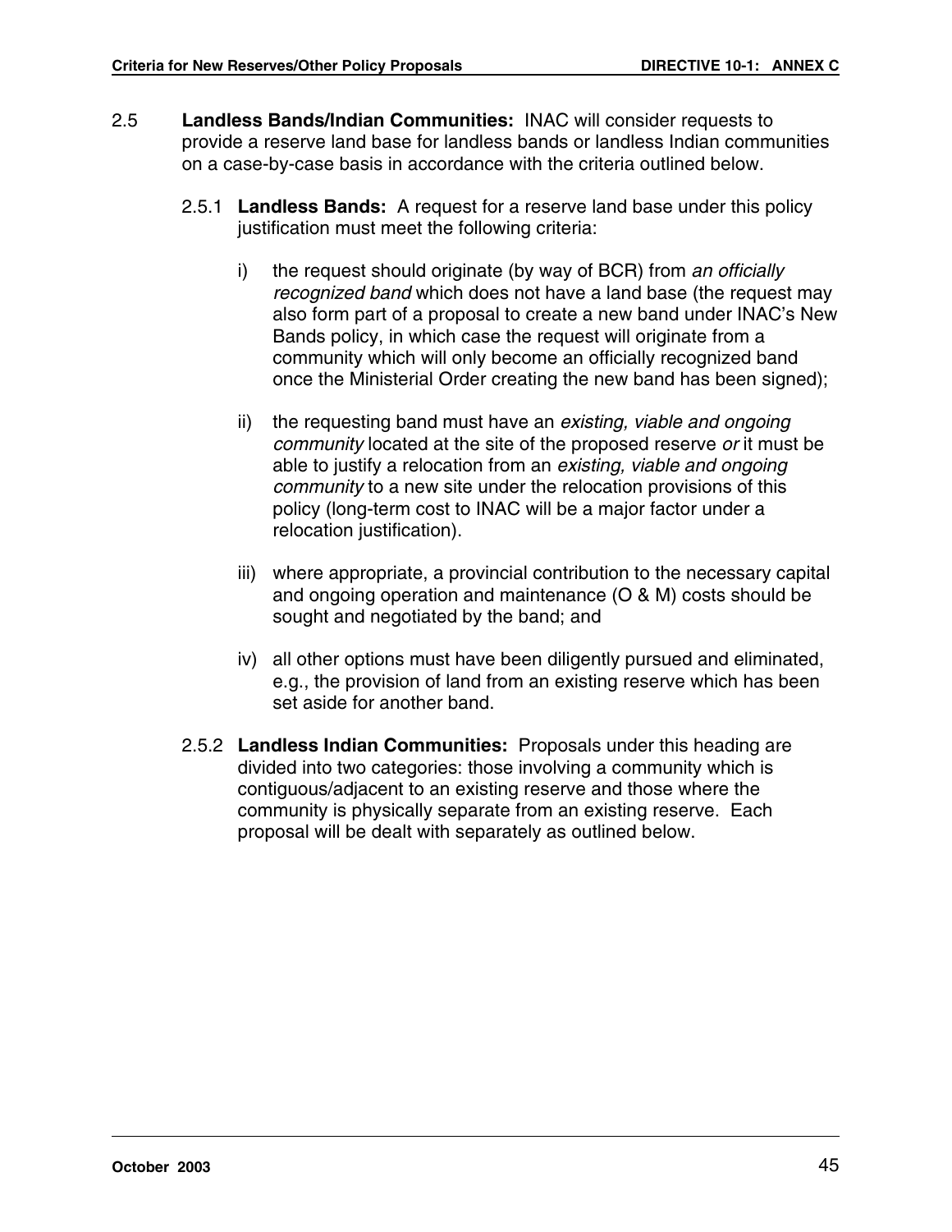2.5 **Landless Bands/Indian Communities:** INAC will consider requests to provide a reserve land base for landless bands or landless Indian communities on a case-by-case basis in accordance with the criteria outlined below.

2.5.1 **Landless Bands:** A request for a reserve land base under this policy justification must meet the following criteria:

i) the request should originate (by way of BCR) from *an officially recognized band* which does not have a land base (the request may also form part of a proposal to create a new band under INAC's New Bands policy, in which case the request will originate from a community which will only become an officially recognized band once the Ministerial Order creating the new band has been signed);

ii) the requesting band must have an *existing, viable and ongoing community* located at the site of the proposed reserve *or* it must be able to justify a relocation from an *existing, viable and ongoing community* to a new site under the relocation provisions of this policy (long-term cost to INAC will be a major factor under a relocation justification).

iii) where appropriate, a provincial contribution to the necessary capital and ongoing operation and maintenance (O & M) costs should be sought and negotiated by the band; and

iv) all other options must have been diligently pursued and eliminated, e.g., the provision of land from an existing reserve which has been set aside for another band.

2.5.2 **Landless Indian Communities:** Proposals under this heading are divided into two categories: those involving a community which is contiguous/adjacent to an existing reserve and those where the community is physically separate from an existing reserve. Each proposal will be dealt with separately as outlined below.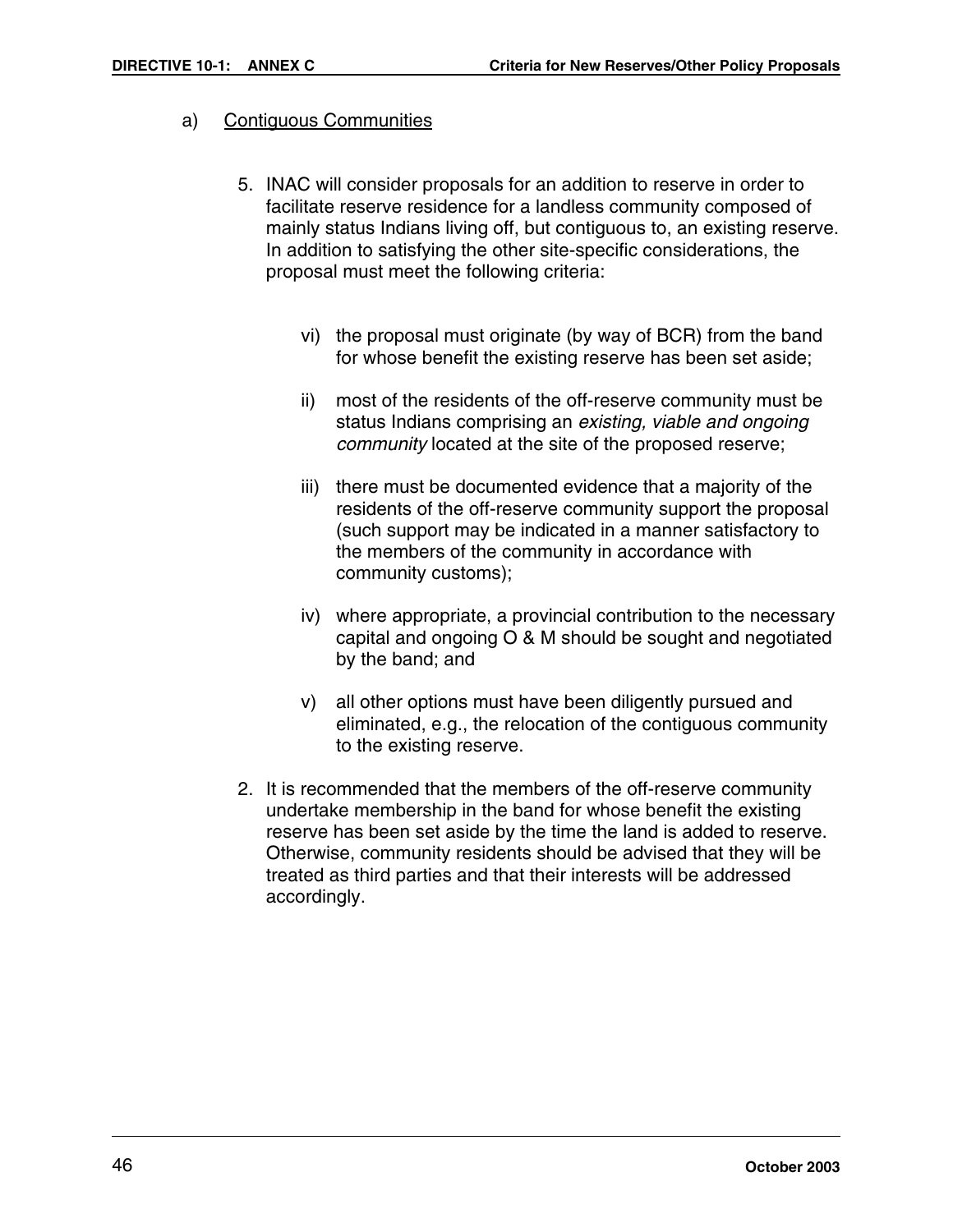a) <u>Contiguous Communities</u>

5. INAC will consider proposals for an addition to reserve in order to facilitate reserve residence for a landless community composed of mainly status Indians living off, but contiguous to, an existing reserve. In addition to satisfying the other site-specific considerations, the proposal must meet the following criteria:

   vi) the proposal must originate (by way of BCR) from the band for whose benefit the existing reserve has been set aside;

   ii) most of the residents of the off-reserve community must be status Indians comprising an *existing, viable and ongoing community* located at the site of the proposed reserve;

   iii) there must be documented evidence that a majority of the residents of the off-reserve community support the proposal (such support may be indicated in a manner satisfactory to the members of the community in accordance with community customs);

   iv) where appropriate, a provincial contribution to the necessary capital and ongoing O & M should be sought and negotiated by the band; and

   v) all other options must have been diligently pursued and eliminated, e.g., the relocation of the contiguous community to the existing reserve.

2. It is recommended that the members of the off-reserve community undertake membership in the band for whose benefit the existing reserve has been set aside by the time the land is added to reserve. Otherwise, community residents should be advised that they will be treated as third parties and that their interests will be addressed accordingly.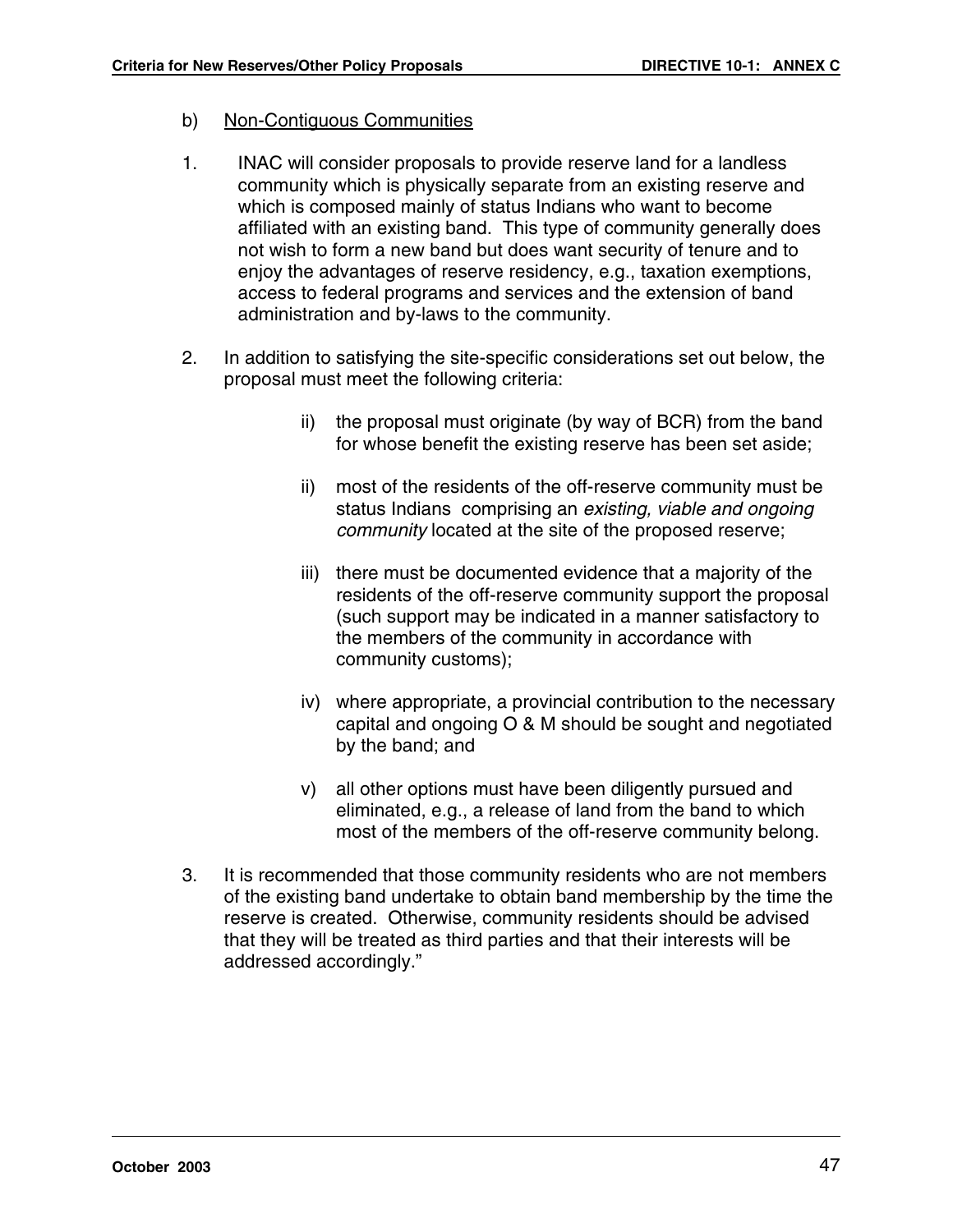b) <u>Non-Contiguous Communities</u>

1. INAC will consider proposals to provide reserve land for a landless community which is physically separate from an existing reserve and which is composed mainly of status Indians who want to become affiliated with an existing band. This type of community generally does not wish to form a new band but does want security of tenure and to enjoy the advantages of reserve residency, e.g., taxation exemptions, access to federal programs and services and the extension of band administration and by-laws to the community.

2. In addition to satisfying the site-specific considerations set out below, the proposal must meet the following criteria:

   ii) the proposal must originate (by way of BCR) from the band for whose benefit the existing reserve has been set aside;

   ii) most of the residents of the off-reserve community must be status Indians comprising an *existing, viable and ongoing community* located at the site of the proposed reserve;

   iii) there must be documented evidence that a majority of the residents of the off-reserve community support the proposal (such support may be indicated in a manner satisfactory to the members of the community in accordance with community customs);

   iv) where appropriate, a provincial contribution to the necessary capital and ongoing O & M should be sought and negotiated by the band; and

   v) all other options must have been diligently pursued and eliminated, e.g., a release of land from the band to which most of the members of the off-reserve community belong.

3. It is recommended that those community residents who are not members of the existing band undertake to obtain band membership by the time the reserve is created. Otherwise, community residents should be advised that they will be treated as third parties and that their interests will be addressed accordingly."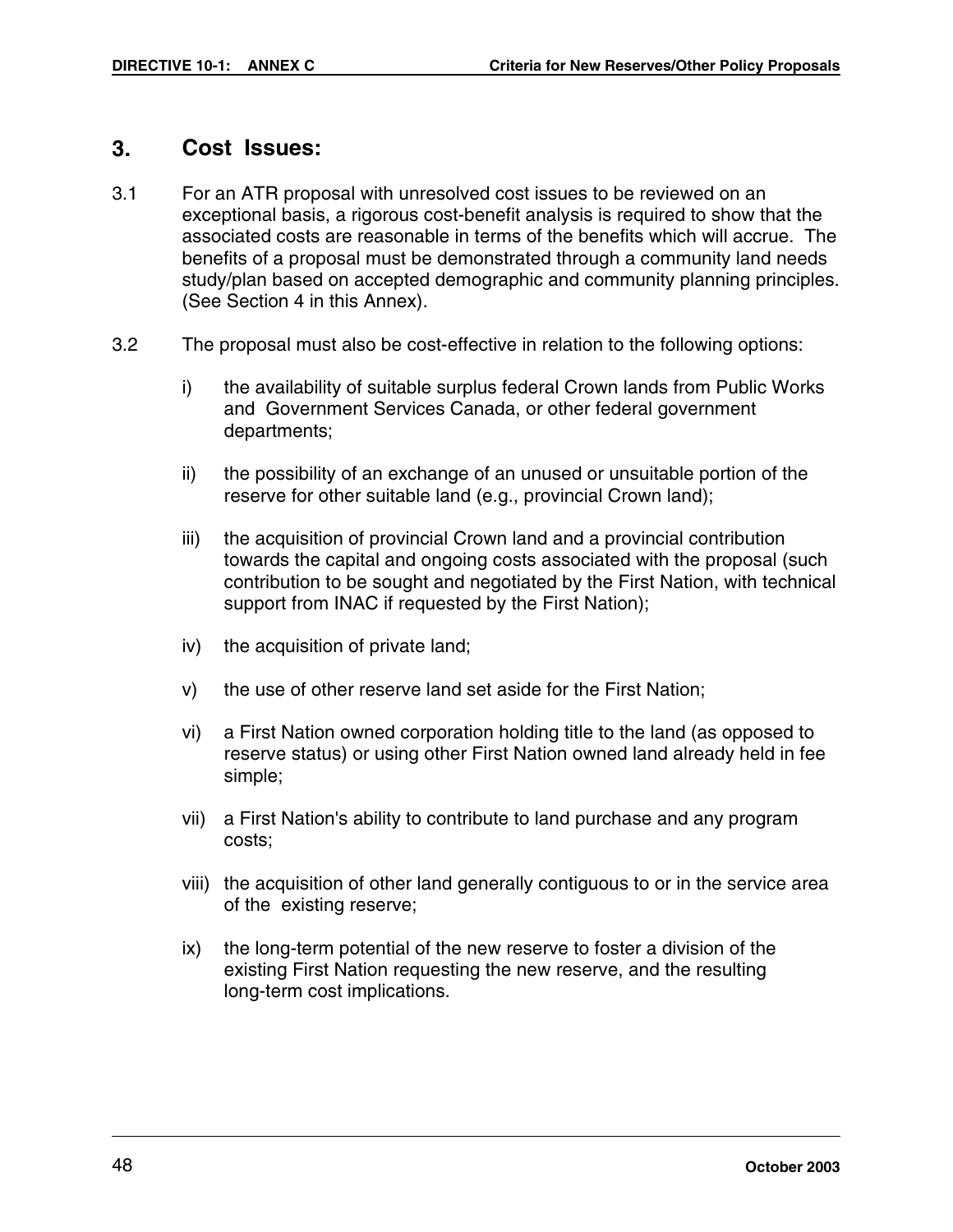## 3. Cost Issues:

3.1 For an ATR proposal with unresolved cost issues to be reviewed on an exceptional basis, a rigorous cost-benefit analysis is required to show that the associated costs are reasonable in terms of the benefits which will accrue. The benefits of a proposal must be demonstrated through a community land needs study/plan based on accepted demographic and community planning principles. (See Section 4 in this Annex).

3.2 The proposal must also be cost-effective in relation to the following options:

i) the availability of suitable surplus federal Crown lands from Public Works and Government Services Canada, or other federal government departments;

ii) the possibility of an exchange of an unused or unsuitable portion of the reserve for other suitable land (e.g., provincial Crown land);

iii) the acquisition of provincial Crown land and a provincial contribution towards the capital and ongoing costs associated with the proposal (such contribution to be sought and negotiated by the First Nation, with technical support from INAC if requested by the First Nation);

iv) the acquisition of private land;

v) the use of other reserve land set aside for the First Nation;

vi) a First Nation owned corporation holding title to the land (as opposed to reserve status) or using other First Nation owned land already held in fee simple;

vii) a First Nation's ability to contribute to land purchase and any program costs;

viii) the acquisition of other land generally contiguous to or in the service area of the existing reserve;

ix) the long-term potential of the new reserve to foster a division of the existing First Nation requesting the new reserve, and the resulting long-term cost implications.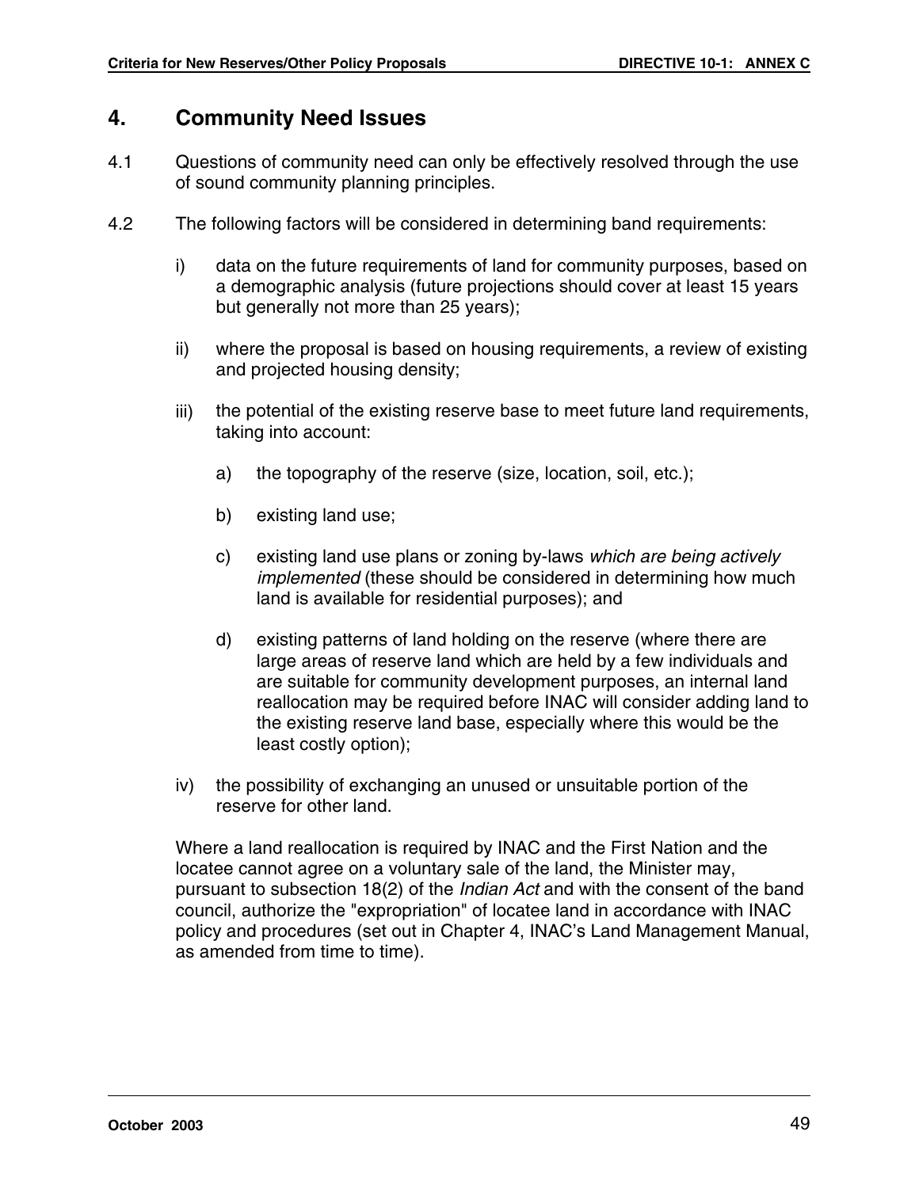## 4. Community Need Issues

4.1 Questions of community need can only be effectively resolved through the use of sound community planning principles.

4.2 The following factors will be considered in determining band requirements:

i) data on the future requirements of land for community purposes, based on a demographic analysis (future projections should cover at least 15 years but generally not more than 25 years);

ii) where the proposal is based on housing requirements, a review of existing and projected housing density;

iii) the potential of the existing reserve base to meet future land requirements, taking into account:

a) the topography of the reserve (size, location, soil, etc.);

b) existing land use;

c) existing land use plans or zoning by-laws *which are being actively implemented* (these should be considered in determining how much land is available for residential purposes); and

d) existing patterns of land holding on the reserve (where there are large areas of reserve land which are held by a few individuals and are suitable for community development purposes, an internal land reallocation may be required before INAC will consider adding land to the existing reserve land base, especially where this would be the least costly option);

iv) the possibility of exchanging an unused or unsuitable portion of the reserve for other land.

Where a land reallocation is required by INAC and the First Nation and the locatee cannot agree on a voluntary sale of the land, the Minister may, pursuant to subsection 18(2) of the *Indian Act* and with the consent of the band council, authorize the "expropriation" of locatee land in accordance with INAC policy and procedures (set out in Chapter 4, INAC's Land Management Manual, as amended from time to time).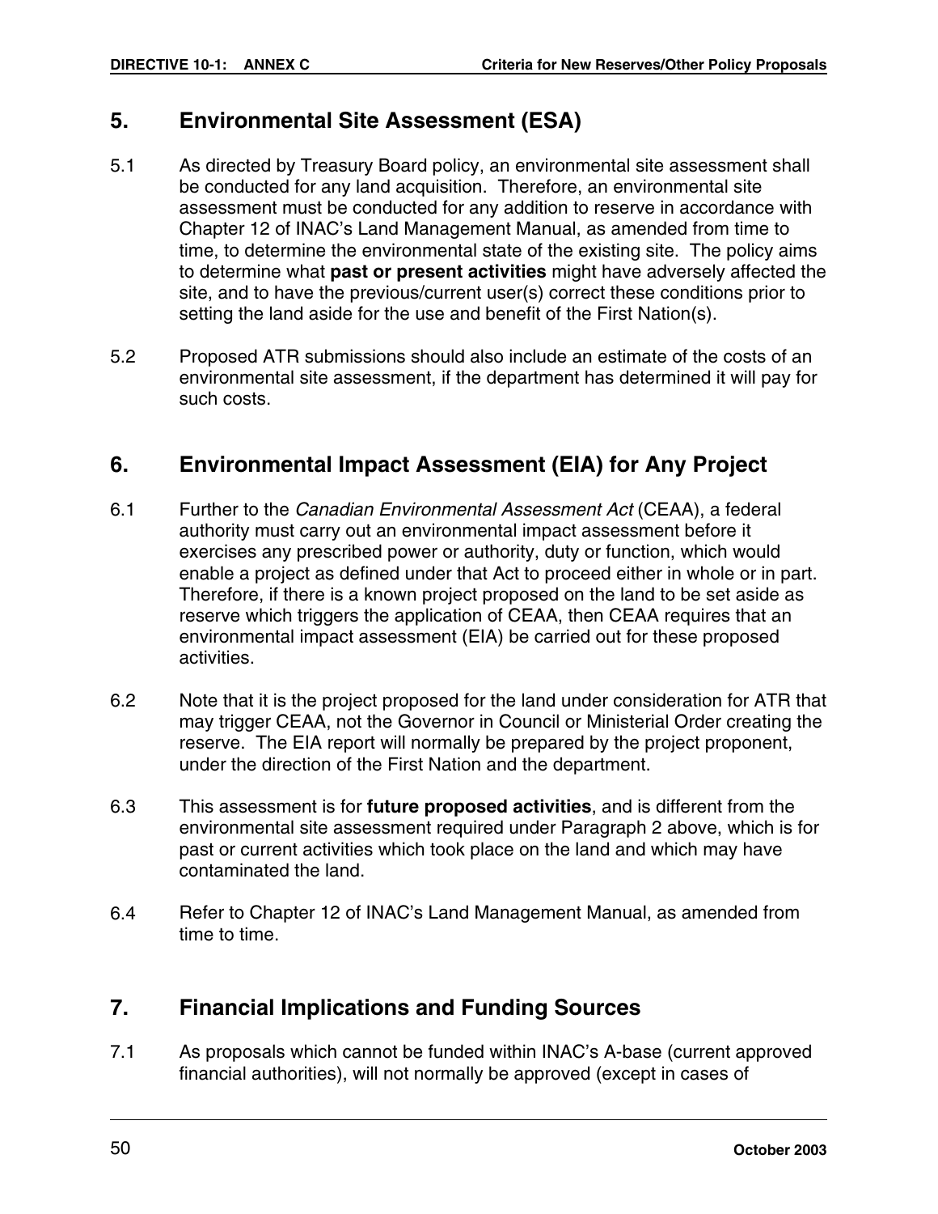## 5. Environmental Site Assessment (ESA)

5.1 As directed by Treasury Board policy, an environmental site assessment shall be conducted for any land acquisition. Therefore, an environmental site assessment must be conducted for any addition to reserve in accordance with Chapter 12 of INAC's Land Management Manual, as amended from time to time, to determine the environmental state of the existing site. The policy aims to determine what **past or present activities** might have adversely affected the site, and to have the previous/current user(s) correct these conditions prior to setting the land aside for the use and benefit of the First Nation(s).

5.2 Proposed ATR submissions should also include an estimate of the costs of an environmental site assessment, if the department has determined it will pay for such costs.

## 6. Environmental Impact Assessment (EIA) for Any Project

6.1 Further to the *Canadian Environmental Assessment Act* (CEAA), a federal authority must carry out an environmental impact assessment before it exercises any prescribed power or authority, duty or function, which would enable a project as defined under that Act to proceed either in whole or in part. Therefore, if there is a known project proposed on the land to be set aside as reserve which triggers the application of CEAA, then CEAA requires that an environmental impact assessment (EIA) be carried out for these proposed activities.

6.2 Note that it is the project proposed for the land under consideration for ATR that may trigger CEAA, not the Governor in Council or Ministerial Order creating the reserve. The EIA report will normally be prepared by the project proponent, under the direction of the First Nation and the department.

6.3 This assessment is for **future proposed activities**, and is different from the environmental site assessment required under Paragraph 2 above, which is for past or current activities which took place on the land and which may have contaminated the land.

6.4 Refer to Chapter 12 of INAC's Land Management Manual, as amended from time to time.

## 7. Financial Implications and Funding Sources

7.1 As proposals which cannot be funded within INAC's A-base (current approved financial authorities), will not normally be approved (except in cases of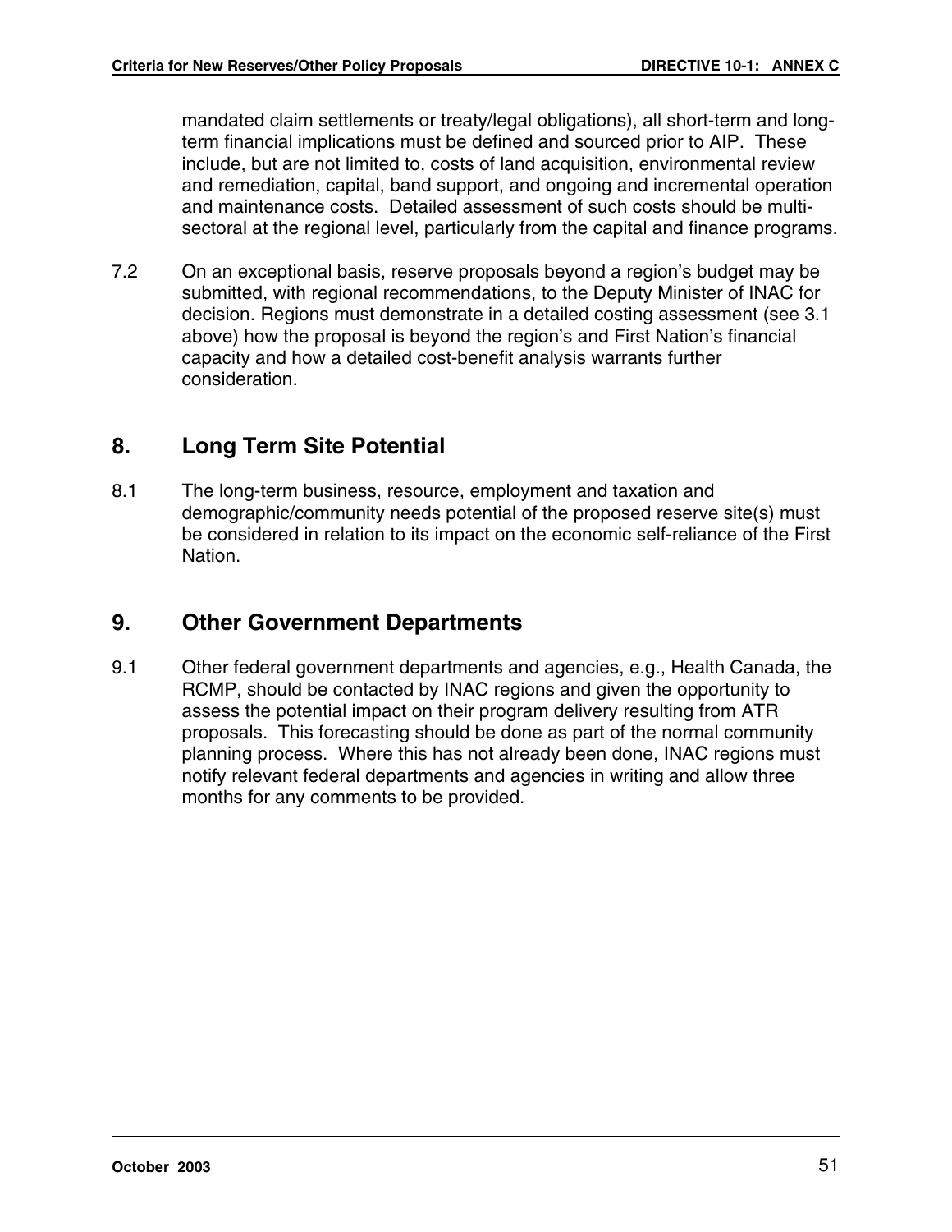mandated claim settlements or treaty/legal obligations), all short-term and long-term financial implications must be defined and sourced prior to AIP. These include, but are not limited to, costs of land acquisition, environmental review and remediation, capital, band support, and ongoing and incremental operation and maintenance costs. Detailed assessment of such costs should be multi-sectoral at the regional level, particularly from the capital and finance programs.

7.2 On an exceptional basis, reserve proposals beyond a region's budget may be submitted, with regional recommendations, to the Deputy Minister of INAC for decision. Regions must demonstrate in a detailed costing assessment (see 3.1 above) how the proposal is beyond the region's and First Nation's financial capacity and how a detailed cost-benefit analysis warrants further consideration.

## 8. Long Term Site Potential

8.1 The long-term business, resource, employment and taxation and demographic/community needs potential of the proposed reserve site(s) must be considered in relation to its impact on the economic self-reliance of the First Nation.

## 9. Other Government Departments

9.1 Other federal government departments and agencies, e.g., Health Canada, the RCMP, should be contacted by INAC regions and given the opportunity to assess the potential impact on their program delivery resulting from ATR proposals. This forecasting should be done as part of the normal community planning process. Where this has not already been done, INAC regions must notify relevant federal departments and agencies in writing and allow three months for any comments to be provided.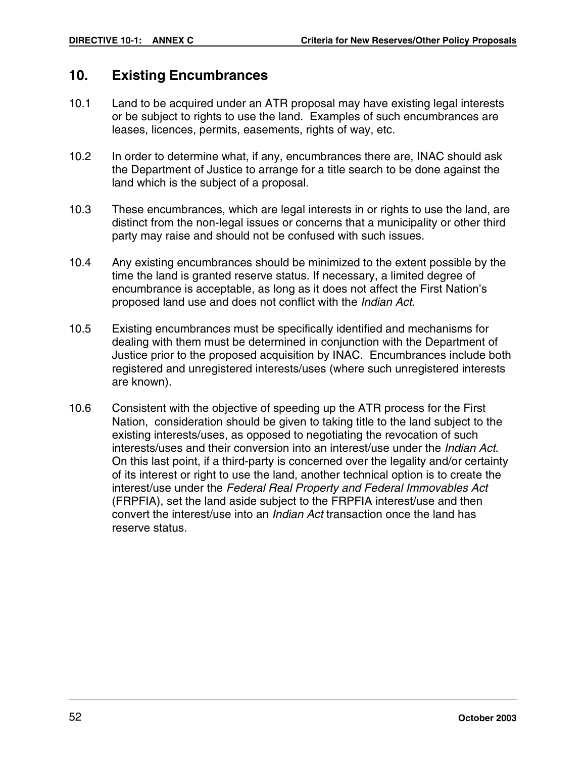## 10. Existing Encumbrances

10.1 Land to be acquired under an ATR proposal may have existing legal interests or be subject to rights to use the land. Examples of such encumbrances are leases, licences, permits, easements, rights of way, etc.

10.2 In order to determine what, if any, encumbrances there are, INAC should ask the Department of Justice to arrange for a title search to be done against the land which is the subject of a proposal.

10.3 These encumbrances, which are legal interests in or rights to use the land, are distinct from the non-legal issues or concerns that a municipality or other third party may raise and should not be confused with such issues.

10.4 Any existing encumbrances should be minimized to the extent possible by the time the land is granted reserve status. If necessary, a limited degree of encumbrance is acceptable, as long as it does not affect the First Nation's proposed land use and does not conflict with the *Indian Act*.

10.5 Existing encumbrances must be specifically identified and mechanisms for dealing with them must be determined in conjunction with the Department of Justice prior to the proposed acquisition by INAC. Encumbrances include both registered and unregistered interests/uses (where such unregistered interests are known).

10.6 Consistent with the objective of speeding up the ATR process for the First Nation, consideration should be given to taking title to the land subject to the existing interests/uses, as opposed to negotiating the revocation of such interests/uses and their conversion into an interest/use under the *Indian Act*. On this last point, if a third-party is concerned over the legality and/or certainty of its interest or right to use the land, another technical option is to create the interest/use under the *Federal Real Property and Federal Immovables Act* (FRPFIA), set the land aside subject to the FRPFIA interest/use and then convert the interest/use into an *Indian Act* transaction once the land has reserve status.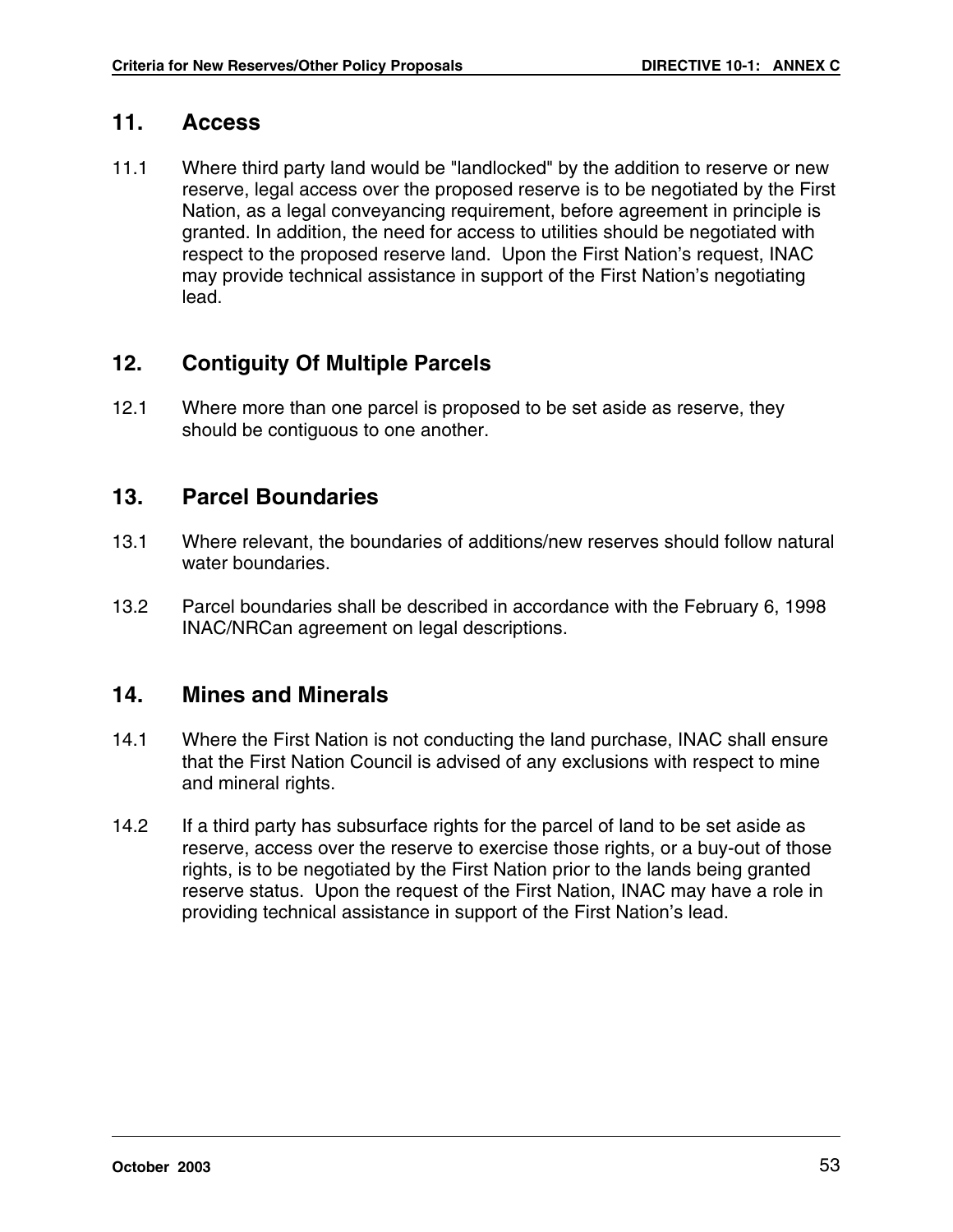## 11. Access

11.1 Where third party land would be "landlocked" by the addition to reserve or new reserve, legal access over the proposed reserve is to be negotiated by the First Nation, as a legal conveyancing requirement, before agreement in principle is granted. In addition, the need for access to utilities should be negotiated with respect to the proposed reserve land. Upon the First Nation's request, INAC may provide technical assistance in support of the First Nation's negotiating lead.

## 12. Contiguity Of Multiple Parcels

12.1 Where more than one parcel is proposed to be set aside as reserve, they should be contiguous to one another.

## 13. Parcel Boundaries

13.1 Where relevant, the boundaries of additions/new reserves should follow natural water boundaries.

13.2 Parcel boundaries shall be described in accordance with the February 6, 1998 INAC/NRCan agreement on legal descriptions.

## 14. Mines and Minerals

14.1 Where the First Nation is not conducting the land purchase, INAC shall ensure that the First Nation Council is advised of any exclusions with respect to mine and mineral rights.

14.2 If a third party has subsurface rights for the parcel of land to be set aside as reserve, access over the reserve to exercise those rights, or a buy-out of those rights, is to be negotiated by the First Nation prior to the lands being granted reserve status. Upon the request of the First Nation, INAC may have a role in providing technical assistance in support of the First Nation's lead.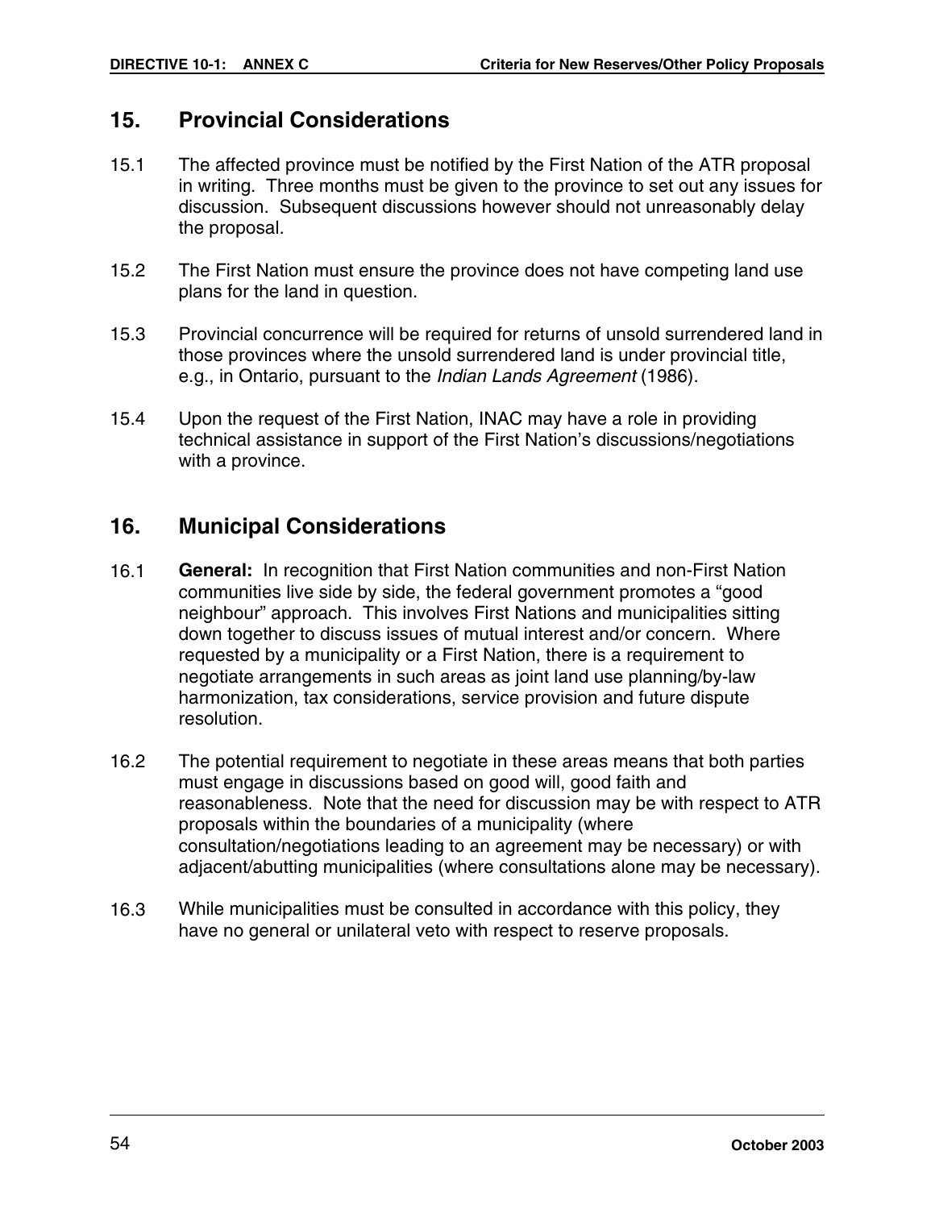## 15. Provincial Considerations

15.1 The affected province must be notified by the First Nation of the ATR proposal in writing. Three months must be given to the province to set out any issues for discussion. Subsequent discussions however should not unreasonably delay the proposal.

15.2 The First Nation must ensure the province does not have competing land use plans for the land in question.

15.3 Provincial concurrence will be required for returns of unsold surrendered land in those provinces where the unsold surrendered land is under provincial title, e.g., in Ontario, pursuant to the *Indian Lands Agreement* (1986).

15.4 Upon the request of the First Nation, INAC may have a role in providing technical assistance in support of the First Nation's discussions/negotiations with a province.

## 16. Municipal Considerations

16.1 **General:** In recognition that First Nation communities and non-First Nation communities live side by side, the federal government promotes a "good neighbour" approach. This involves First Nations and municipalities sitting down together to discuss issues of mutual interest and/or concern. Where requested by a municipality or a First Nation, there is a requirement to negotiate arrangements in such areas as joint land use planning/by-law harmonization, tax considerations, service provision and future dispute resolution.

16.2 The potential requirement to negotiate in these areas means that both parties must engage in discussions based on good will, good faith and reasonableness. Note that the need for discussion may be with respect to ATR proposals within the boundaries of a municipality (where consultation/negotiations leading to an agreement may be necessary) or with adjacent/abutting municipalities (where consultations alone may be necessary).

16.3 While municipalities must be consulted in accordance with this policy, they have no general or unilateral veto with respect to reserve proposals.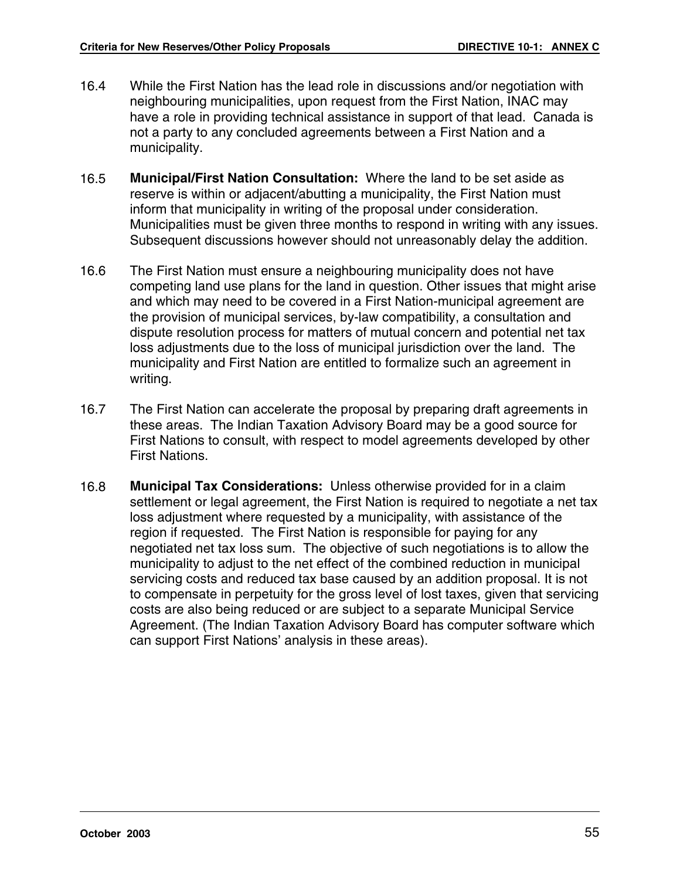16.4 While the First Nation has the lead role in discussions and/or negotiation with neighbouring municipalities, upon request from the First Nation, INAC may have a role in providing technical assistance in support of that lead. Canada is not a party to any concluded agreements between a First Nation and a municipality.

16.5 **Municipal/First Nation Consultation:** Where the land to be set aside as reserve is within or adjacent/abutting a municipality, the First Nation must inform that municipality in writing of the proposal under consideration. Municipalities must be given three months to respond in writing with any issues. Subsequent discussions however should not unreasonably delay the addition.

16.6 The First Nation must ensure a neighbouring municipality does not have competing land use plans for the land in question. Other issues that might arise and which may need to be covered in a First Nation-municipal agreement are the provision of municipal services, by-law compatibility, a consultation and dispute resolution process for matters of mutual concern and potential net tax loss adjustments due to the loss of municipal jurisdiction over the land. The municipality and First Nation are entitled to formalize such an agreement in writing.

16.7 The First Nation can accelerate the proposal by preparing draft agreements in these areas. The Indian Taxation Advisory Board may be a good source for First Nations to consult, with respect to model agreements developed by other First Nations.

16.8 **Municipal Tax Considerations:** Unless otherwise provided for in a claim settlement or legal agreement, the First Nation is required to negotiate a net tax loss adjustment where requested by a municipality, with assistance of the region if requested. The First Nation is responsible for paying for any negotiated net tax loss sum. The objective of such negotiations is to allow the municipality to adjust to the net effect of the combined reduction in municipal servicing costs and reduced tax base caused by an addition proposal. It is not to compensate in perpetuity for the gross level of lost taxes, given that servicing costs are also being reduced or are subject to a separate Municipal Service Agreement. (The Indian Taxation Advisory Board has computer software which can support First Nations' analysis in these areas).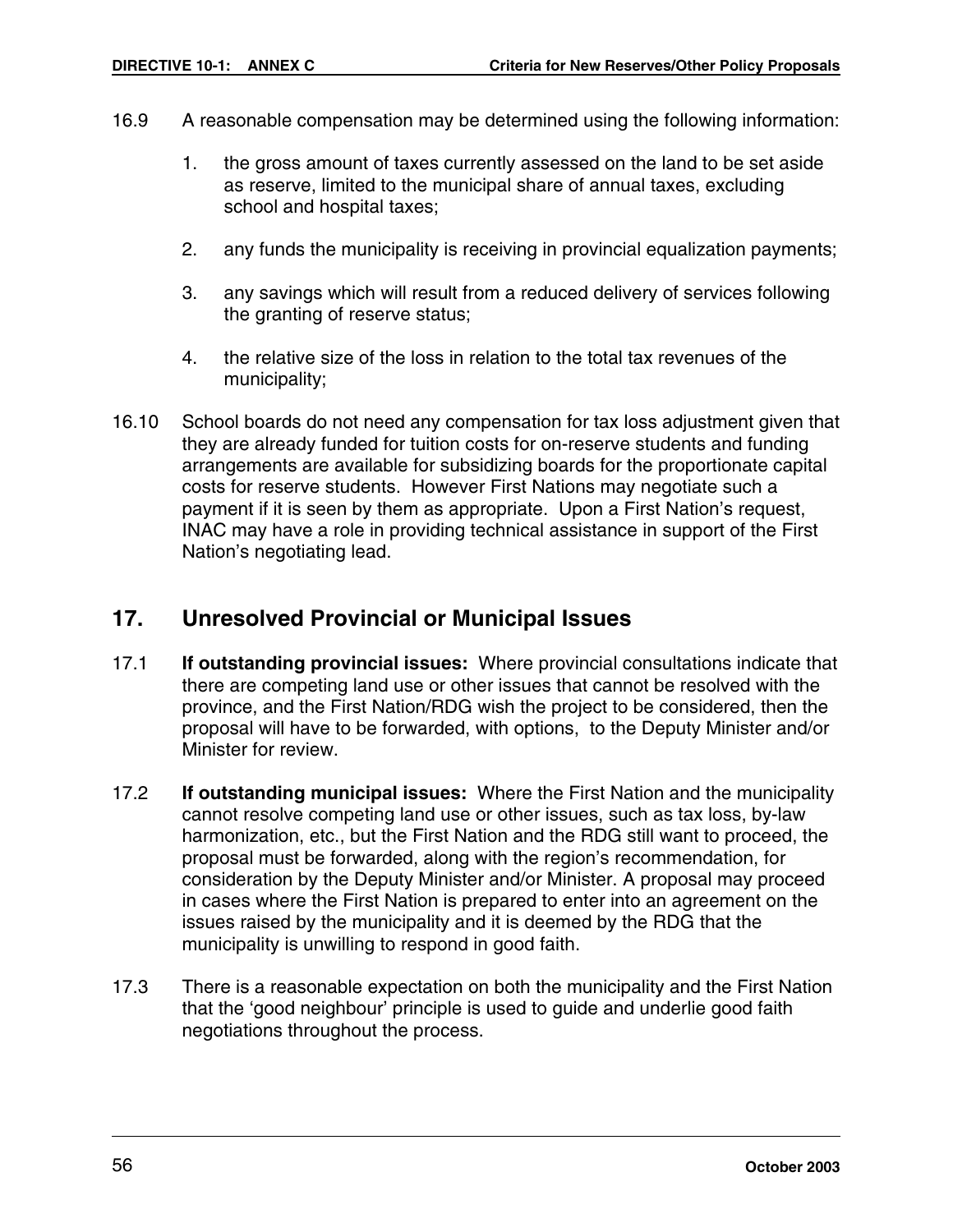16.9 A reasonable compensation may be determined using the following information:

1. the gross amount of taxes currently assessed on the land to be set aside as reserve, limited to the municipal share of annual taxes, excluding school and hospital taxes;

2. any funds the municipality is receiving in provincial equalization payments;

3. any savings which will result from a reduced delivery of services following the granting of reserve status;

4. the relative size of the loss in relation to the total tax revenues of the municipality;

16.10 School boards do not need any compensation for tax loss adjustment given that they are already funded for tuition costs for on-reserve students and funding arrangements are available for subsidizing boards for the proportionate capital costs for reserve students. However First Nations may negotiate such a payment if it is seen by them as appropriate. Upon a First Nation's request, INAC may have a role in providing technical assistance in support of the First Nation's negotiating lead.

## 17. Unresolved Provincial or Municipal Issues

17.1 **If outstanding provincial issues:** Where provincial consultations indicate that there are competing land use or other issues that cannot be resolved with the province, and the First Nation/RDG wish the project to be considered, then the proposal will have to be forwarded, with options, to the Deputy Minister and/or Minister for review.

17.2 **If outstanding municipal issues:** Where the First Nation and the municipality cannot resolve competing land use or other issues, such as tax loss, by-law harmonization, etc., but the First Nation and the RDG still want to proceed, the proposal must be forwarded, along with the region's recommendation, for consideration by the Deputy Minister and/or Minister. A proposal may proceed in cases where the First Nation is prepared to enter into an agreement on the issues raised by the municipality and it is deemed by the RDG that the municipality is unwilling to respond in good faith.

17.3 There is a reasonable expectation on both the municipality and the First Nation that the 'good neighbour' principle is used to guide and underlie good faith negotiations throughout the process.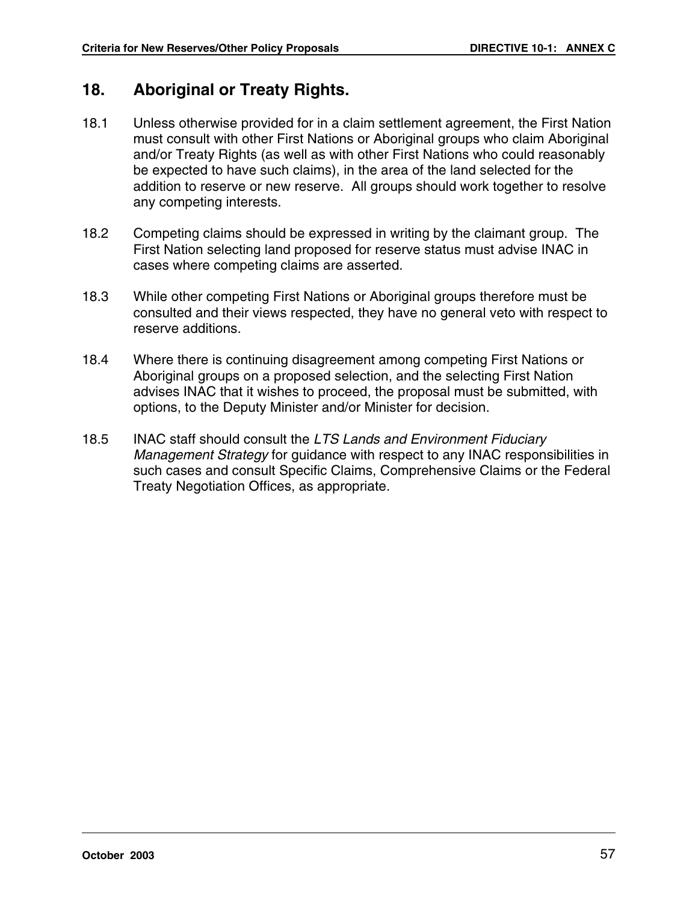## 18. Aboriginal or Treaty Rights.

18.1 Unless otherwise provided for in a claim settlement agreement, the First Nation must consult with other First Nations or Aboriginal groups who claim Aboriginal and/or Treaty Rights (as well as with other First Nations who could reasonably be expected to have such claims), in the area of the land selected for the addition to reserve or new reserve. All groups should work together to resolve any competing interests.

18.2 Competing claims should be expressed in writing by the claimant group. The First Nation selecting land proposed for reserve status must advise INAC in cases where competing claims are asserted.

18.3 While other competing First Nations or Aboriginal groups therefore must be consulted and their views respected, they have no general veto with respect to reserve additions.

18.4 Where there is continuing disagreement among competing First Nations or Aboriginal groups on a proposed selection, and the selecting First Nation advises INAC that it wishes to proceed, the proposal must be submitted, with options, to the Deputy Minister and/or Minister for decision.

18.5 INAC staff should consult the *LTS Lands and Environment Fiduciary Management Strategy* for guidance with respect to any INAC responsibilities in such cases and consult Specific Claims, Comprehensive Claims or the Federal Treaty Negotiation Offices, as appropriate.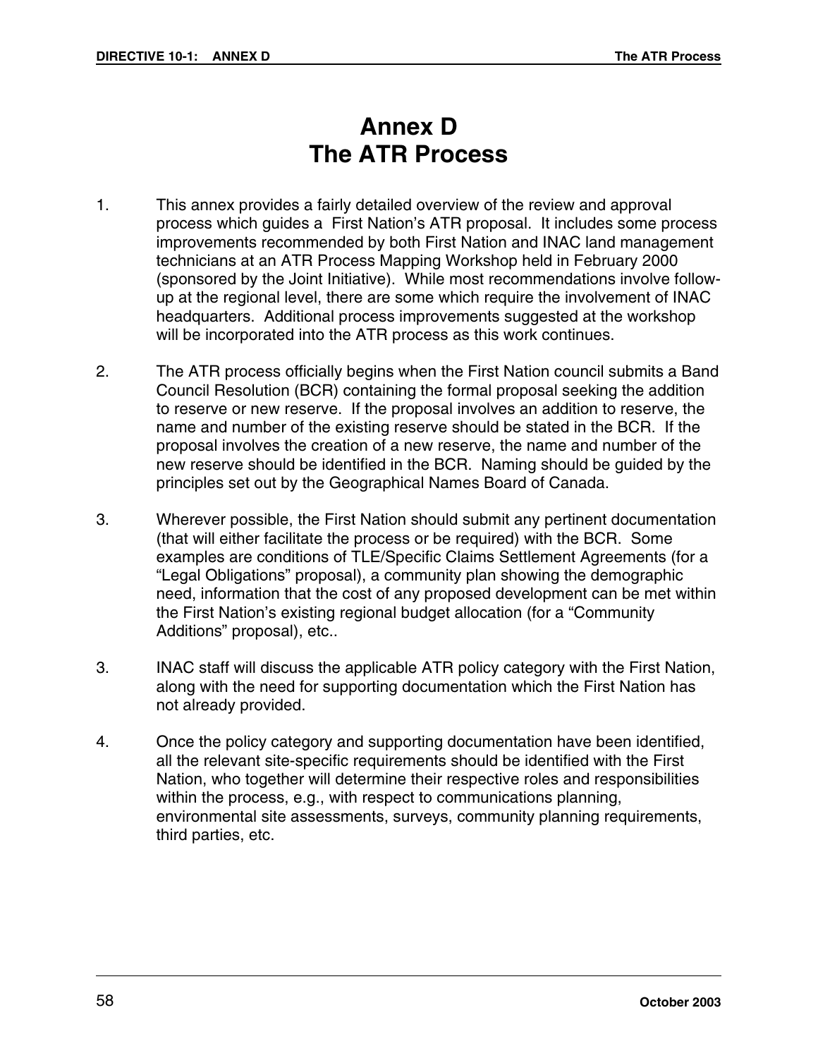# Annex D
# The ATR Process

1. This annex provides a fairly detailed overview of the review and approval process which guides a First Nation's ATR proposal. It includes some process improvements recommended by both First Nation and INAC land management technicians at an ATR Process Mapping Workshop held in February 2000 (sponsored by the Joint Initiative). While most recommendations involve follow-up at the regional level, there are some which require the involvement of INAC headquarters. Additional process improvements suggested at the workshop will be incorporated into the ATR process as this work continues.

2. The ATR process officially begins when the First Nation council submits a Band Council Resolution (BCR) containing the formal proposal seeking the addition to reserve or new reserve. If the proposal involves an addition to reserve, the name and number of the existing reserve should be stated in the BCR. If the proposal involves the creation of a new reserve, the name and number of the new reserve should be identified in the BCR. Naming should be guided by the principles set out by the Geographical Names Board of Canada.

3. Wherever possible, the First Nation should submit any pertinent documentation (that will either facilitate the process or be required) with the BCR. Some examples are conditions of TLE/Specific Claims Settlement Agreements (for a "Legal Obligations" proposal), a community plan showing the demographic need, information that the cost of any proposed development can be met within the First Nation's existing regional budget allocation (for a "Community Additions" proposal), etc..

3. INAC staff will discuss the applicable ATR policy category with the First Nation, along with the need for supporting documentation which the First Nation has not already provided.

4. Once the policy category and supporting documentation have been identified, all the relevant site-specific requirements should be identified with the First Nation, who together will determine their respective roles and responsibilities within the process, e.g., with respect to communications planning, environmental site assessments, surveys, community planning requirements, third parties, etc.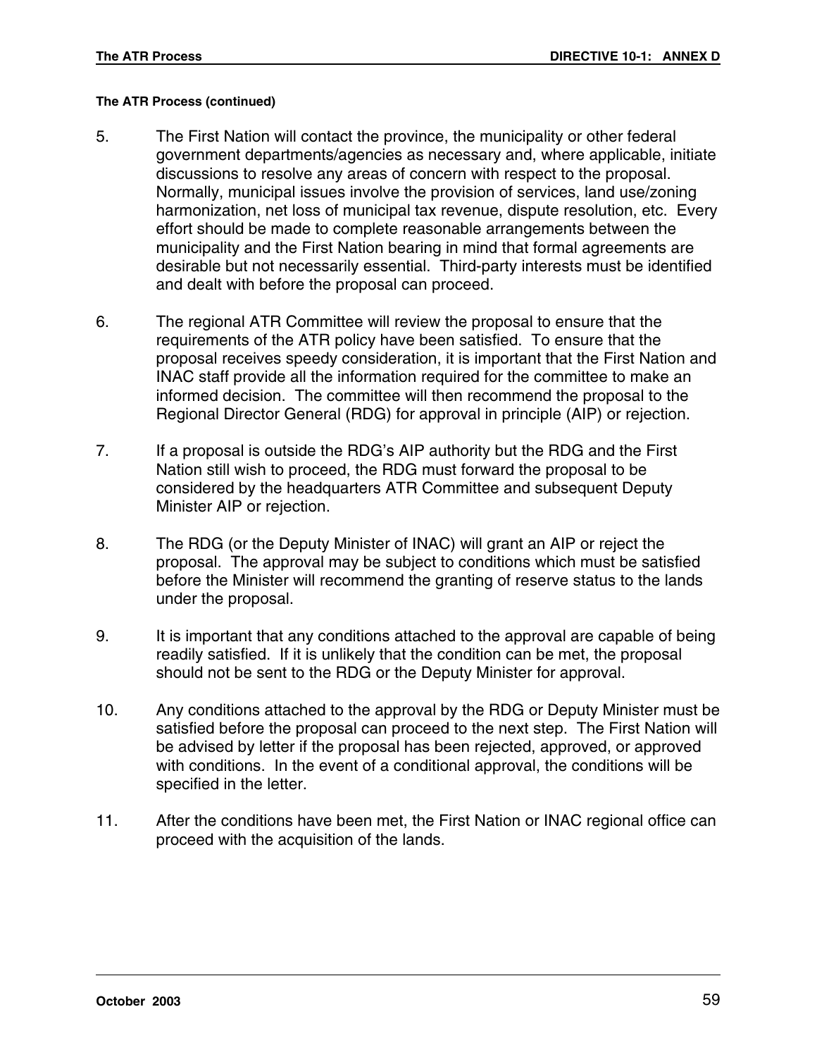#### The ATR Process (continued)

5. The First Nation will contact the province, the municipality or other federal government departments/agencies as necessary and, where applicable, initiate discussions to resolve any areas of concern with respect to the proposal. Normally, municipal issues involve the provision of services, land use/zoning harmonization, net loss of municipal tax revenue, dispute resolution, etc. Every effort should be made to complete reasonable arrangements between the municipality and the First Nation bearing in mind that formal agreements are desirable but not necessarily essential. Third-party interests must be identified and dealt with before the proposal can proceed.

6. The regional ATR Committee will review the proposal to ensure that the requirements of the ATR policy have been satisfied. To ensure that the proposal receives speedy consideration, it is important that the First Nation and INAC staff provide all the information required for the committee to make an informed decision. The committee will then recommend the proposal to the Regional Director General (RDG) for approval in principle (AIP) or rejection.

7. If a proposal is outside the RDG's AIP authority but the RDG and the First Nation still wish to proceed, the RDG must forward the proposal to be considered by the headquarters ATR Committee and subsequent Deputy Minister AIP or rejection.

8. The RDG (or the Deputy Minister of INAC) will grant an AIP or reject the proposal. The approval may be subject to conditions which must be satisfied before the Minister will recommend the granting of reserve status to the lands under the proposal.

9. It is important that any conditions attached to the approval are capable of being readily satisfied. If it is unlikely that the condition can be met, the proposal should not be sent to the RDG or the Deputy Minister for approval.

10. Any conditions attached to the approval by the RDG or Deputy Minister must be satisfied before the proposal can proceed to the next step. The First Nation will be advised by letter if the proposal has been rejected, approved, or approved with conditions. In the event of a conditional approval, the conditions will be specified in the letter.

11. After the conditions have been met, the First Nation or INAC regional office can proceed with the acquisition of the lands.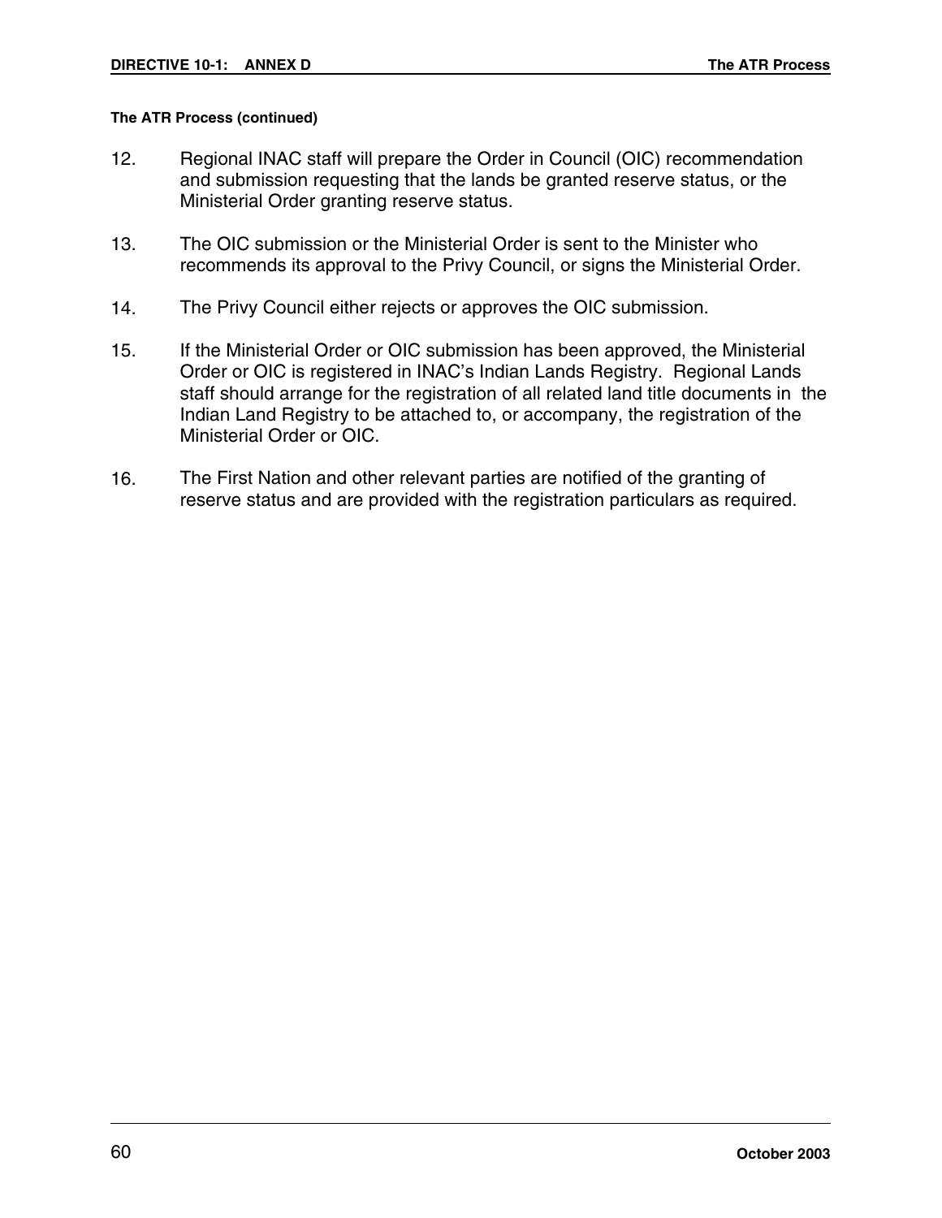**The ATR Process (continued)**

12. Regional INAC staff will prepare the Order in Council (OIC) recommendation and submission requesting that the lands be granted reserve status, or the Ministerial Order granting reserve status.

13. The OIC submission or the Ministerial Order is sent to the Minister who recommends its approval to the Privy Council, or signs the Ministerial Order.

14. The Privy Council either rejects or approves the OIC submission.

15. If the Ministerial Order or OIC submission has been approved, the Ministerial Order or OIC is registered in INAC's Indian Lands Registry. Regional Lands staff should arrange for the registration of all related land title documents in the Indian Land Registry to be attached to, or accompany, the registration of the Ministerial Order or OIC.

16. The First Nation and other relevant parties are notified of the granting of reserve status and are provided with the registration particulars as required.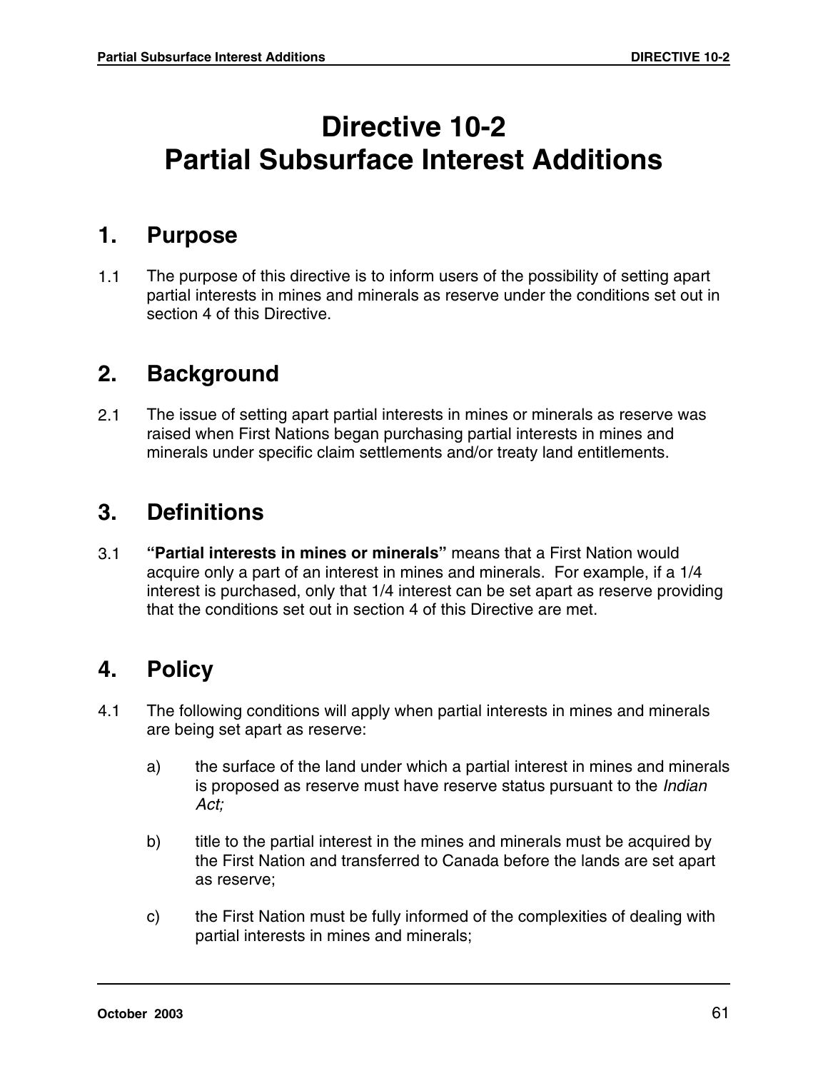# Directive 10-2
# Partial Subsurface Interest Additions

## 1. Purpose

1.1 The purpose of this directive is to inform users of the possibility of setting apart partial interests in mines and minerals as reserve under the conditions set out in section 4 of this Directive.

## 2. Background

2.1 The issue of setting apart partial interests in mines or minerals as reserve was raised when First Nations began purchasing partial interests in mines and minerals under specific claim settlements and/or treaty land entitlements.

## 3. Definitions

3.1 **"Partial interests in mines or minerals"** means that a First Nation would acquire only a part of an interest in mines and minerals. For example, if a 1/4 interest is purchased, only that 1/4 interest can be set apart as reserve providing that the conditions set out in section 4 of this Directive are met.

## 4. Policy

4.1 The following conditions will apply when partial interests in mines and minerals are being set apart as reserve:

a) the surface of the land under which a partial interest in mines and minerals is proposed as reserve must have reserve status pursuant to the *Indian Act;*

b) title to the partial interest in the mines and minerals must be acquired by the First Nation and transferred to Canada before the lands are set apart as reserve;

c) the First Nation must be fully informed of the complexities of dealing with partial interests in mines and minerals;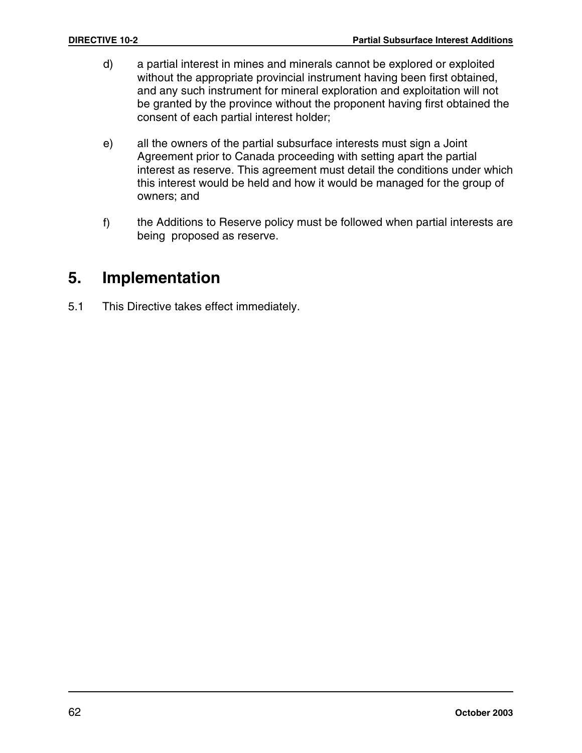d) a partial interest in mines and minerals cannot be explored or exploited without the appropriate provincial instrument having been first obtained, and any such instrument for mineral exploration and exploitation will not be granted by the province without the proponent having first obtained the consent of each partial interest holder;

e) all the owners of the partial subsurface interests must sign a Joint Agreement prior to Canada proceeding with setting apart the partial interest as reserve. This agreement must detail the conditions under which this interest would be held and how it would be managed for the group of owners; and

f) the Additions to Reserve policy must be followed when partial interests are being proposed as reserve.

## 5. Implementation

5.1 This Directive takes effect immediately.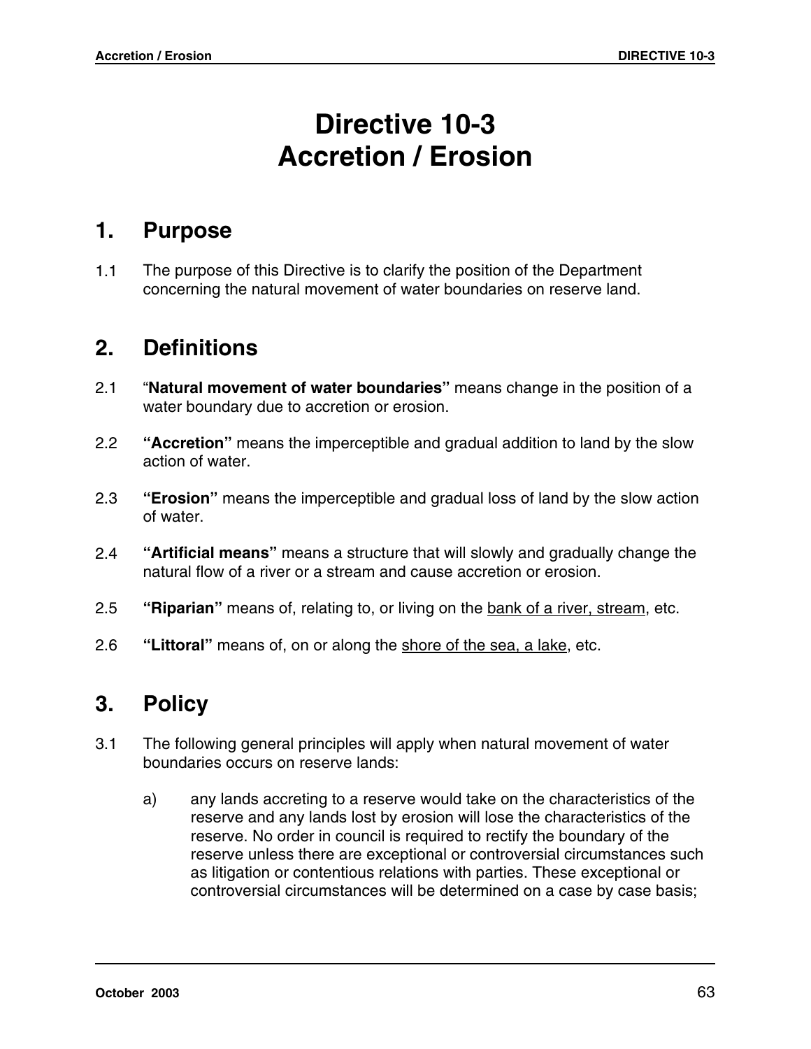# Directive 10-3
# Accretion / Erosion

## 1. Purpose

1.1 The purpose of this Directive is to clarify the position of the Department concerning the natural movement of water boundaries on reserve land.

## 2. Definitions

2.1 "**Natural movement of water boundaries"** means change in the position of a water boundary due to accretion or erosion.

2.2 **"Accretion"** means the imperceptible and gradual addition to land by the slow action of water.

2.3 **"Erosion"** means the imperceptible and gradual loss of land by the slow action of water.

2.4 **"Artificial means"** means a structure that will slowly and gradually change the natural flow of a river or a stream and cause accretion or erosion.

2.5 **"Riparian"** means of, relating to, or living on the <u>bank of a river, stream</u>, etc.

2.6 **"Littoral"** means of, on or along the <u>shore of the sea, a lake</u>, etc.

## 3. Policy

3.1 The following general principles will apply when natural movement of water boundaries occurs on reserve lands:

a) any lands accreting to a reserve would take on the characteristics of the reserve and any lands lost by erosion will lose the characteristics of the reserve. No order in council is required to rectify the boundary of the reserve unless there are exceptional or controversial circumstances such as litigation or contentious relations with parties. These exceptional or controversial circumstances will be determined on a case by case basis;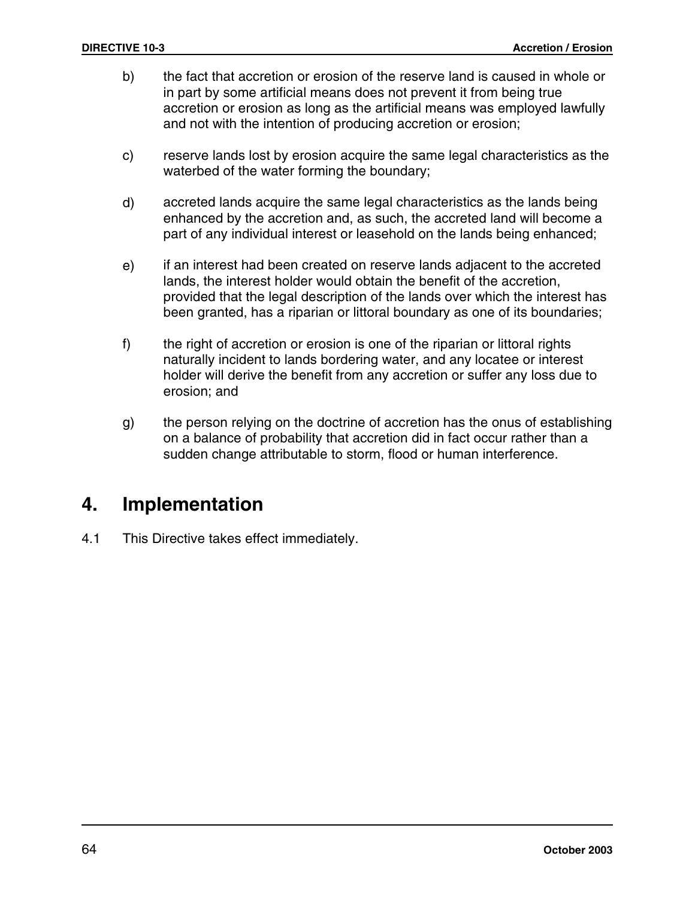b) the fact that accretion or erosion of the reserve land is caused in whole or in part by some artificial means does not prevent it from being true accretion or erosion as long as the artificial means was employed lawfully and not with the intention of producing accretion or erosion;

c) reserve lands lost by erosion acquire the same legal characteristics as the waterbed of the water forming the boundary;

d) accreted lands acquire the same legal characteristics as the lands being enhanced by the accretion and, as such, the accreted land will become a part of any individual interest or leasehold on the lands being enhanced;

e) if an interest had been created on reserve lands adjacent to the accreted lands, the interest holder would obtain the benefit of the accretion, provided that the legal description of the lands over which the interest has been granted, has a riparian or littoral boundary as one of its boundaries;

f) the right of accretion or erosion is one of the riparian or littoral rights naturally incident to lands bordering water, and any locatee or interest holder will derive the benefit from any accretion or suffer any loss due to erosion; and

g) the person relying on the doctrine of accretion has the onus of establishing on a balance of probability that accretion did in fact occur rather than a sudden change attributable to storm, flood or human interference.

## 4. Implementation

4.1 This Directive takes effect immediately.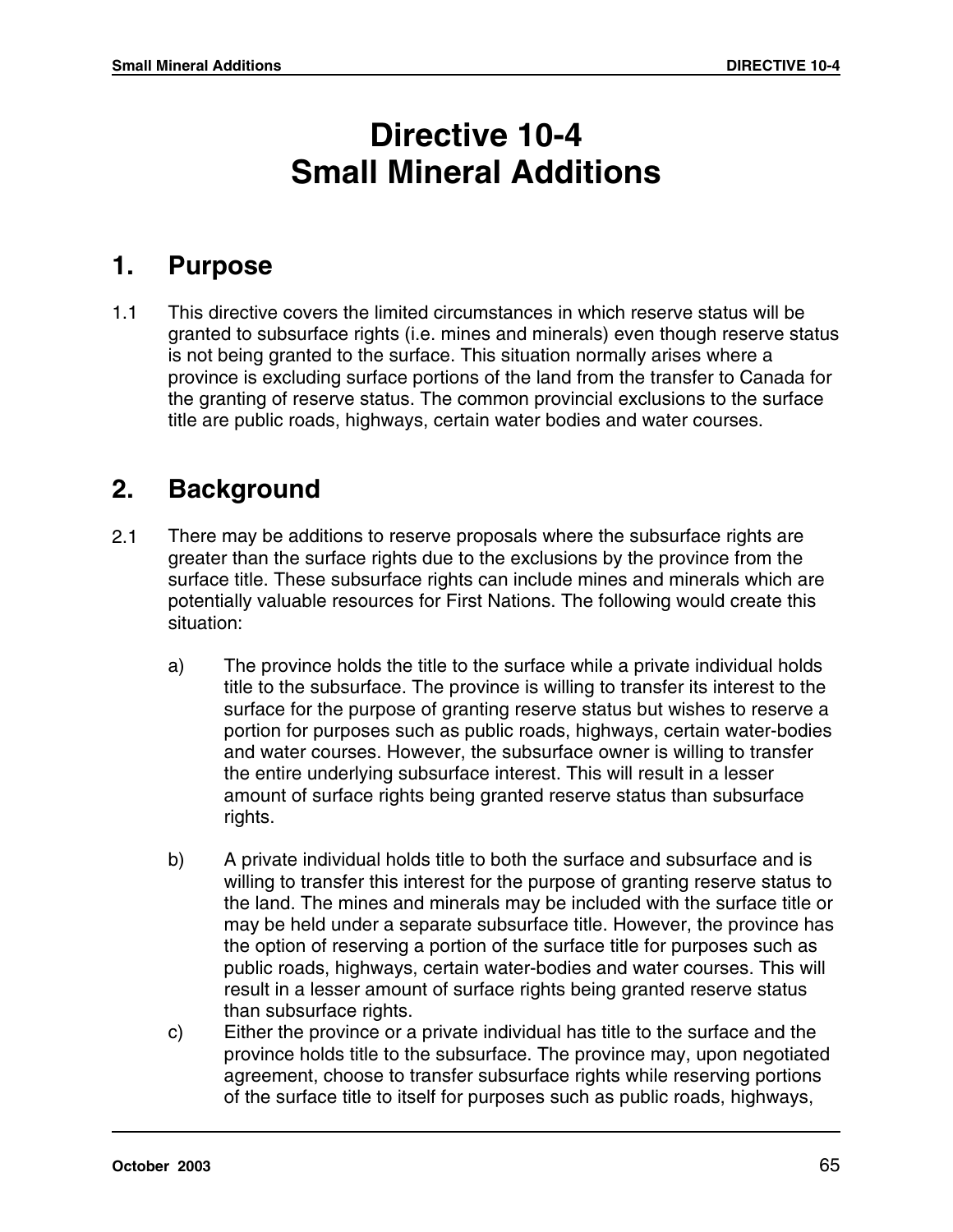# Directive 10-4
# Small Mineral Additions

## 1. Purpose

1.1 This directive covers the limited circumstances in which reserve status will be granted to subsurface rights (i.e. mines and minerals) even though reserve status is not being granted to the surface. This situation normally arises where a province is excluding surface portions of the land from the transfer to Canada for the granting of reserve status. The common provincial exclusions to the surface title are public roads, highways, certain water bodies and water courses.

## 2. Background

2.1 There may be additions to reserve proposals where the subsurface rights are greater than the surface rights due to the exclusions by the province from the surface title. These subsurface rights can include mines and minerals which are potentially valuable resources for First Nations. The following would create this situation:

a) The province holds the title to the surface while a private individual holds title to the subsurface. The province is willing to transfer its interest to the surface for the purpose of granting reserve status but wishes to reserve a portion for purposes such as public roads, highways, certain water-bodies and water courses. However, the subsurface owner is willing to transfer the entire underlying subsurface interest. This will result in a lesser amount of surface rights being granted reserve status than subsurface rights.

b) A private individual holds title to both the surface and subsurface and is willing to transfer this interest for the purpose of granting reserve status to the land. The mines and minerals may be included with the surface title or may be held under a separate subsurface title. However, the province has the option of reserving a portion of the surface title for purposes such as public roads, highways, certain water-bodies and water courses. This will result in a lesser amount of surface rights being granted reserve status than subsurface rights.

c) Either the province or a private individual has title to the surface and the province holds title to the subsurface. The province may, upon negotiated agreement, choose to transfer subsurface rights while reserving portions of the surface title to itself for purposes such as public roads, highways,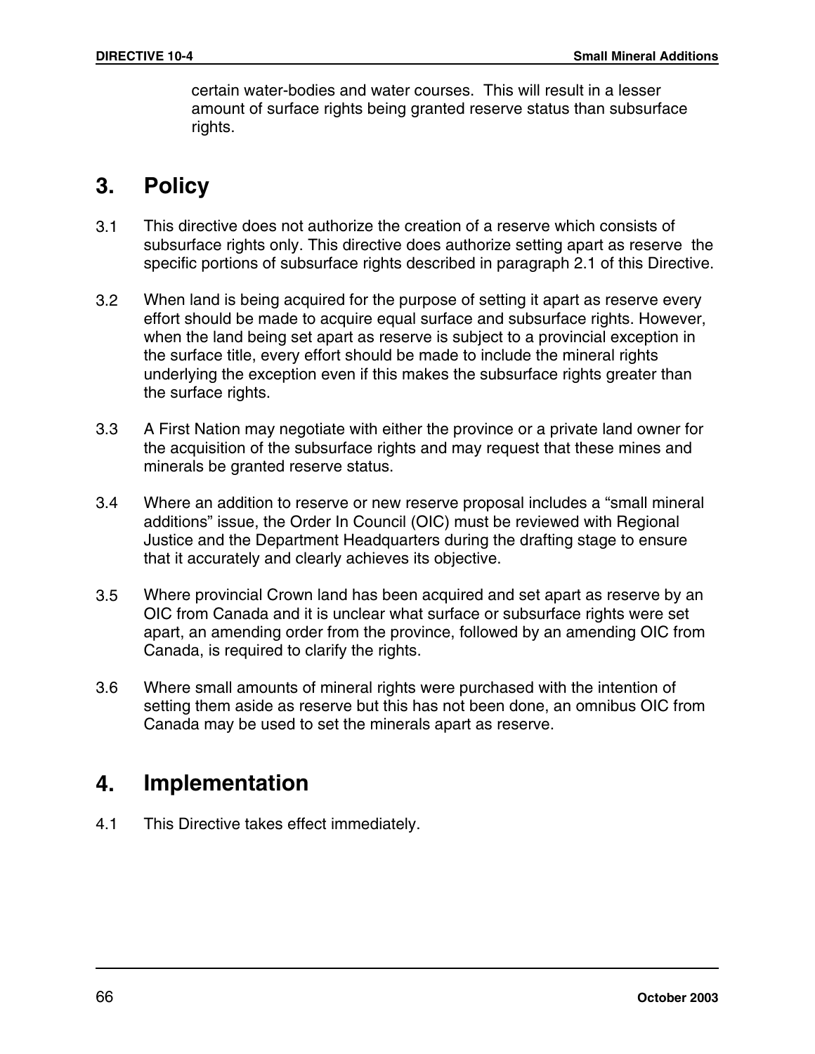certain water-bodies and water courses. This will result in a lesser amount of surface rights being granted reserve status than subsurface rights.

## 3. Policy

3.1 This directive does not authorize the creation of a reserve which consists of subsurface rights only. This directive does authorize setting apart as reserve the specific portions of subsurface rights described in paragraph 2.1 of this Directive.

3.2 When land is being acquired for the purpose of setting it apart as reserve every effort should be made to acquire equal surface and subsurface rights. However, when the land being set apart as reserve is subject to a provincial exception in the surface title, every effort should be made to include the mineral rights underlying the exception even if this makes the subsurface rights greater than the surface rights.

3.3 A First Nation may negotiate with either the province or a private land owner for the acquisition of the subsurface rights and may request that these mines and minerals be granted reserve status.

3.4 Where an addition to reserve or new reserve proposal includes a "small mineral additions" issue, the Order In Council (OIC) must be reviewed with Regional Justice and the Department Headquarters during the drafting stage to ensure that it accurately and clearly achieves its objective.

3.5 Where provincial Crown land has been acquired and set apart as reserve by an OIC from Canada and it is unclear what surface or subsurface rights were set apart, an amending order from the province, followed by an amending OIC from Canada, is required to clarify the rights.

3.6 Where small amounts of mineral rights were purchased with the intention of setting them aside as reserve but this has not been done, an omnibus OIC from Canada may be used to set the minerals apart as reserve.

## 4. Implementation

4.1 This Directive takes effect immediately.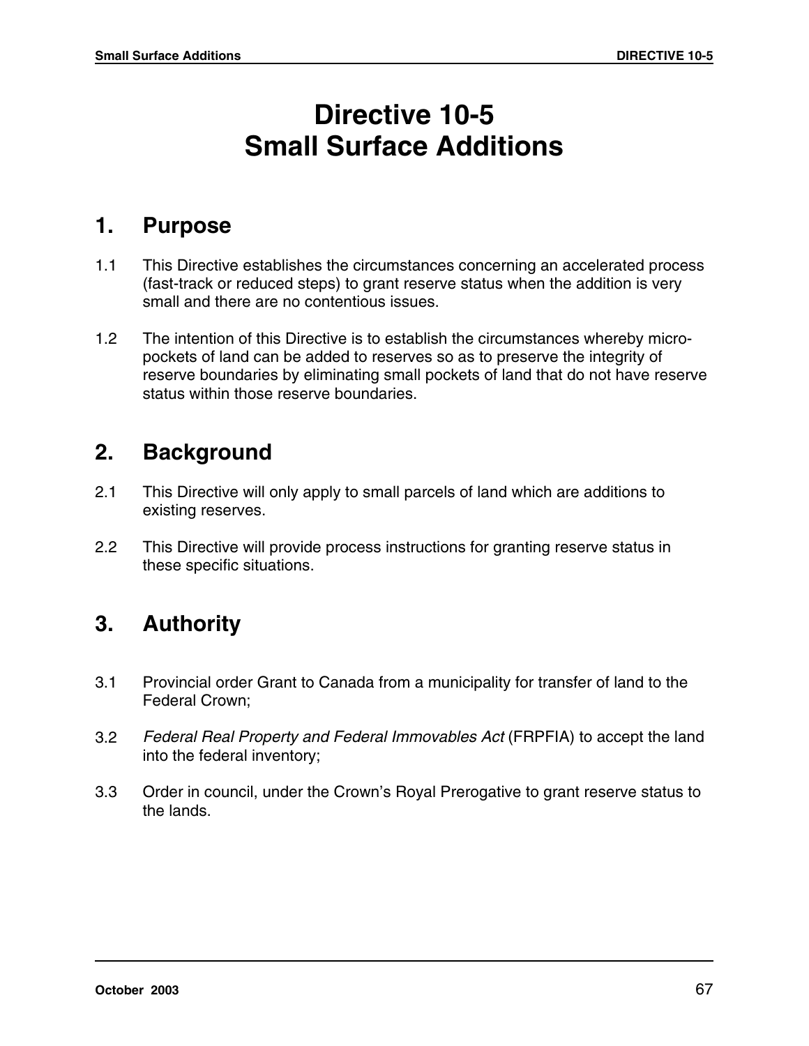# Directive 10-5
# Small Surface Additions

## 1. Purpose

1.1 This Directive establishes the circumstances concerning an accelerated process (fast-track or reduced steps) to grant reserve status when the addition is very small and there are no contentious issues.

1.2 The intention of this Directive is to establish the circumstances whereby micro-pockets of land can be added to reserves so as to preserve the integrity of reserve boundaries by eliminating small pockets of land that do not have reserve status within those reserve boundaries.

## 2. Background

2.1 This Directive will only apply to small parcels of land which are additions to existing reserves.

2.2 This Directive will provide process instructions for granting reserve status in these specific situations.

## 3. Authority

3.1 Provincial order Grant to Canada from a municipality for transfer of land to the Federal Crown;

3.2 *Federal Real Property and Federal Immovables Act* (FRPFIA) to accept the land into the federal inventory;

3.3 Order in council, under the Crown's Royal Prerogative to grant reserve status to the lands.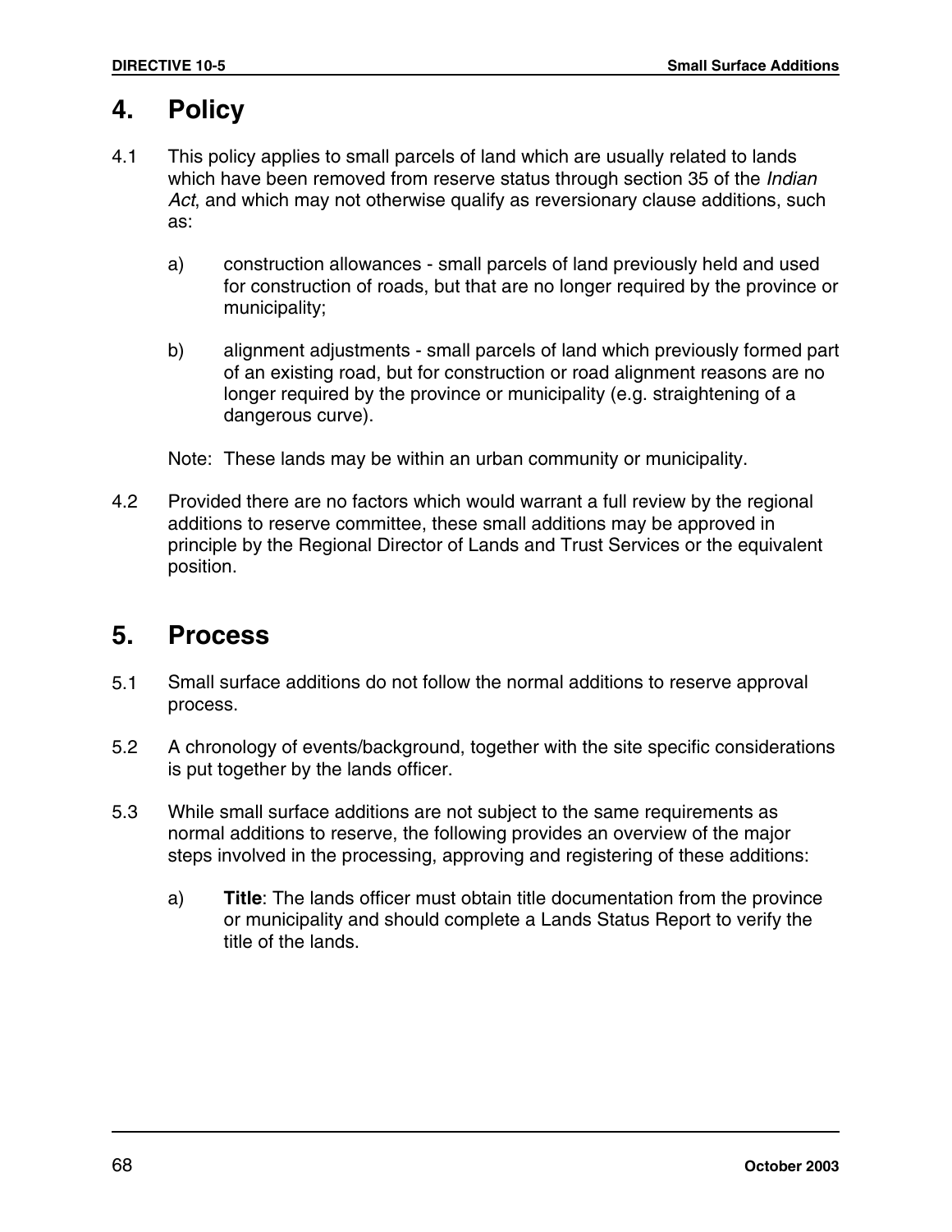## 4. Policy

4.1 This policy applies to small parcels of land which are usually related to lands which have been removed from reserve status through section 35 of the *Indian Act*, and which may not otherwise qualify as reversionary clause additions, such as:

a) construction allowances - small parcels of land previously held and used for construction of roads, but that are no longer required by the province or municipality;

b) alignment adjustments - small parcels of land which previously formed part of an existing road, but for construction or road alignment reasons are no longer required by the province or municipality (e.g. straightening of a dangerous curve).

Note: These lands may be within an urban community or municipality.

4.2 Provided there are no factors which would warrant a full review by the regional additions to reserve committee, these small additions may be approved in principle by the Regional Director of Lands and Trust Services or the equivalent position.

## 5. Process

5.1 Small surface additions do not follow the normal additions to reserve approval process.

5.2 A chronology of events/background, together with the site specific considerations is put together by the lands officer.

5.3 While small surface additions are not subject to the same requirements as normal additions to reserve, the following provides an overview of the major steps involved in the processing, approving and registering of these additions:

a) **Title**: The lands officer must obtain title documentation from the province or municipality and should complete a Lands Status Report to verify the title of the lands.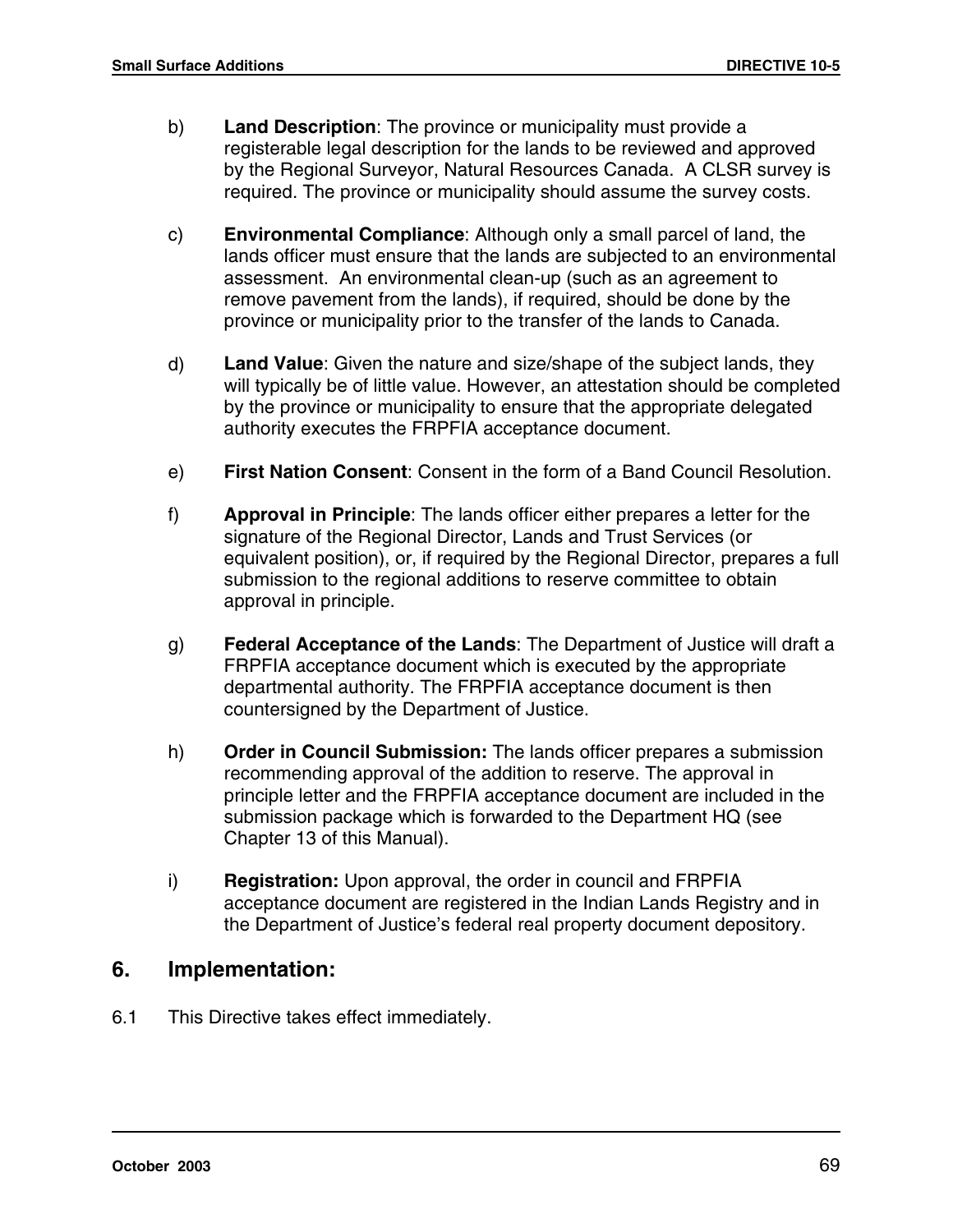b) **Land Description**: The province or municipality must provide a registerable legal description for the lands to be reviewed and approved by the Regional Surveyor, Natural Resources Canada. A CLSR survey is required. The province or municipality should assume the survey costs.

c) **Environmental Compliance**: Although only a small parcel of land, the lands officer must ensure that the lands are subjected to an environmental assessment. An environmental clean-up (such as an agreement to remove pavement from the lands), if required, should be done by the province or municipality prior to the transfer of the lands to Canada.

d) **Land Value**: Given the nature and size/shape of the subject lands, they will typically be of little value. However, an attestation should be completed by the province or municipality to ensure that the appropriate delegated authority executes the FRPFIA acceptance document.

e) **First Nation Consent**: Consent in the form of a Band Council Resolution.

f) **Approval in Principle**: The lands officer either prepares a letter for the signature of the Regional Director, Lands and Trust Services (or equivalent position), or, if required by the Regional Director, prepares a full submission to the regional additions to reserve committee to obtain approval in principle.

g) **Federal Acceptance of the Lands**: The Department of Justice will draft a FRPFIA acceptance document which is executed by the appropriate departmental authority. The FRPFIA acceptance document is then countersigned by the Department of Justice.

h) **Order in Council Submission:** The lands officer prepares a submission recommending approval of the addition to reserve. The approval in principle letter and the FRPFIA acceptance document are included in the submission package which is forwarded to the Department HQ (see Chapter 13 of this Manual).

i) **Registration:** Upon approval, the order in council and FRPFIA acceptance document are registered in the Indian Lands Registry and in the Department of Justice's federal real property document depository.

## 6. Implementation:

6.1 This Directive takes effect immediately.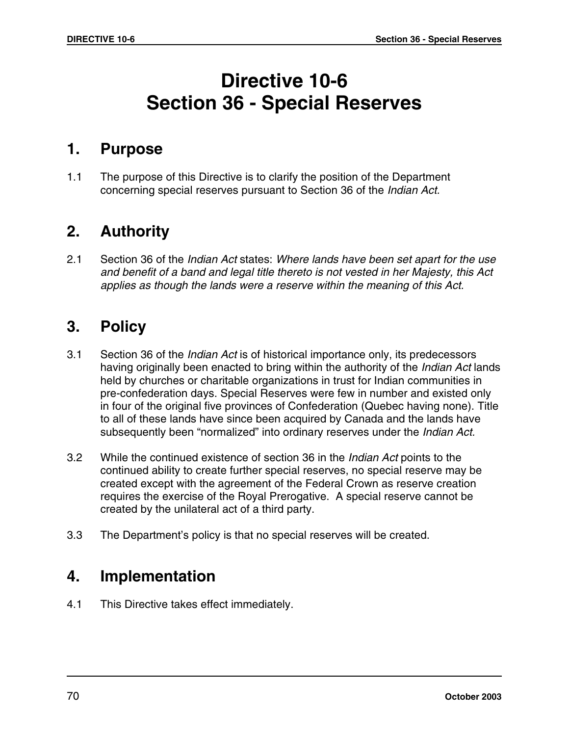# Directive 10-6
# Section 36 - Special Reserves

## 1. Purpose

1.1 The purpose of this Directive is to clarify the position of the Department concerning special reserves pursuant to Section 36 of the *Indian Act.*

## 2. Authority

2.1 Section 36 of the *Indian Act* states: *Where lands have been set apart for the use and benefit of a band and legal title thereto is not vested in her Majesty, this Act applies as though the lands were a reserve within the meaning of this Act.*

## 3. Policy

3.1 Section 36 of the *Indian Act* is of historical importance only, its predecessors having originally been enacted to bring within the authority of the *Indian Act* lands held by churches or charitable organizations in trust for Indian communities in pre-confederation days. Special Reserves were few in number and existed only in four of the original five provinces of Confederation (Quebec having none). Title to all of these lands have since been acquired by Canada and the lands have subsequently been "normalized" into ordinary reserves under the *Indian Act.*

3.2 While the continued existence of section 36 in the *Indian Act* points to the continued ability to create further special reserves, no special reserve may be created except with the agreement of the Federal Crown as reserve creation requires the exercise of the Royal Prerogative. A special reserve cannot be created by the unilateral act of a third party.

3.3 The Department's policy is that no special reserves will be created.

## 4. Implementation

4.1 This Directive takes effect immediately.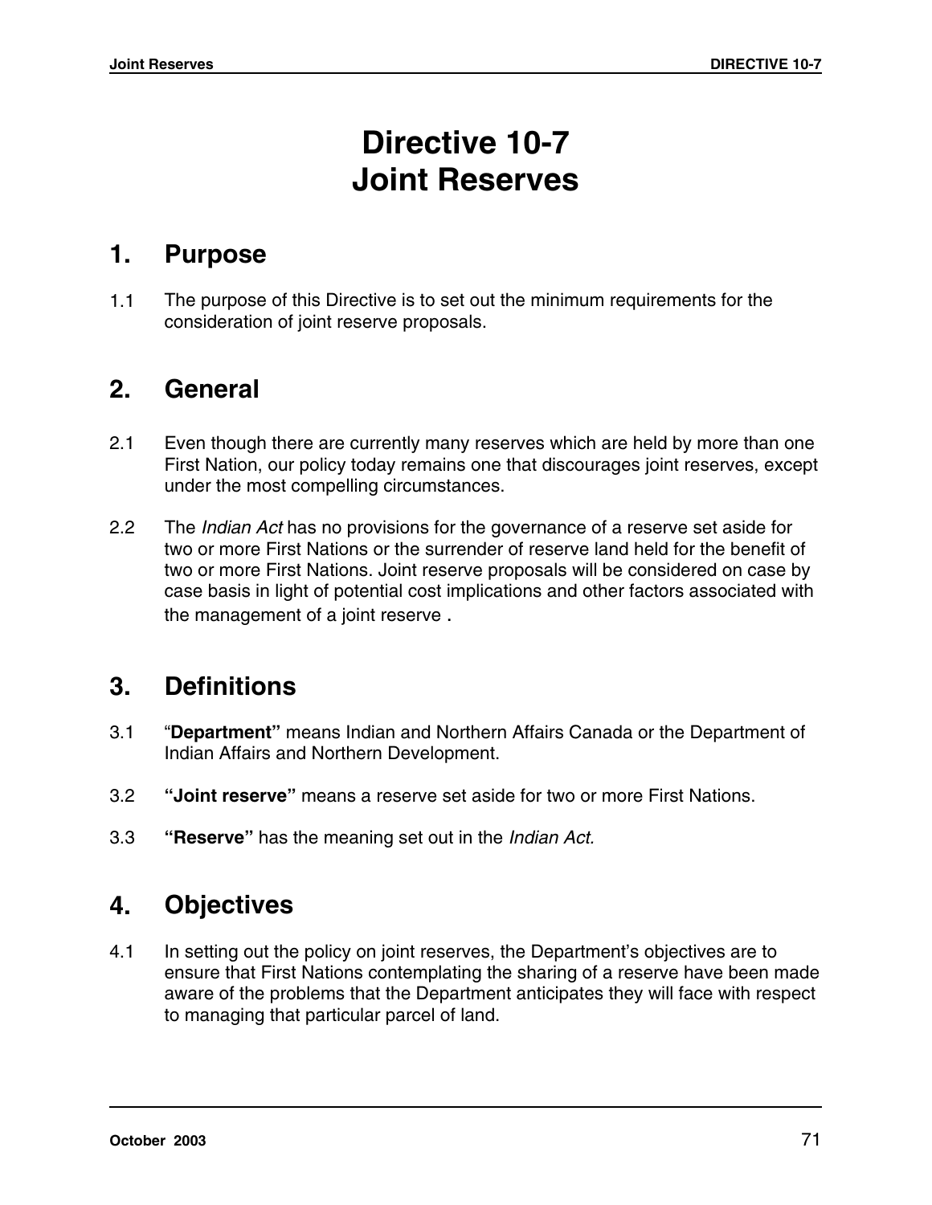# Directive 10-7
# Joint Reserves

## 1. Purpose

1.1 The purpose of this Directive is to set out the minimum requirements for the consideration of joint reserve proposals.

## 2. General

2.1 Even though there are currently many reserves which are held by more than one First Nation, our policy today remains one that discourages joint reserves, except under the most compelling circumstances.

2.2 The *Indian Act* has no provisions for the governance of a reserve set aside for two or more First Nations or the surrender of reserve land held for the benefit of two or more First Nations. Joint reserve proposals will be considered on case by case basis in light of potential cost implications and other factors associated with the management of a joint reserve .

## 3. Definitions

3.1 "**Department"** means Indian and Northern Affairs Canada or the Department of Indian Affairs and Northern Development.

3.2 **"Joint reserve"** means a reserve set aside for two or more First Nations.

3.3 **"Reserve"** has the meaning set out in the *Indian Act.*

## 4. Objectives

4.1 In setting out the policy on joint reserves, the Department's objectives are to ensure that First Nations contemplating the sharing of a reserve have been made aware of the problems that the Department anticipates they will face with respect to managing that particular parcel of land.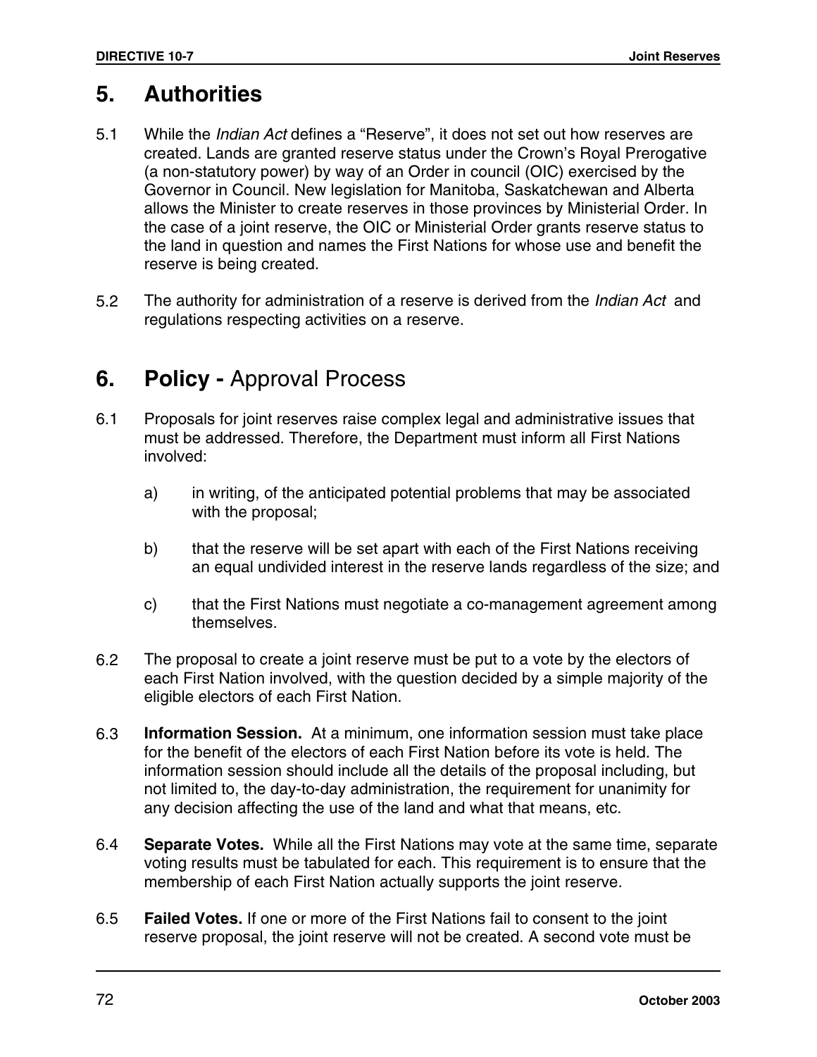## 5. Authorities

5.1 While the *Indian Act* defines a “Reserve”, it does not set out how reserves are created. Lands are granted reserve status under the Crown’s Royal Prerogative (a non-statutory power) by way of an Order in council (OIC) exercised by the Governor in Council. New legislation for Manitoba, Saskatchewan and Alberta allows the Minister to create reserves in those provinces by Ministerial Order. In the case of a joint reserve, the OIC or Ministerial Order grants reserve status to the land in question and names the First Nations for whose use and benefit the reserve is being created.

5.2 The authority for administration of a reserve is derived from the *Indian Act* and regulations respecting activities on a reserve.

## 6. **Policy -** Approval Process

6.1 Proposals for joint reserves raise complex legal and administrative issues that must be addressed. Therefore, the Department must inform all First Nations involved:

a) in writing, of the anticipated potential problems that may be associated with the proposal;

b) that the reserve will be set apart with each of the First Nations receiving an equal undivided interest in the reserve lands regardless of the size; and

c) that the First Nations must negotiate a co-management agreement among themselves.

6.2 The proposal to create a joint reserve must be put to a vote by the electors of each First Nation involved, with the question decided by a simple majority of the eligible electors of each First Nation.

6.3 **Information Session.** At a minimum, one information session must take place for the benefit of the electors of each First Nation before its vote is held. The information session should include all the details of the proposal including, but not limited to, the day-to-day administration, the requirement for unanimity for any decision affecting the use of the land and what that means, etc.

6.4 **Separate Votes.** While all the First Nations may vote at the same time, separate voting results must be tabulated for each. This requirement is to ensure that the membership of each First Nation actually supports the joint reserve.

6.5 **Failed Votes.** If one or more of the First Nations fail to consent to the joint reserve proposal, the joint reserve will not be created. A second vote must be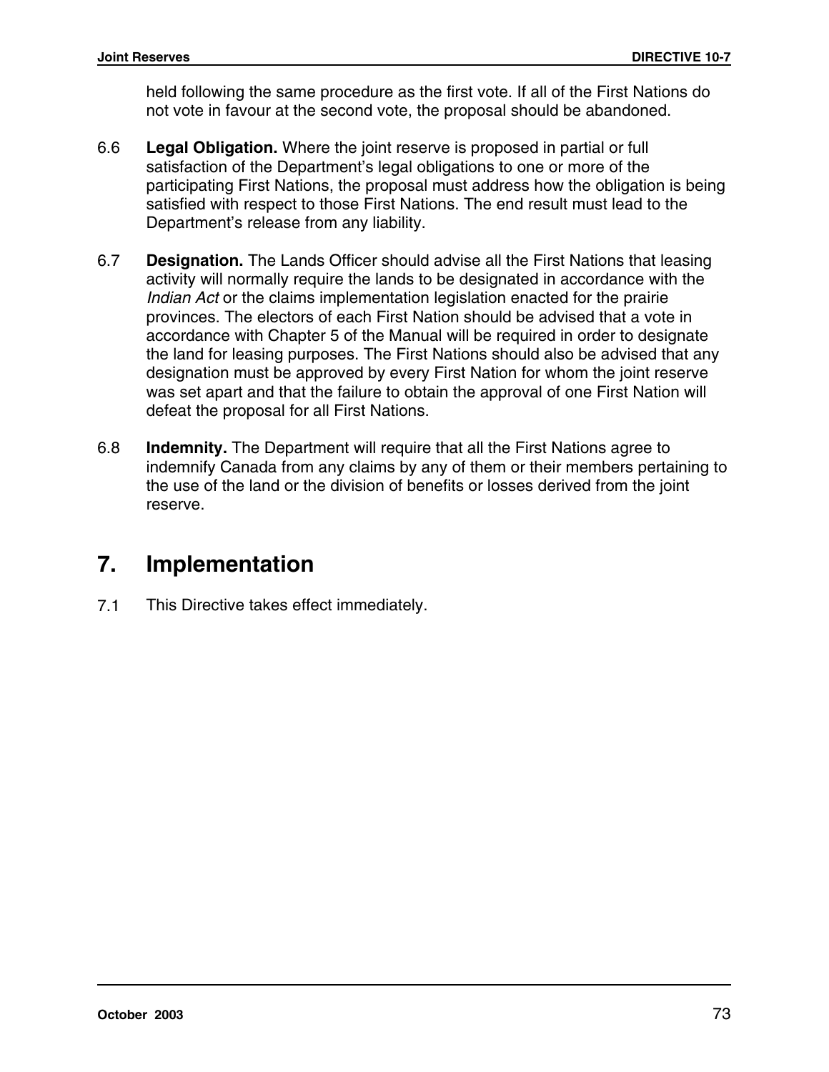held following the same procedure as the first vote. If all of the First Nations do not vote in favour at the second vote, the proposal should be abandoned.

6.6 **Legal Obligation.** Where the joint reserve is proposed in partial or full satisfaction of the Department's legal obligations to one or more of the participating First Nations, the proposal must address how the obligation is being satisfied with respect to those First Nations. The end result must lead to the Department's release from any liability.

6.7 **Designation.** The Lands Officer should advise all the First Nations that leasing activity will normally require the lands to be designated in accordance with the *Indian Act* or the claims implementation legislation enacted for the prairie provinces. The electors of each First Nation should be advised that a vote in accordance with Chapter 5 of the Manual will be required in order to designate the land for leasing purposes. The First Nations should also be advised that any designation must be approved by every First Nation for whom the joint reserve was set apart and that the failure to obtain the approval of one First Nation will defeat the proposal for all First Nations.

6.8 **Indemnity.** The Department will require that all the First Nations agree to indemnify Canada from any claims by any of them or their members pertaining to the use of the land or the division of benefits or losses derived from the joint reserve.

## 7. Implementation

7.1 This Directive takes effect immediately.